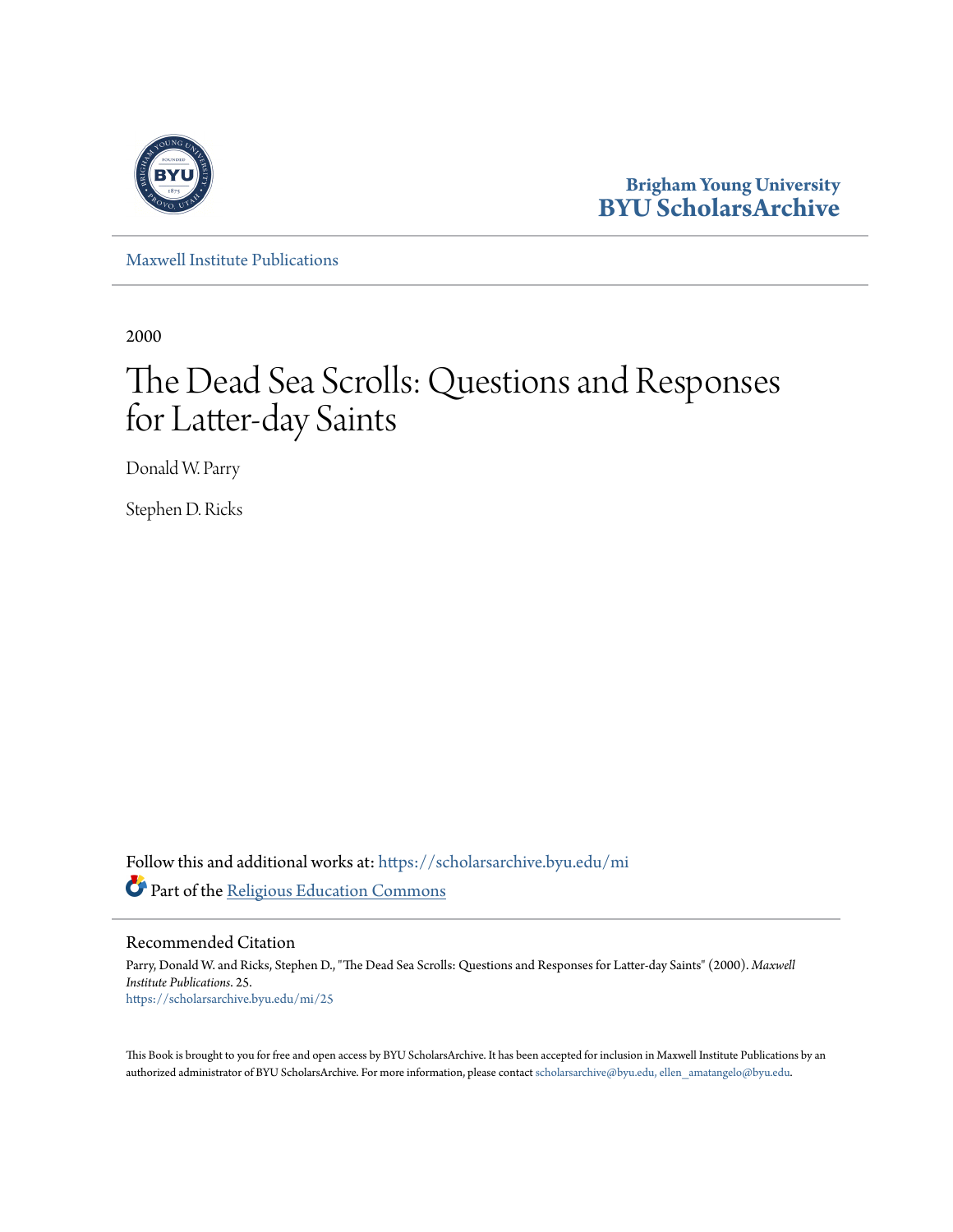Brigham Young University
BYU ScholarsArchive

Maxwell Institute Publications

2000

# The Dead Sea Scrolls: Questions and Responses for Latter-day Saints

Donald W. Parry

Stephen D. Ricks

Follow this and additional works at: https://scholarsarchive.byu.edu/mi

Part of the Religious Education Commons

## Recommended Citation

Parry, Donald W. and Ricks, Stephen D., "The Dead Sea Scrolls: Questions and Responses for Latter-day Saints" (2000). *Maxwell Institute Publications*. 25.
https://scholarsarchive.byu.edu/mi/25

This Book is brought to you for free and open access by BYU ScholarsArchive. It has been accepted for inclusion in Maxwell Institute Publications by an authorized administrator of BYU ScholarsArchive. For more information, please contact scholarsarchive@byu.edu, ellen_amatangelo@byu.edu.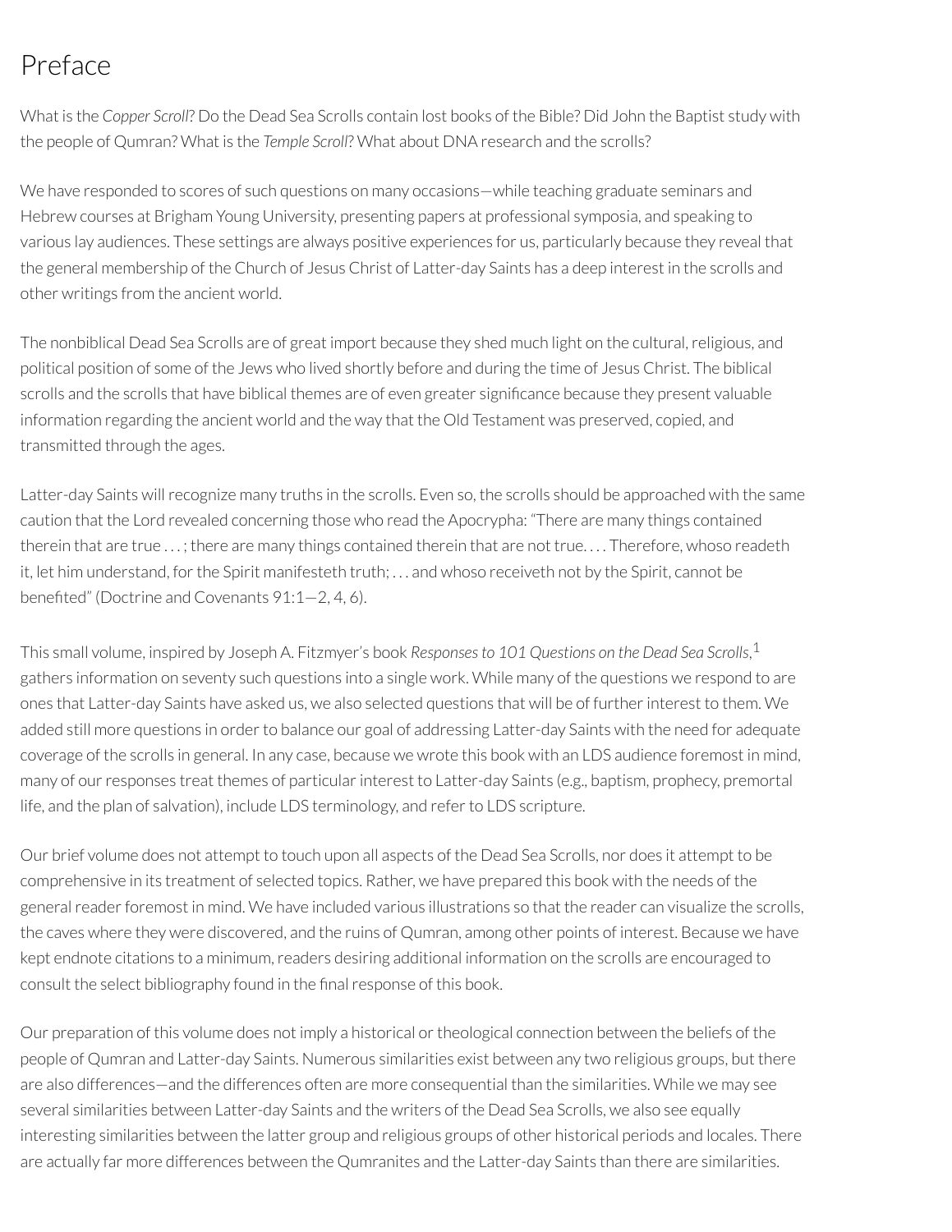# Preface

What is the *Copper Scroll*? Do the Dead Sea Scrolls contain lost books of the Bible? Did John the Baptist study with the people of Qumran? What is the *Temple Scroll*? What about DNA research and the scrolls?

We have responded to scores of such questions on many occasions—while teaching graduate seminars and Hebrew courses at Brigham Young University, presenting papers at professional symposia, and speaking to various lay audiences. These settings are always positive experiences for us, particularly because they reveal that the general membership of the Church of Jesus Christ of Latter-day Saints has a deep interest in the scrolls and other writings from the ancient world.

The nonbiblical Dead Sea Scrolls are of great import because they shed much light on the cultural, religious, and political position of some of the Jews who lived shortly before and during the time of Jesus Christ. The biblical scrolls and the scrolls that have biblical themes are of even greater significance because they present valuable information regarding the ancient world and the way that the Old Testament was preserved, copied, and transmitted through the ages.

Latter-day Saints will recognize many truths in the scrolls. Even so, the scrolls should be approached with the same caution that the Lord revealed concerning those who read the Apocrypha: "There are many things contained therein that are true . . . ; there are many things contained therein that are not true. . . . Therefore, whoso readeth it, let him understand, for the Spirit manifesteth truth; . . . and whoso receiveth not by the Spirit, cannot be benefited" (Doctrine and Covenants 91:1—2, 4, 6).

This small volume, inspired by Joseph A. Fitzmyer's book *Responses to 101 Questions on the Dead Sea Scrolls*,[1] gathers information on seventy such questions into a single work. While many of the questions we respond to are ones that Latter-day Saints have asked us, we also selected questions that will be of further interest to them. We added still more questions in order to balance our goal of addressing Latter-day Saints with the need for adequate coverage of the scrolls in general. In any case, because we wrote this book with an LDS audience foremost in mind, many of our responses treat themes of particular interest to Latter-day Saints (e.g., baptism, prophecy, premortal life, and the plan of salvation), include LDS terminology, and refer to LDS scripture.

Our brief volume does not attempt to touch upon all aspects of the Dead Sea Scrolls, nor does it attempt to be comprehensive in its treatment of selected topics. Rather, we have prepared this book with the needs of the general reader foremost in mind. We have included various illustrations so that the reader can visualize the scrolls, the caves where they were discovered, and the ruins of Qumran, among other points of interest. Because we have kept endnote citations to a minimum, readers desiring additional information on the scrolls are encouraged to consult the select bibliography found in the final response of this book.

Our preparation of this volume does not imply a historical or theological connection between the beliefs of the people of Qumran and Latter-day Saints. Numerous similarities exist between any two religious groups, but there are also differences—and the differences often are more consequential than the similarities. While we may see several similarities between Latter-day Saints and the writers of the Dead Sea Scrolls, we also see equally interesting similarities between the latter group and religious groups of other historical periods and locales. There are actually far more differences between the Qumranites and the Latter-day Saints than there are similarities.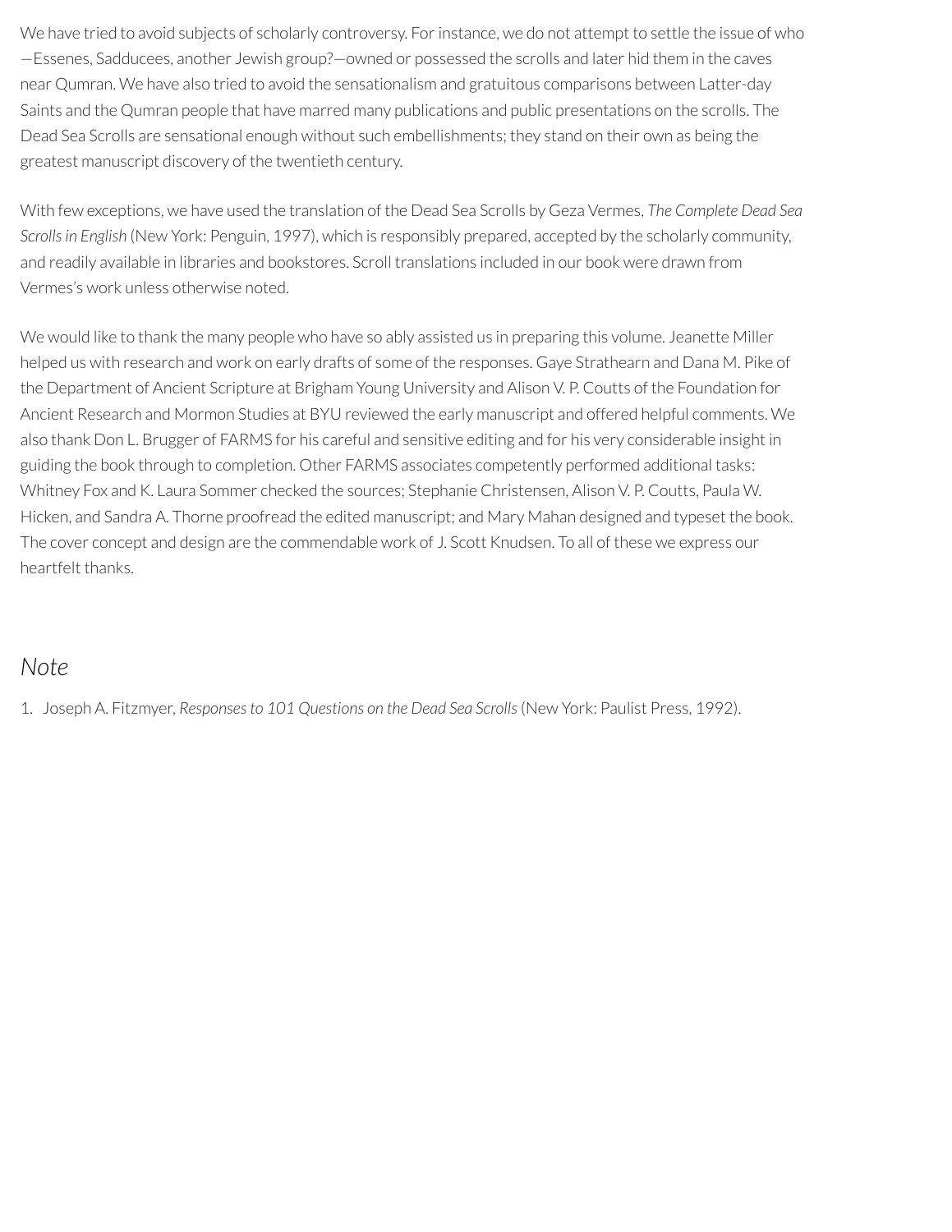We have tried to avoid subjects of scholarly controversy. For instance, we do not attempt to settle the issue of who—Essenes, Sadducees, another Jewish group?—owned or possessed the scrolls and later hid them in the caves near Qumran. We have also tried to avoid the sensationalism and gratuitous comparisons between Latter-day Saints and the Qumran people that have marred many publications and public presentations on the scrolls. The Dead Sea Scrolls are sensational enough without such embellishments; they stand on their own as being the greatest manuscript discovery of the twentieth century.

With few exceptions, we have used the translation of the Dead Sea Scrolls by Geza Vermes, *The Complete Dead Sea Scrolls in English* (New York: Penguin, 1997), which is responsibly prepared, accepted by the scholarly community, and readily available in libraries and bookstores. Scroll translations included in our book were drawn from Vermes's work unless otherwise noted.

We would like to thank the many people who have so ably assisted us in preparing this volume. Jeanette Miller helped us with research and work on early drafts of some of the responses. Gaye Strathearn and Dana M. Pike of the Department of Ancient Scripture at Brigham Young University and Alison V. P. Coutts of the Foundation for Ancient Research and Mormon Studies at BYU reviewed the early manuscript and offered helpful comments. We also thank Don L. Brugger of FARMS for his careful and sensitive editing and for his very considerable insight in guiding the book through to completion. Other FARMS associates competently performed additional tasks: Whitney Fox and K. Laura Sommer checked the sources; Stephanie Christensen, Alison V. P. Coutts, Paula W. Hicken, and Sandra A. Thorne proofread the edited manuscript; and Mary Mahan designed and typeset the book. The cover concept and design are the commendable work of J. Scott Knudsen. To all of these we express our heartfelt thanks.

## *Note*

1. Joseph A. Fitzmyer, *Responses to 101 Questions on the Dead Sea Scrolls* (New York: Paulist Press, 1992).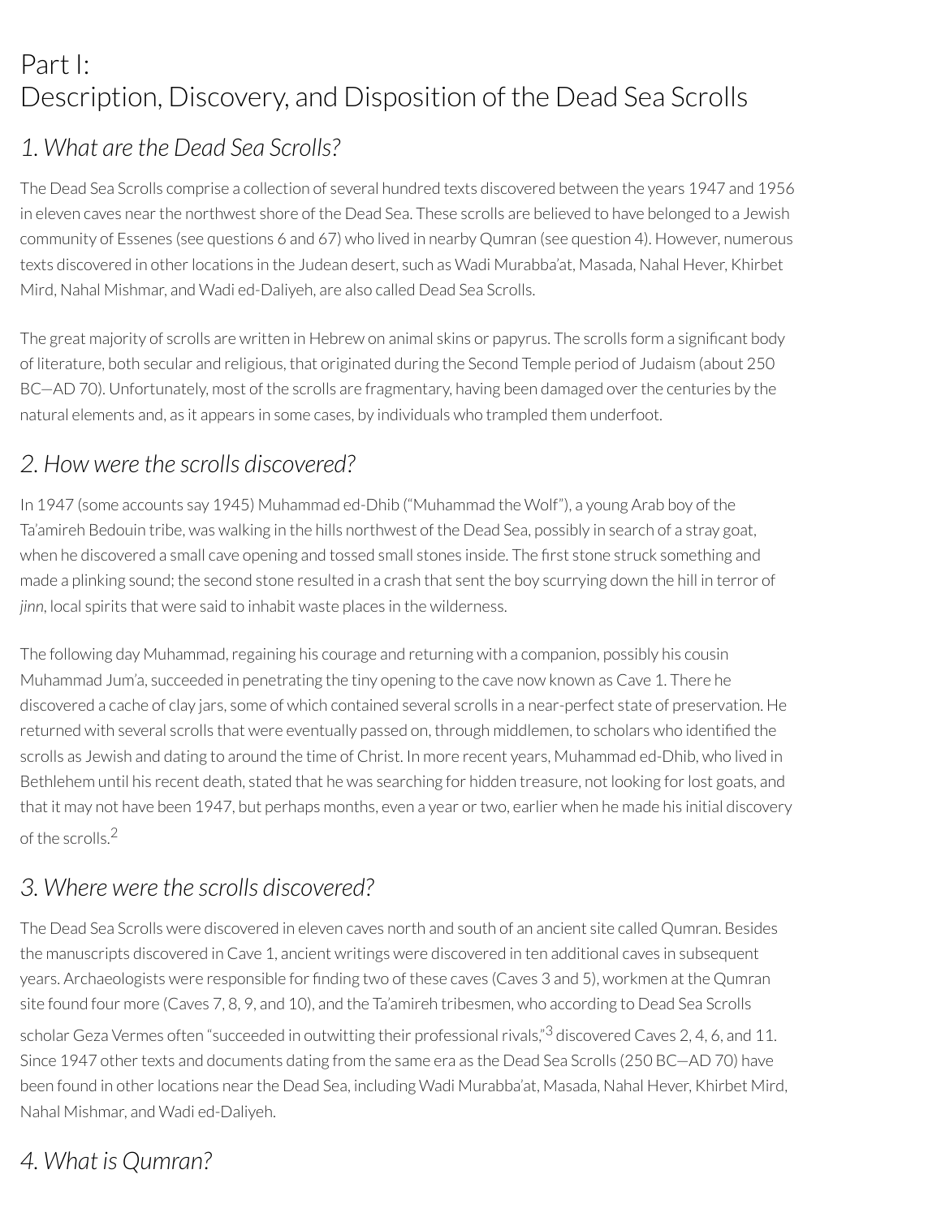# Part I: Description, Discovery, and Disposition of the Dead Sea Scrolls

## *1. What are the Dead Sea Scrolls?*

The Dead Sea Scrolls comprise a collection of several hundred texts discovered between the years 1947 and 1956 in eleven caves near the northwest shore of the Dead Sea. These scrolls are believed to have belonged to a Jewish community of Essenes (see questions 6 and 67) who lived in nearby Qumran (see question 4). However, numerous texts discovered in other locations in the Judean desert, such as Wadi Murabba'at, Masada, Nahal Hever, Khirbet Mird, Nahal Mishmar, and Wadi ed-Daliyeh, are also called Dead Sea Scrolls.

The great majority of scrolls are written in Hebrew on animal skins or papyrus. The scrolls form a significant body of literature, both secular and religious, that originated during the Second Temple period of Judaism (about 250 BC—AD 70). Unfortunately, most of the scrolls are fragmentary, having been damaged over the centuries by the natural elements and, as it appears in some cases, by individuals who trampled them underfoot.

## *2. How were the scrolls discovered?*

In 1947 (some accounts say 1945) Muhammad ed-Dhib ("Muhammad the Wolf"), a young Arab boy of the Ta'amireh Bedouin tribe, was walking in the hills northwest of the Dead Sea, possibly in search of a stray goat, when he discovered a small cave opening and tossed small stones inside. The first stone struck something and made a plinking sound; the second stone resulted in a crash that sent the boy scurrying down the hill in terror of *jinn*, local spirits that were said to inhabit waste places in the wilderness.

The following day Muhammad, regaining his courage and returning with a companion, possibly his cousin Muhammad Jum'a, succeeded in penetrating the tiny opening to the cave now known as Cave 1. There he discovered a cache of clay jars, some of which contained several scrolls in a near-perfect state of preservation. He returned with several scrolls that were eventually passed on, through middlemen, to scholars who identified the scrolls as Jewish and dating to around the time of Christ. In more recent years, Muhammad ed-Dhib, who lived in Bethlehem until his recent death, stated that he was searching for hidden treasure, not looking for lost goats, and that it may not have been 1947, but perhaps months, even a year or two, earlier when he made his initial discovery of the scrolls.[2]

## *3. Where were the scrolls discovered?*

The Dead Sea Scrolls were discovered in eleven caves north and south of an ancient site called Qumran. Besides the manuscripts discovered in Cave 1, ancient writings were discovered in ten additional caves in subsequent years. Archaeologists were responsible for finding two of these caves (Caves 3 and 5), workmen at the Qumran site found four more (Caves 7, 8, 9, and 10), and the Ta'amireh tribesmen, who according to Dead Sea Scrolls scholar Geza Vermes often "succeeded in outwitting their professional rivals,"[3] discovered Caves 2, 4, 6, and 11. Since 1947 other texts and documents dating from the same era as the Dead Sea Scrolls (250 BC—AD 70) have been found in other locations near the Dead Sea, including Wadi Murabba'at, Masada, Nahal Hever, Khirbet Mird, Nahal Mishmar, and Wadi ed-Daliyeh.

## *4. What is Qumran?*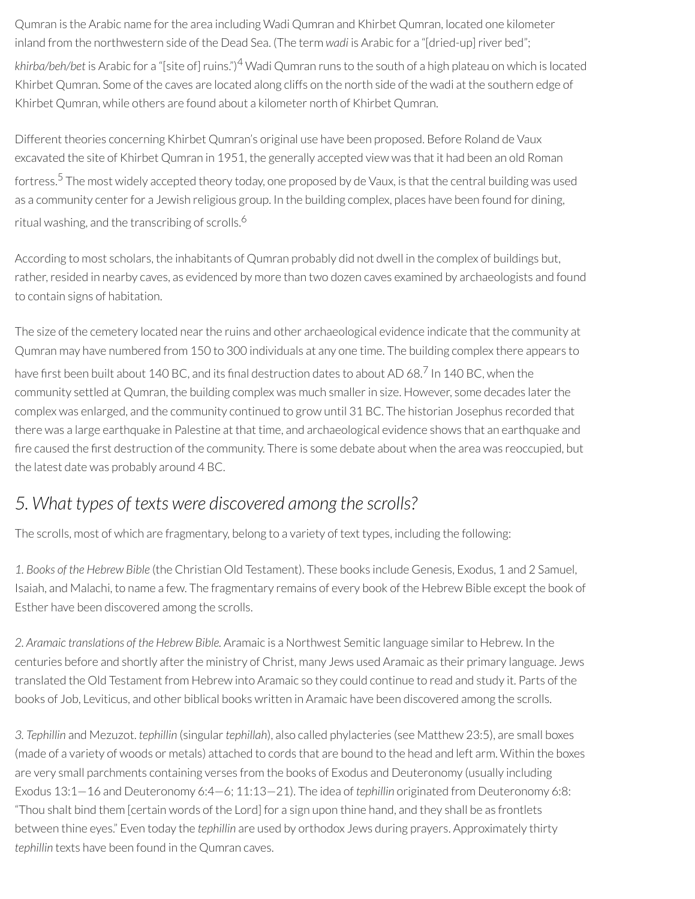Qumran is the Arabic name for the area including Wadi Qumran and Khirbet Qumran, located one kilometer inland from the northwestern side of the Dead Sea. (The term *wadi* is Arabic for a "[dried-up] river bed"; *khirba/beh/bet* is Arabic for a "[site of] ruins.")[4] Wadi Qumran runs to the south of a high plateau on which is located Khirbet Qumran. Some of the caves are located along cliffs on the north side of the wadi at the southern edge of Khirbet Qumran, while others are found about a kilometer north of Khirbet Qumran.

Different theories concerning Khirbet Qumran's original use have been proposed. Before Roland de Vaux excavated the site of Khirbet Qumran in 1951, the generally accepted view was that it had been an old Roman fortress.[5] The most widely accepted theory today, one proposed by de Vaux, is that the central building was used as a community center for a Jewish religious group. In the building complex, places have been found for dining, ritual washing, and the transcribing of scrolls.[6]

According to most scholars, the inhabitants of Qumran probably did not dwell in the complex of buildings but, rather, resided in nearby caves, as evidenced by more than two dozen caves examined by archaeologists and found to contain signs of habitation.

The size of the cemetery located near the ruins and other archaeological evidence indicate that the community at Qumran may have numbered from 150 to 300 individuals at any one time. The building complex there appears to have first been built about 140 BC, and its final destruction dates to about AD 68.[7] In 140 BC, when the community settled at Qumran, the building complex was much smaller in size. However, some decades later the complex was enlarged, and the community continued to grow until 31 BC. The historian Josephus recorded that there was a large earthquake in Palestine at that time, and archaeological evidence shows that an earthquake and fire caused the first destruction of the community. There is some debate about when the area was reoccupied, but the latest date was probably around 4 BC.

## *5. What types of texts were discovered among the scrolls?*

The scrolls, most of which are fragmentary, belong to a variety of text types, including the following:

*1. Books of the Hebrew Bible* (the Christian Old Testament). These books include Genesis, Exodus, 1 and 2 Samuel, Isaiah, and Malachi, to name a few. The fragmentary remains of every book of the Hebrew Bible except the book of Esther have been discovered among the scrolls.

*2. Aramaic translations of the Hebrew Bible.* Aramaic is a Northwest Semitic language similar to Hebrew. In the centuries before and shortly after the ministry of Christ, many Jews used Aramaic as their primary language. Jews translated the Old Testament from Hebrew into Aramaic so they could continue to read and study it. Parts of the books of Job, Leviticus, and other biblical books written in Aramaic have been discovered among the scrolls.

*3. Tephillin* and Mezuzot. *tephillin* (singular *tephillah*), also called phylacteries (see Matthew 23:5), are small boxes (made of a variety of woods or metals) attached to cords that are bound to the head and left arm. Within the boxes are very small parchments containing verses from the books of Exodus and Deuteronomy (usually including Exodus 13:1—16 and Deuteronomy 6:4—6; 11:13—21). The idea of *tephillin* originated from Deuteronomy 6:8: "Thou shalt bind them [certain words of the Lord] for a sign upon thine hand, and they shall be as frontlets between thine eyes." Even today the *tephillin* are used by orthodox Jews during prayers. Approximately thirty *tephillin* texts have been found in the Qumran caves.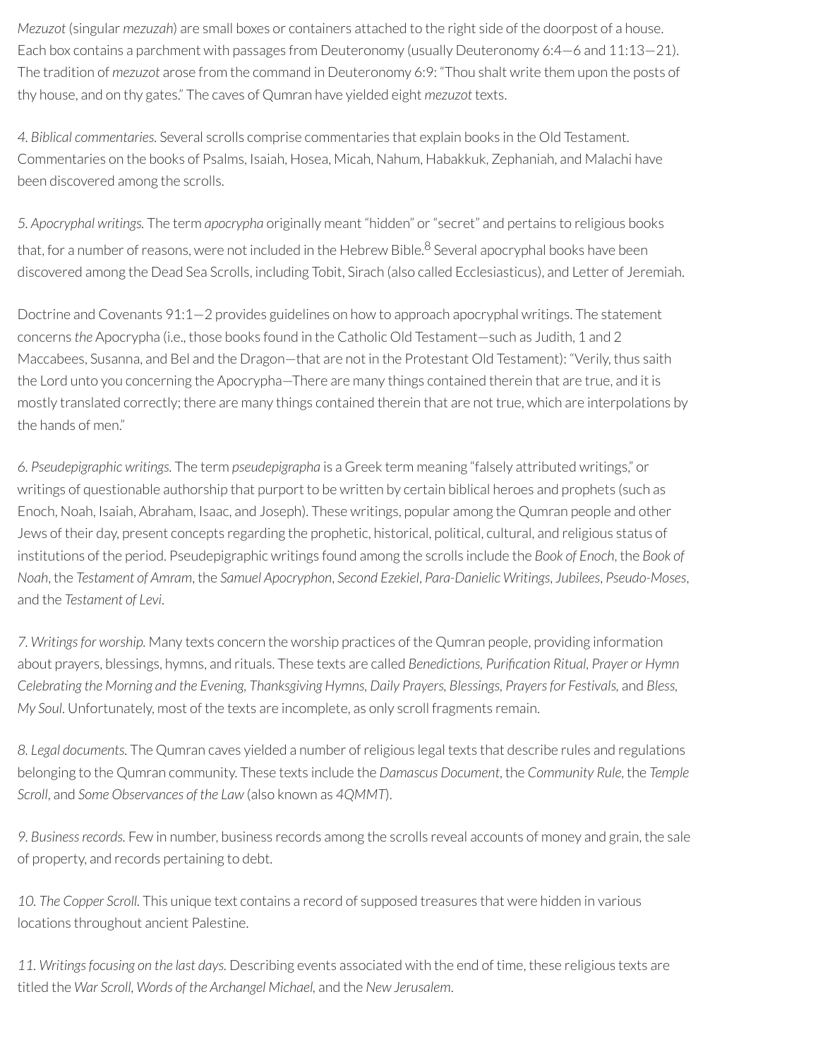*Mezuzot* (singular *mezuzah*) are small boxes or containers attached to the right side of the doorpost of a house. Each box contains a parchment with passages from Deuteronomy (usually Deuteronomy 6:4—6 and 11:13—21). The tradition of *mezuzot* arose from the command in Deuteronomy 6:9: "Thou shalt write them upon the posts of thy house, and on thy gates." The caves of Qumran have yielded eight *mezuzot* texts.

*4. Biblical commentaries.* Several scrolls comprise commentaries that explain books in the Old Testament. Commentaries on the books of Psalms, Isaiah, Hosea, Micah, Nahum, Habakkuk, Zephaniah, and Malachi have been discovered among the scrolls.

*5. Apocryphal writings.* The term *apocrypha* originally meant "hidden" or "secret" and pertains to religious books that, for a number of reasons, were not included in the Hebrew Bible.[8] Several apocryphal books have been discovered among the Dead Sea Scrolls, including Tobit, Sirach (also called Ecclesiasticus), and Letter of Jeremiah.

Doctrine and Covenants 91:1—2 provides guidelines on how to approach apocryphal writings. The statement concerns *the* Apocrypha (i.e., those books found in the Catholic Old Testament—such as Judith, 1 and 2 Maccabees, Susanna, and Bel and the Dragon—that are not in the Protestant Old Testament): "Verily, thus saith the Lord unto you concerning the Apocrypha—There are many things contained therein that are true, and it is mostly translated correctly; there are many things contained therein that are not true, which are interpolations by the hands of men."

*6. Pseudepigraphic writings.* The term *pseudepigrapha* is a Greek term meaning "falsely attributed writings," or writings of questionable authorship that purport to be written by certain biblical heroes and prophets (such as Enoch, Noah, Isaiah, Abraham, Isaac, and Joseph). These writings, popular among the Qumran people and other Jews of their day, present concepts regarding the prophetic, historical, political, cultural, and religious status of institutions of the period. Pseudepigraphic writings found among the scrolls include the *Book of Enoch*, the *Book of Noah*, the *Testament of Amram*, the *Samuel Apocryphon*, *Second Ezekiel*, *Para-Danielic Writings*, *Jubilees*, *Pseudo-Moses*, and the *Testament of Levi*.

*7. Writings for worship.* Many texts concern the worship practices of the Qumran people, providing information about prayers, blessings, hymns, and rituals. These texts are called *Benedictions, Purification Ritual, Prayer or Hymn Celebrating the Morning and the Evening, Thanksgiving Hymns, Daily Prayers, Blessings, Prayers for Festivals,* and *Bless, My Soul*. Unfortunately, most of the texts are incomplete, as only scroll fragments remain.

*8. Legal documents.* The Qumran caves yielded a number of religious legal texts that describe rules and regulations belonging to the Qumran community. These texts include the *Damascus Document*, the *Community Rule*, the *Temple Scroll*, and *Some Observances of the Law* (also known as *4QMMT*).

*9. Business records.* Few in number, business records among the scrolls reveal accounts of money and grain, the sale of property, and records pertaining to debt.

*10. The Copper Scroll.* This unique text contains a record of supposed treasures that were hidden in various locations throughout ancient Palestine.

*11. Writings focusing on the last days.* Describing events associated with the end of time, these religious texts are titled the *War Scroll, Words of the Archangel Michael,* and the *New Jerusalem*.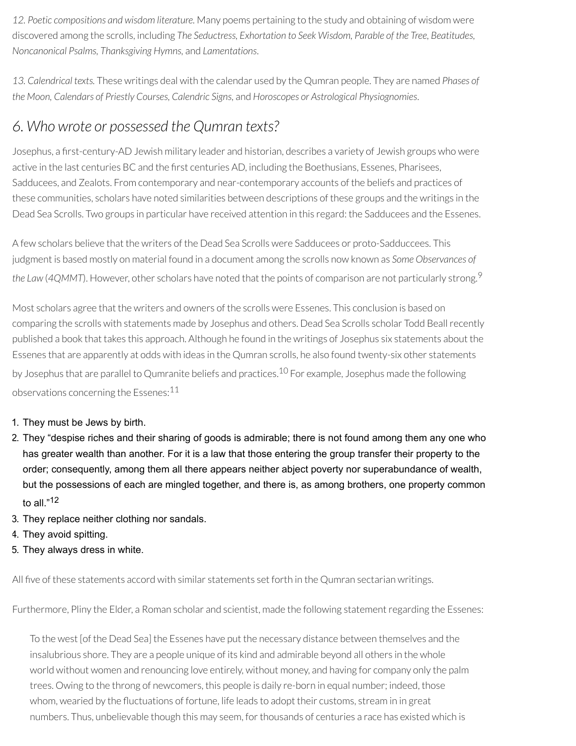*12. Poetic compositions and wisdom literature.* Many poems pertaining to the study and obtaining of wisdom were discovered among the scrolls, including *The Seductress, Exhortation to Seek Wisdom, Parable of the Tree, Beatitudes, Noncanonical Psalms, Thanksgiving Hymns,* and *Lamentations*.

*13. Calendrical texts.* These writings deal with the calendar used by the Qumran people. They are named *Phases of the Moon, Calendars of Priestly Courses, Calendric Signs,* and *Horoscopes or Astrological Physiognomies*.

## 6. Who wrote or possessed the Qumran texts?

Josephus, a first-century-AD Jewish military leader and historian, describes a variety of Jewish groups who were active in the last centuries BC and the first centuries AD, including the Boethusians, Essenes, Pharisees, Sadducees, and Zealots. From contemporary and near-contemporary accounts of the beliefs and practices of these communities, scholars have noted similarities between descriptions of these groups and the writings in the Dead Sea Scrolls. Two groups in particular have received attention in this regard: the Sadducees and the Essenes.

A few scholars believe that the writers of the Dead Sea Scrolls were Sadducees or proto-Sadduccees. This judgment is based mostly on material found in a document among the scrolls now known as *Some Observances of the Law* (*4QMMT*). However, other scholars have noted that the points of comparison are not particularly strong.[9]

Most scholars agree that the writers and owners of the scrolls were Essenes. This conclusion is based on comparing the scrolls with statements made by Josephus and others. Dead Sea Scrolls scholar Todd Beall recently published a book that takes this approach. Although he found in the writings of Josephus six statements about the Essenes that are apparently at odds with ideas in the Qumran scrolls, he also found twenty-six other statements by Josephus that are parallel to Qumranite beliefs and practices.[10] For example, Josephus made the following observations concerning the Essenes:[11]

1. They must be Jews by birth.
2. They "despise riches and their sharing of goods is admirable; there is not found among them any one who has greater wealth than another. For it is a law that those entering the group transfer their property to the order; consequently, among them all there appears neither abject poverty nor superabundance of wealth, but the possessions of each are mingled together, and there is, as among brothers, one property common to all."[12]
3. They replace neither clothing nor sandals.
4. They avoid spitting.
5. They always dress in white.

All five of these statements accord with similar statements set forth in the Qumran sectarian writings.

Furthermore, Pliny the Elder, a Roman scholar and scientist, made the following statement regarding the Essenes:

> To the west [of the Dead Sea] the Essenes have put the necessary distance between themselves and the insalubrious shore. They are a people unique of its kind and admirable beyond all others in the whole world without women and renouncing love entirely, without money, and having for company only the palm trees. Owing to the throng of newcomers, this people is daily re-born in equal number; indeed, those whom, wearied by the fluctuations of fortune, life leads to adopt their customs, stream in in great numbers. Thus, unbelievable though this may seem, for thousands of centuries a race has existed which is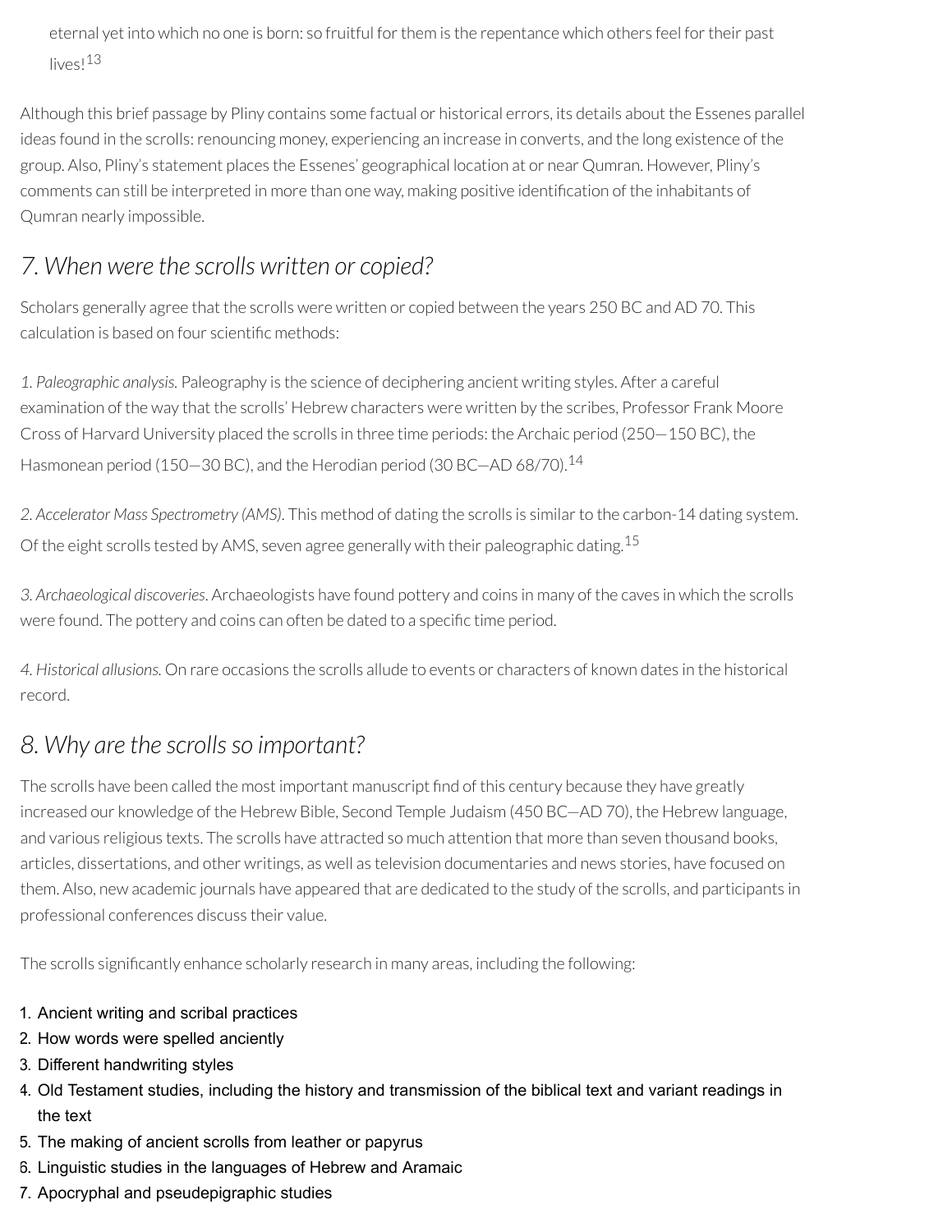eternal yet into which no one is born: so fruitful for them is the repentance which others feel for their past lives![13]

Although this brief passage by Pliny contains some factual or historical errors, its details about the Essenes parallel ideas found in the scrolls: renouncing money, experiencing an increase in converts, and the long existence of the group. Also, Pliny's statement places the Essenes' geographical location at or near Qumran. However, Pliny's comments can still be interpreted in more than one way, making positive identification of the inhabitants of Qumran nearly impossible.

## *7. When were the scrolls written or copied?*

Scholars generally agree that the scrolls were written or copied between the years 250 BC and AD 70. This calculation is based on four scientific methods:

*1. Paleographic analysis.* Paleography is the science of deciphering ancient writing styles. After a careful examination of the way that the scrolls' Hebrew characters were written by the scribes, Professor Frank Moore Cross of Harvard University placed the scrolls in three time periods: the Archaic period (250—150 BC), the Hasmonean period (150—30 BC), and the Herodian period (30 BC—AD 68/70).[14]

*2. Accelerator Mass Spectrometry (AMS).* This method of dating the scrolls is similar to the carbon-14 dating system. Of the eight scrolls tested by AMS, seven agree generally with their paleographic dating.[15]

*3. Archaeological discoveries.* Archaeologists have found pottery and coins in many of the caves in which the scrolls were found. The pottery and coins can often be dated to a specific time period.

*4. Historical allusions.* On rare occasions the scrolls allude to events or characters of known dates in the historical record.

## *8. Why are the scrolls so important?*

The scrolls have been called the most important manuscript find of this century because they have greatly increased our knowledge of the Hebrew Bible, Second Temple Judaism (450 BC—AD 70), the Hebrew language, and various religious texts. The scrolls have attracted so much attention that more than seven thousand books, articles, dissertations, and other writings, as well as television documentaries and news stories, have focused on them. Also, new academic journals have appeared that are dedicated to the study of the scrolls, and participants in professional conferences discuss their value.

The scrolls significantly enhance scholarly research in many areas, including the following:

1. Ancient writing and scribal practices
2. How words were spelled anciently
3. Different handwriting styles
4. Old Testament studies, including the history and transmission of the biblical text and variant readings in the text
5. The making of ancient scrolls from leather or papyrus
6. Linguistic studies in the languages of Hebrew and Aramaic
7. Apocryphal and pseudepigraphic studies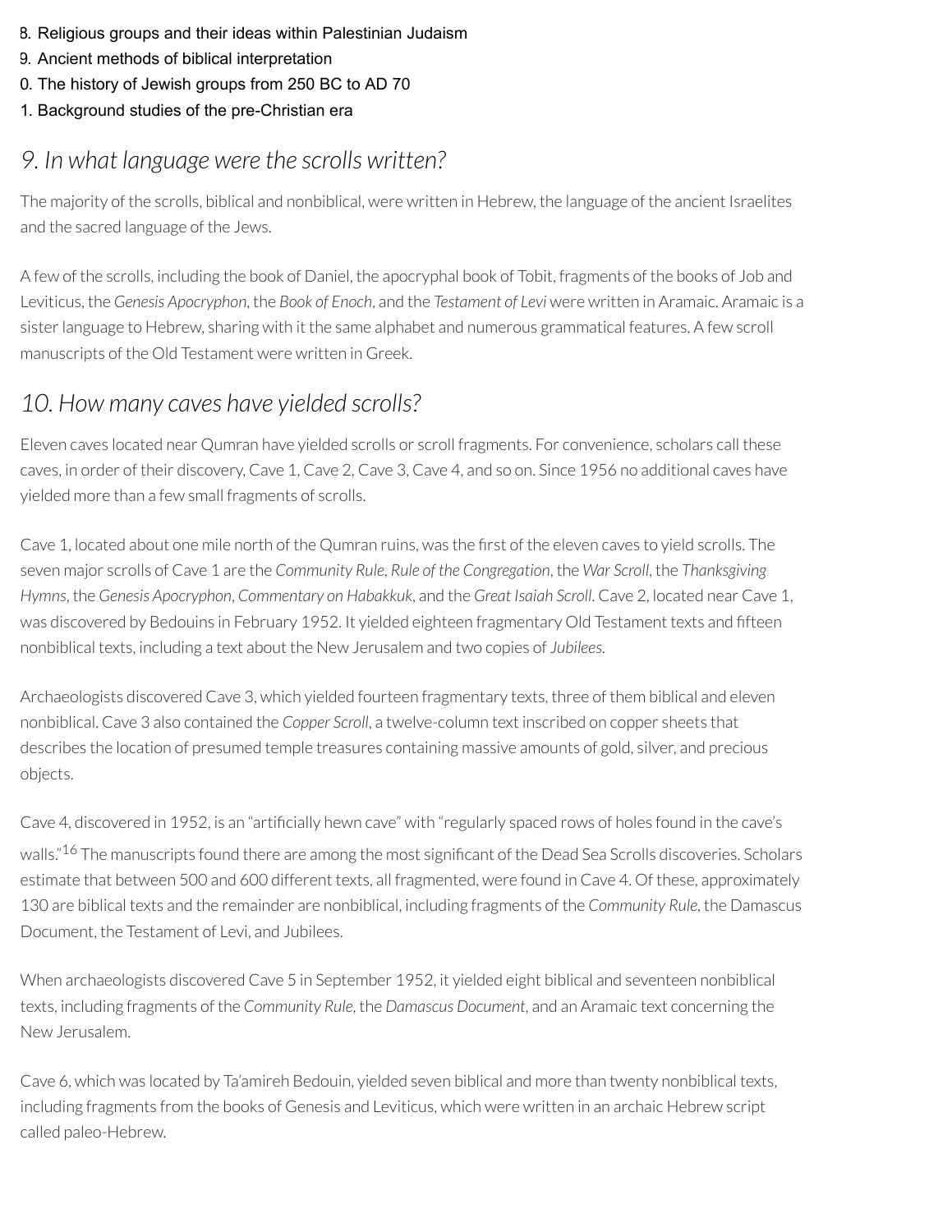8. Religious groups and their ideas within Palestinian Judaism
9. Ancient methods of biblical interpretation
0. The history of Jewish groups from 250 BC to AD 70
1. Background studies of the pre-Christian era

## *9. In what language were the scrolls written?*

The majority of the scrolls, biblical and nonbiblical, were written in Hebrew, the language of the ancient Israelites and the sacred language of the Jews.

A few of the scrolls, including the book of Daniel, the apocryphal book of Tobit, fragments of the books of Job and Leviticus, the *Genesis Apocryphon*, the *Book of Enoch*, and the *Testament of Levi* were written in Aramaic. Aramaic is a sister language to Hebrew, sharing with it the same alphabet and numerous grammatical features. A few scroll manuscripts of the Old Testament were written in Greek.

## *10. How many caves have yielded scrolls?*

Eleven caves located near Qumran have yielded scrolls or scroll fragments. For convenience, scholars call these caves, in order of their discovery, Cave 1, Cave 2, Cave 3, Cave 4, and so on. Since 1956 no additional caves have yielded more than a few small fragments of scrolls.

Cave 1, located about one mile north of the Qumran ruins, was the first of the eleven caves to yield scrolls. The seven major scrolls of Cave 1 are the *Community Rule*, *Rule of the Congregation*, the *War Scroll*, the *Thanksgiving Hymns*, the *Genesis Apocryphon*, *Commentary on Habakkuk*, and the *Great Isaiah Scroll*. Cave 2, located near Cave 1, was discovered by Bedouins in February 1952. It yielded eighteen fragmentary Old Testament texts and fifteen nonbiblical texts, including a text about the New Jerusalem and two copies of *Jubilees.*

Archaeologists discovered Cave 3, which yielded fourteen fragmentary texts, three of them biblical and eleven nonbiblical. Cave 3 also contained the *Copper Scroll*, a twelve-column text inscribed on copper sheets that describes the location of presumed temple treasures containing massive amounts of gold, silver, and precious objects.

Cave 4, discovered in 1952, is an "artificially hewn cave" with "regularly spaced rows of holes found in the cave's walls."[16] The manuscripts found there are among the most significant of the Dead Sea Scrolls discoveries. Scholars estimate that between 500 and 600 different texts, all fragmented, were found in Cave 4. Of these, approximately 130 are biblical texts and the remainder are nonbiblical, including fragments of the *Community Rule*, the Damascus Document, the Testament of Levi, and Jubilees.

When archaeologists discovered Cave 5 in September 1952, it yielded eight biblical and seventeen nonbiblical texts, including fragments of the *Community Rule*, the *Damascus Document*, and an Aramaic text concerning the New Jerusalem.

Cave 6, which was located by Ta'amireh Bedouin, yielded seven biblical and more than twenty nonbiblical texts, including fragments from the books of Genesis and Leviticus, which were written in an archaic Hebrew script called paleo-Hebrew.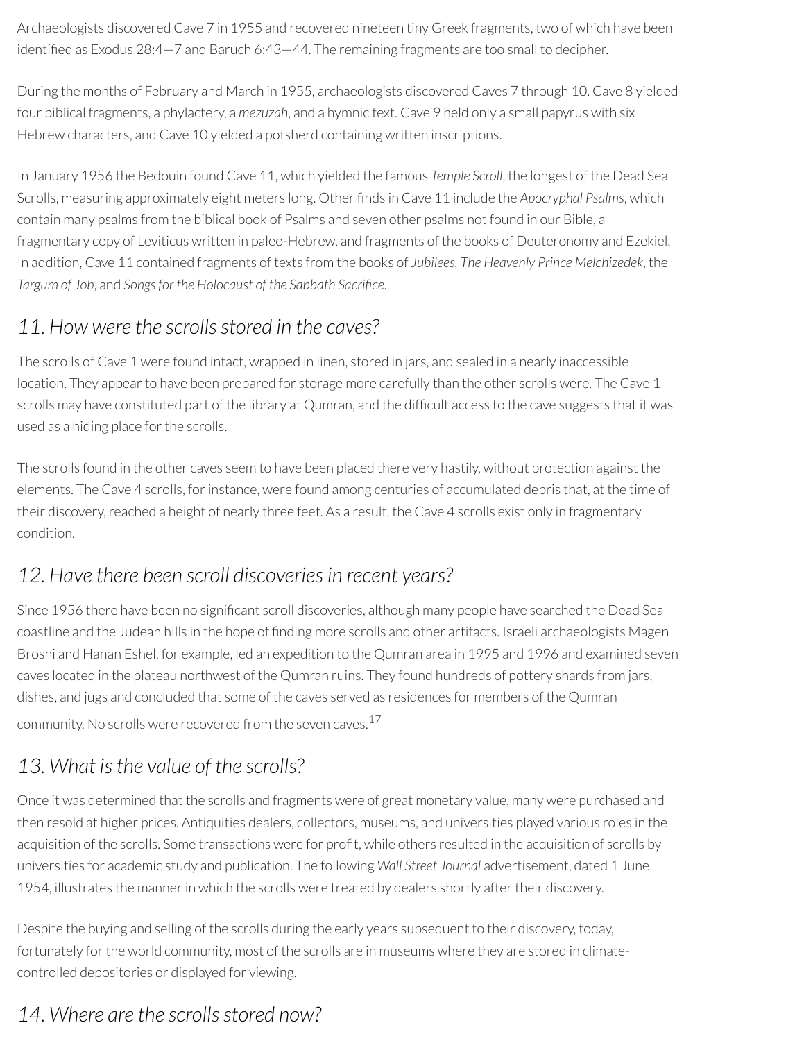Archaeologists discovered Cave 7 in 1955 and recovered nineteen tiny Greek fragments, two of which have been identified as Exodus 28:4—7 and Baruch 6:43—44. The remaining fragments are too small to decipher.

During the months of February and March in 1955, archaeologists discovered Caves 7 through 10. Cave 8 yielded four biblical fragments, a phylactery, a *mezuzah*, and a hymnic text. Cave 9 held only a small papyrus with six Hebrew characters, and Cave 10 yielded a potsherd containing written inscriptions.

In January 1956 the Bedouin found Cave 11, which yielded the famous *Temple Scroll*, the longest of the Dead Sea Scrolls, measuring approximately eight meters long. Other finds in Cave 11 include the *Apocryphal Psalms*, which contain many psalms from the biblical book of Psalms and seven other psalms not found in our Bible, a fragmentary copy of Leviticus written in paleo-Hebrew, and fragments of the books of Deuteronomy and Ezekiel. In addition, Cave 11 contained fragments of texts from the books of *Jubilees*, *The Heavenly Prince Melchizedek*, the *Targum of Job*, and *Songs for the Holocaust of the Sabbath Sacrifice*.

## *11. How were the scrolls stored in the caves?*

The scrolls of Cave 1 were found intact, wrapped in linen, stored in jars, and sealed in a nearly inaccessible location. They appear to have been prepared for storage more carefully than the other scrolls were. The Cave 1 scrolls may have constituted part of the library at Qumran, and the difficult access to the cave suggests that it was used as a hiding place for the scrolls.

The scrolls found in the other caves seem to have been placed there very hastily, without protection against the elements. The Cave 4 scrolls, for instance, were found among centuries of accumulated debris that, at the time of their discovery, reached a height of nearly three feet. As a result, the Cave 4 scrolls exist only in fragmentary condition.

## *12. Have there been scroll discoveries in recent years?*

Since 1956 there have been no significant scroll discoveries, although many people have searched the Dead Sea coastline and the Judean hills in the hope of finding more scrolls and other artifacts. Israeli archaeologists Magen Broshi and Hanan Eshel, for example, led an expedition to the Qumran area in 1995 and 1996 and examined seven caves located in the plateau northwest of the Qumran ruins. They found hundreds of pottery shards from jars, dishes, and jugs and concluded that some of the caves served as residences for members of the Qumran community. No scrolls were recovered from the seven caves.[17]

## *13. What is the value of the scrolls?*

Once it was determined that the scrolls and fragments were of great monetary value, many were purchased and then resold at higher prices. Antiquities dealers, collectors, museums, and universities played various roles in the acquisition of the scrolls. Some transactions were for profit, while others resulted in the acquisition of scrolls by universities for academic study and publication. The following *Wall Street Journal* advertisement, dated 1 June 1954, illustrates the manner in which the scrolls were treated by dealers shortly after their discovery.

Despite the buying and selling of the scrolls during the early years subsequent to their discovery, today, fortunately for the world community, most of the scrolls are in museums where they are stored in climate-controlled depositories or displayed for viewing.

## *14. Where are the scrolls stored now?*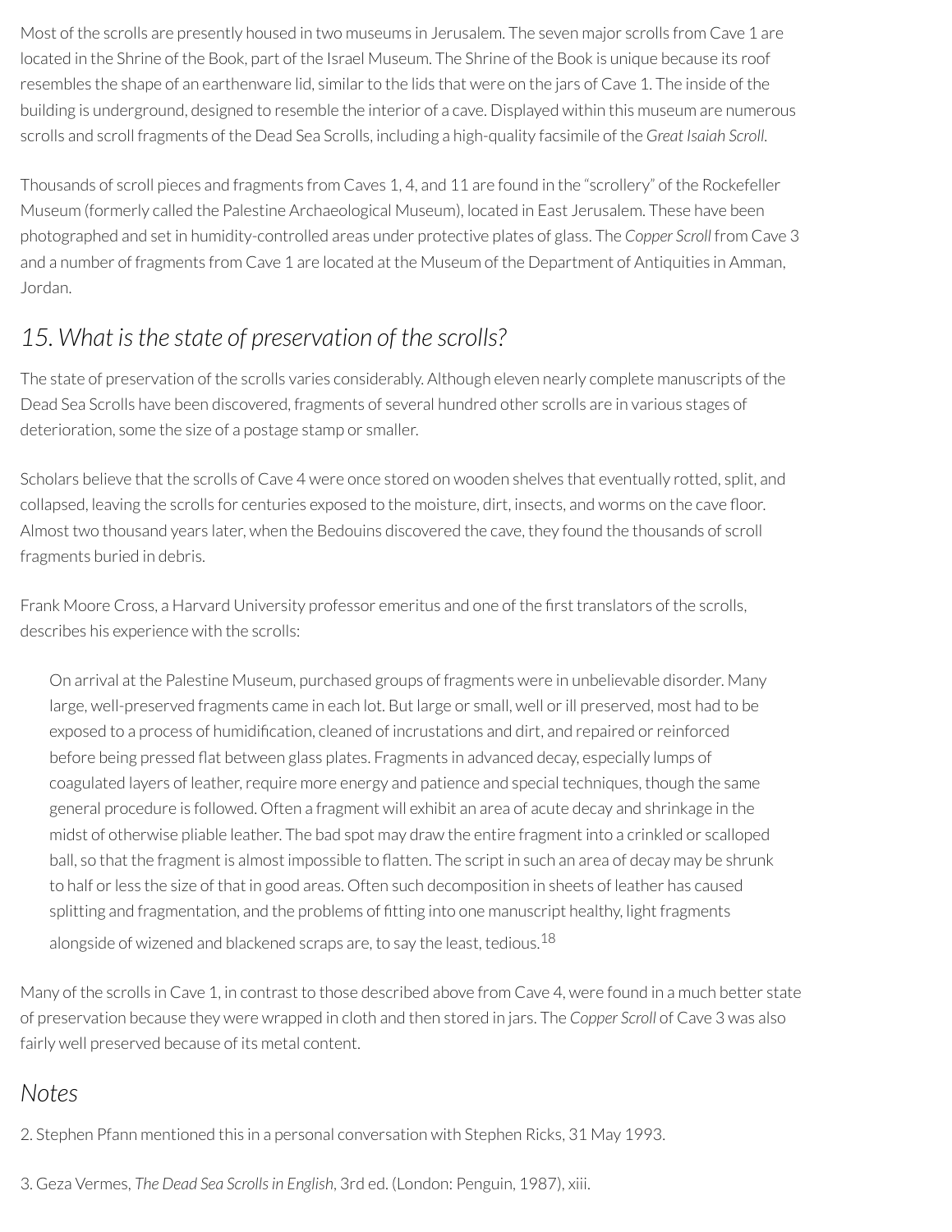Most of the scrolls are presently housed in two museums in Jerusalem. The seven major scrolls from Cave 1 are located in the Shrine of the Book, part of the Israel Museum. The Shrine of the Book is unique because its roof resembles the shape of an earthenware lid, similar to the lids that were on the jars of Cave 1. The inside of the building is underground, designed to resemble the interior of a cave. Displayed within this museum are numerous scrolls and scroll fragments of the Dead Sea Scrolls, including a high-quality facsimile of the *Great Isaiah Scroll*.

Thousands of scroll pieces and fragments from Caves 1, 4, and 11 are found in the "scrollery" of the Rockefeller Museum (formerly called the Palestine Archaeological Museum), located in East Jerusalem. These have been photographed and set in humidity-controlled areas under protective plates of glass. The *Copper Scroll* from Cave 3 and a number of fragments from Cave 1 are located at the Museum of the Department of Antiquities in Amman, Jordan.

## *15. What is the state of preservation of the scrolls?*

The state of preservation of the scrolls varies considerably. Although eleven nearly complete manuscripts of the Dead Sea Scrolls have been discovered, fragments of several hundred other scrolls are in various stages of deterioration, some the size of a postage stamp or smaller.

Scholars believe that the scrolls of Cave 4 were once stored on wooden shelves that eventually rotted, split, and collapsed, leaving the scrolls for centuries exposed to the moisture, dirt, insects, and worms on the cave floor. Almost two thousand years later, when the Bedouins discovered the cave, they found the thousands of scroll fragments buried in debris.

Frank Moore Cross, a Harvard University professor emeritus and one of the first translators of the scrolls, describes his experience with the scrolls:

> On arrival at the Palestine Museum, purchased groups of fragments were in unbelievable disorder. Many large, well-preserved fragments came in each lot. But large or small, well or ill preserved, most had to be exposed to a process of humidification, cleaned of incrustations and dirt, and repaired or reinforced before being pressed flat between glass plates. Fragments in advanced decay, especially lumps of coagulated layers of leather, require more energy and patience and special techniques, though the same general procedure is followed. Often a fragment will exhibit an area of acute decay and shrinkage in the midst of otherwise pliable leather. The bad spot may draw the entire fragment into a crinkled or scalloped ball, so that the fragment is almost impossible to flatten. The script in such an area of decay may be shrunk to half or less the size of that in good areas. Often such decomposition in sheets of leather has caused splitting and fragmentation, and the problems of fitting into one manuscript healthy, light fragments alongside of wizened and blackened scraps are, to say the least, tedious.[18]

Many of the scrolls in Cave 1, in contrast to those described above from Cave 4, were found in a much better state of preservation because they were wrapped in cloth and then stored in jars. The *Copper Scroll* of Cave 3 was also fairly well preserved because of its metal content.

## *Notes*

2. Stephen Pfann mentioned this in a personal conversation with Stephen Ricks, 31 May 1993.

3. Geza Vermes, *The Dead Sea Scrolls in English*, 3rd ed. (London: Penguin, 1987), xiii.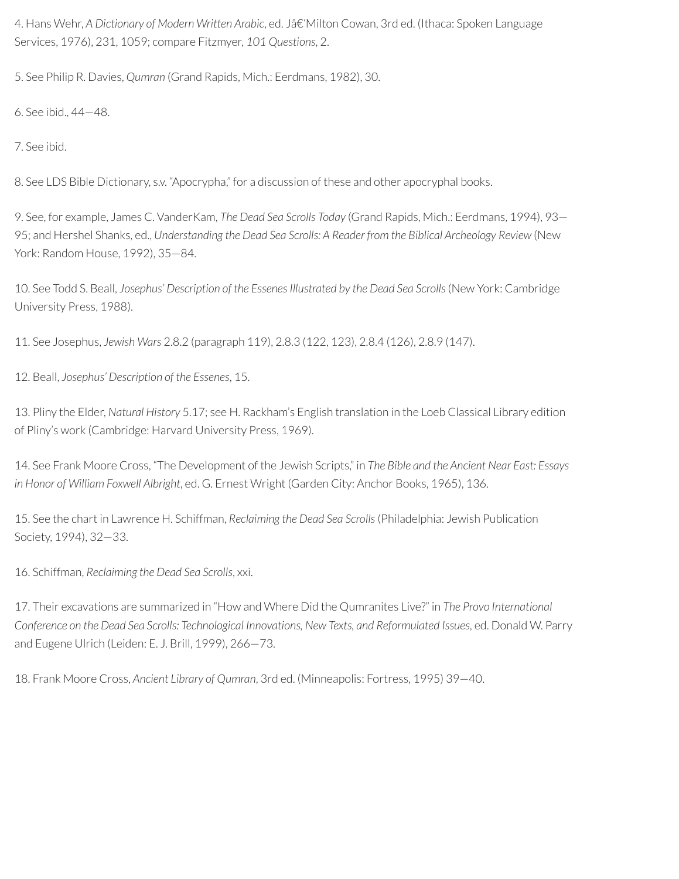4. Hans Wehr, *A Dictionary of Modern Written Arabic*, ed. Jâ€'Milton Cowan, 3rd ed. (Ithaca: Spoken Language Services, 1976), 231, 1059; compare Fitzmyer, *101 Questions*, 2.

5. See Philip R. Davies, *Qumran* (Grand Rapids, Mich.: Eerdmans, 1982), 30.

6. See ibid., 44—48.

7. See ibid.

8. See LDS Bible Dictionary, s.v. "Apocrypha," for a discussion of these and other apocryphal books.

9. See, for example, James C. VanderKam, *The Dead Sea Scrolls Today* (Grand Rapids, Mich.: Eerdmans, 1994), 93—95; and Hershel Shanks, ed., *Understanding the Dead Sea Scrolls: A Reader from the Biblical Archeology Review* (New York: Random House, 1992), 35—84.

10. See Todd S. Beall, *Josephus' Description of the Essenes Illustrated by the Dead Sea Scrolls* (New York: Cambridge University Press, 1988).

11. See Josephus, *Jewish Wars* 2.8.2 (paragraph 119), 2.8.3 (122, 123), 2.8.4 (126), 2.8.9 (147).

12. Beall, *Josephus' Description of the Essenes*, 15.

13. Pliny the Elder, *Natural History* 5.17; see H. Rackham's English translation in the Loeb Classical Library edition of Pliny's work (Cambridge: Harvard University Press, 1969).

14. See Frank Moore Cross, "The Development of the Jewish Scripts," in *The Bible and the Ancient Near East: Essays in Honor of William Foxwell Albright*, ed. G. Ernest Wright (Garden City: Anchor Books, 1965), 136.

15. See the chart in Lawrence H. Schiffman, *Reclaiming the Dead Sea Scrolls* (Philadelphia: Jewish Publication Society, 1994), 32—33.

16. Schiffman, *Reclaiming the Dead Sea Scrolls*, xxi.

17. Their excavations are summarized in "How and Where Did the Qumranites Live?" in *The Provo International Conference on the Dead Sea Scrolls: Technological Innovations, New Texts, and Reformulated Issues*, ed. Donald W. Parry and Eugene Ulrich (Leiden: E. J. Brill, 1999), 266—73.

18. Frank Moore Cross, *Ancient Library of Qumran*, 3rd ed. (Minneapolis: Fortress, 1995) 39—40.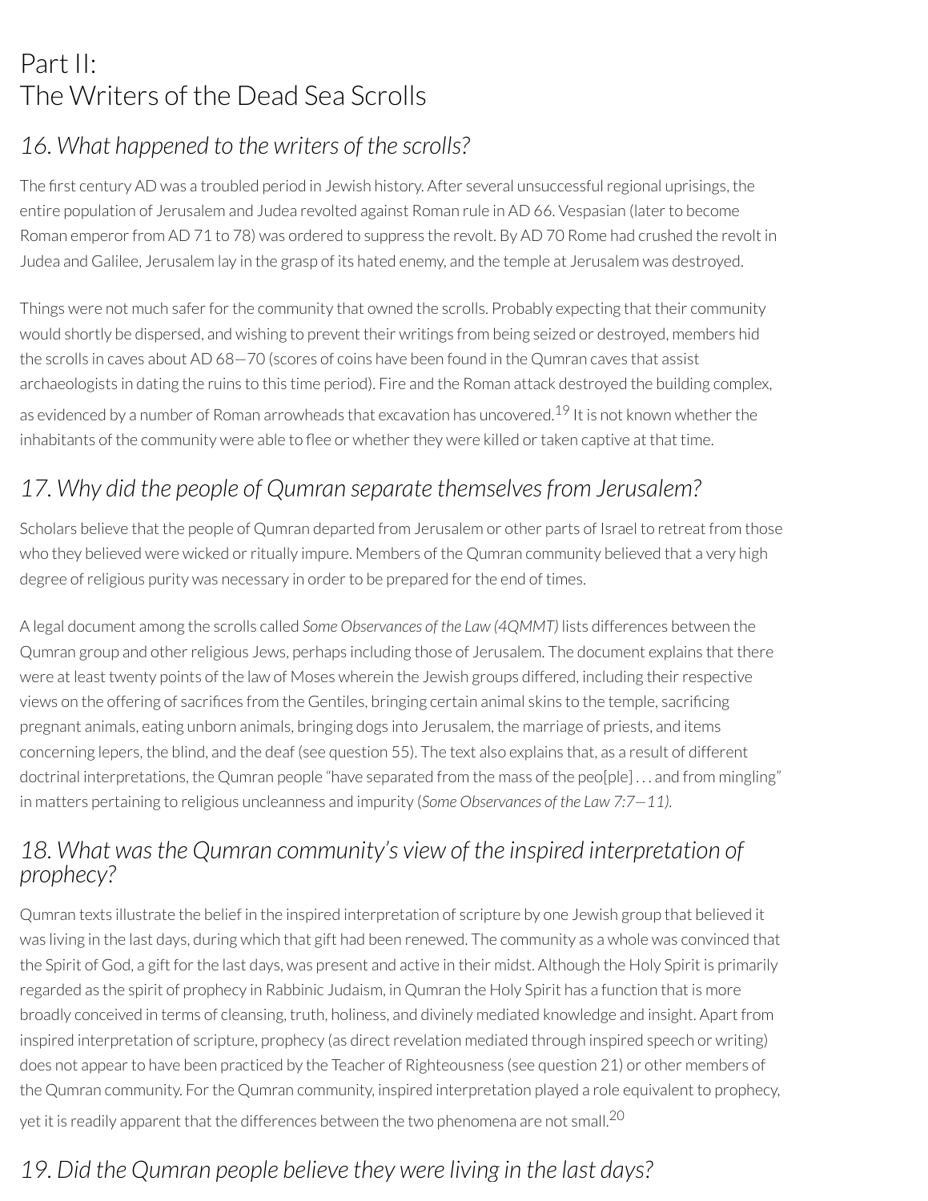# Part II:
The Writers of the Dead Sea Scrolls

## *16. What happened to the writers of the scrolls?*

The first century AD was a troubled period in Jewish history. After several unsuccessful regional uprisings, the entire population of Jerusalem and Judea revolted against Roman rule in AD 66. Vespasian (later to become Roman emperor from AD 71 to 78) was ordered to suppress the revolt. By AD 70 Rome had crushed the revolt in Judea and Galilee, Jerusalem lay in the grasp of its hated enemy, and the temple at Jerusalem was destroyed.

Things were not much safer for the community that owned the scrolls. Probably expecting that their community would shortly be dispersed, and wishing to prevent their writings from being seized or destroyed, members hid the scrolls in caves about AD 68—70 (scores of coins have been found in the Qumran caves that assist archaeologists in dating the ruins to this time period). Fire and the Roman attack destroyed the building complex, as evidenced by a number of Roman arrowheads that excavation has uncovered.[19] It is not known whether the inhabitants of the community were able to flee or whether they were killed or taken captive at that time.

## *17. Why did the people of Qumran separate themselves from Jerusalem?*

Scholars believe that the people of Qumran departed from Jerusalem or other parts of Israel to retreat from those who they believed were wicked or ritually impure. Members of the Qumran community believed that a very high degree of religious purity was necessary in order to be prepared for the end of times.

A legal document among the scrolls called *Some Observances of the Law (4QMMT)* lists differences between the Qumran group and other religious Jews, perhaps including those of Jerusalem. The document explains that there were at least twenty points of the law of Moses wherein the Jewish groups differed, including their respective views on the offering of sacrifices from the Gentiles, bringing certain animal skins to the temple, sacrificing pregnant animals, eating unborn animals, bringing dogs into Jerusalem, the marriage of priests, and items concerning lepers, the blind, and the deaf (see question 55). The text also explains that, as a result of different doctrinal interpretations, the Qumran people "have separated from the mass of the peo[ple] . . . and from mingling" in matters pertaining to religious uncleanness and impurity (*Some Observances of the Law 7:7—11).*

## *18. What was the Qumran community's view of the inspired interpretation of prophecy?*

Qumran texts illustrate the belief in the inspired interpretation of scripture by one Jewish group that believed it was living in the last days, during which that gift had been renewed. The community as a whole was convinced that the Spirit of God, a gift for the last days, was present and active in their midst. Although the Holy Spirit is primarily regarded as the spirit of prophecy in Rabbinic Judaism, in Qumran the Holy Spirit has a function that is more broadly conceived in terms of cleansing, truth, holiness, and divinely mediated knowledge and insight. Apart from inspired interpretation of scripture, prophecy (as direct revelation mediated through inspired speech or writing) does not appear to have been practiced by the Teacher of Righteousness (see question 21) or other members of the Qumran community. For the Qumran community, inspired interpretation played a role equivalent to prophecy, yet it is readily apparent that the differences between the two phenomena are not small.[20]

## *19. Did the Qumran people believe they were living in the last days?*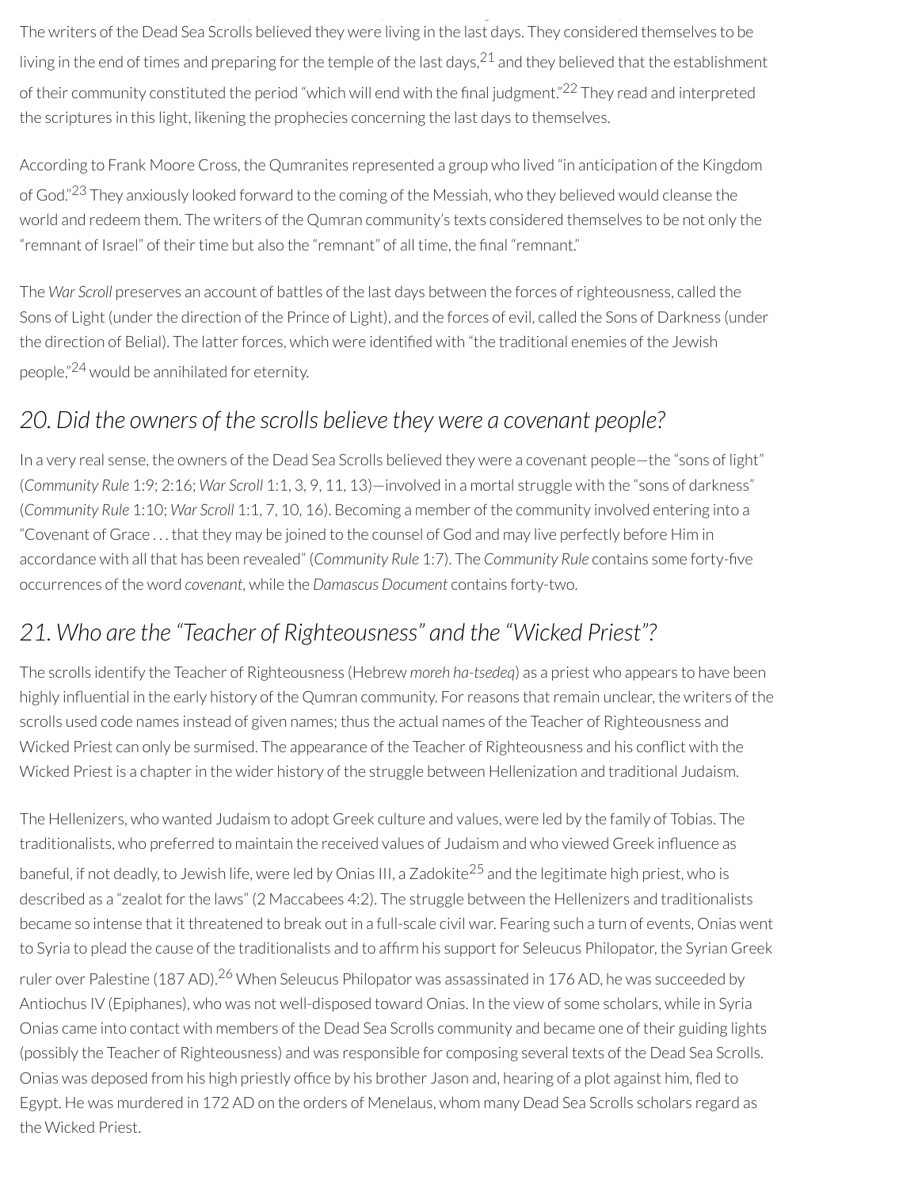The writers of the Dead Sea Scrolls believed they were living in the last days. They considered themselves to be living in the end of times and preparing for the temple of the last days,[21] and they believed that the establishment of their community constituted the period "which will end with the final judgment."[22] They read and interpreted the scriptures in this light, likening the prophecies concerning the last days to themselves.

According to Frank Moore Cross, the Qumranites represented a group who lived "in anticipation of the Kingdom of God."[23] They anxiously looked forward to the coming of the Messiah, who they believed would cleanse the world and redeem them. The writers of the Qumran community's texts considered themselves to be not only the "remnant of Israel" of their time but also the "remnant" of all time, the final "remnant."

The *War Scroll* preserves an account of battles of the last days between the forces of righteousness, called the Sons of Light (under the direction of the Prince of Light), and the forces of evil, called the Sons of Darkness (under the direction of Belial). The latter forces, which were identified with "the traditional enemies of the Jewish people,"[24] would be annihilated for eternity.

## *20. Did the owners of the scrolls believe they were a covenant people?*

In a very real sense, the owners of the Dead Sea Scrolls believed they were a covenant people—the "sons of light" (*Community Rule* 1:9; 2:16; *War Scroll* 1:1, 3, 9, 11, 13)—involved in a mortal struggle with the "sons of darkness" (*Community Rule* 1:10; *War Scroll* 1:1, 7, 10, 16). Becoming a member of the community involved entering into a "Covenant of Grace . . . that they may be joined to the counsel of God and may live perfectly before Him in accordance with all that has been revealed" (*Community Rule* 1:7). The *Community Rule* contains some forty-five occurrences of the word *covenant*, while the *Damascus Document* contains forty-two.

## *21. Who are the "Teacher of Righteousness" and the "Wicked Priest"?*

The scrolls identify the Teacher of Righteousness (Hebrew *moreh ha-tsedeq*) as a priest who appears to have been highly influential in the early history of the Qumran community. For reasons that remain unclear, the writers of the scrolls used code names instead of given names; thus the actual names of the Teacher of Righteousness and Wicked Priest can only be surmised. The appearance of the Teacher of Righteousness and his conflict with the Wicked Priest is a chapter in the wider history of the struggle between Hellenization and traditional Judaism.

The Hellenizers, who wanted Judaism to adopt Greek culture and values, were led by the family of Tobias. The traditionalists, who preferred to maintain the received values of Judaism and who viewed Greek influence as baneful, if not deadly, to Jewish life, were led by Onias III, a Zadokite[25] and the legitimate high priest, who is described as a "zealot for the laws" (2 Maccabees 4:2). The struggle between the Hellenizers and traditionalists became so intense that it threatened to break out in a full-scale civil war. Fearing such a turn of events, Onias went to Syria to plead the cause of the traditionalists and to affirm his support for Seleucus Philopator, the Syrian Greek ruler over Palestine (187 AD).[26] When Seleucus Philopator was assassinated in 176 AD, he was succeeded by Antiochus IV (Epiphanes), who was not well-disposed toward Onias. In the view of some scholars, while in Syria Onias came into contact with members of the Dead Sea Scrolls community and became one of their guiding lights (possibly the Teacher of Righteousness) and was responsible for composing several texts of the Dead Sea Scrolls. Onias was deposed from his high priestly office by his brother Jason and, hearing of a plot against him, fled to Egypt. He was murdered in 172 AD on the orders of Menelaus, whom many Dead Sea Scrolls scholars regard as the Wicked Priest.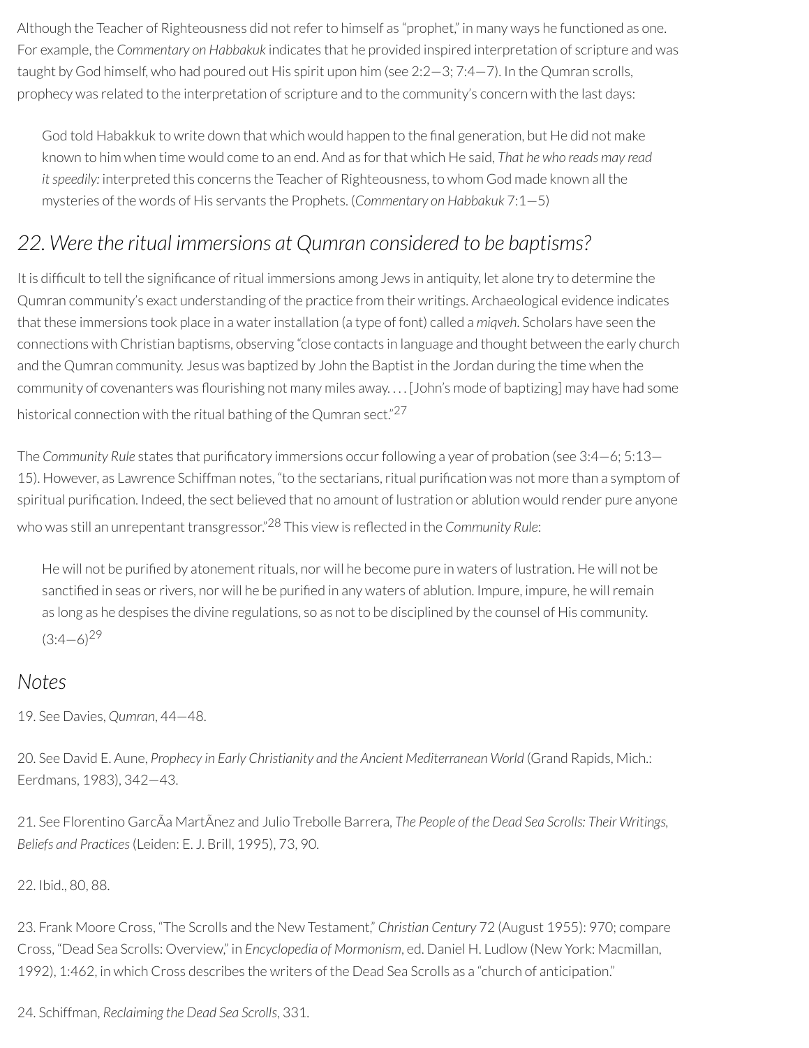Although the Teacher of Righteousness did not refer to himself as "prophet," in many ways he functioned as one. For example, the *Commentary on Habbakuk* indicates that he provided inspired interpretation of scripture and was taught by God himself, who had poured out His spirit upon him (see 2:2—3; 7:4—7). In the Qumran scrolls, prophecy was related to the interpretation of scripture and to the community's concern with the last days:

> God told Habakkuk to write down that which would happen to the final generation, but He did not make known to him when time would come to an end. And as for that which He said, *That he who reads may read it speedily:* interpreted this concerns the Teacher of Righteousness, to whom God made known all the mysteries of the words of His servants the Prophets. (*Commentary on Habbakuk* 7:1—5)

## *22. Were the ritual immersions at Qumran considered to be baptisms?*

It is difficult to tell the significance of ritual immersions among Jews in antiquity, let alone try to determine the Qumran community's exact understanding of the practice from their writings. Archaeological evidence indicates that these immersions took place in a water installation (a type of font) called a *miqveh*. Scholars have seen the connections with Christian baptisms, observing "close contacts in language and thought between the early church and the Qumran community. Jesus was baptized by John the Baptist in the Jordan during the time when the community of covenanters was flourishing not many miles away. . . . [John's mode of baptizing] may have had some historical connection with the ritual bathing of the Qumran sect."[27]

The *Community Rule* states that purificatory immersions occur following a year of probation (see 3:4—6; 5:13—15). However, as Lawrence Schiffman notes, "to the sectarians, ritual purification was not more than a symptom of spiritual purification. Indeed, the sect believed that no amount of lustration or ablution would render pure anyone who was still an unrepentant transgressor."[28] This view is reflected in the *Community Rule*:

> He will not be purified by atonement rituals, nor will he become pure in waters of lustration. He will not be sanctified in seas or rivers, nor will he be purified in any waters of ablution. Impure, impure, he will remain as long as he despises the divine regulations, so as not to be disciplined by the counsel of His community. (3:4—6)[29]

## *Notes*

19. See Davies, *Qumran*, 44—48.

20. See David E. Aune, *Prophecy in Early Christianity and the Ancient Mediterranean World* (Grand Rapids, Mich.: Eerdmans, 1983), 342—43.

21. See Florentino GarcÃa MartÃnez and Julio Trebolle Barrera, *The People of the Dead Sea Scrolls: Their Writings, Beliefs and Practices* (Leiden: E. J. Brill, 1995), 73, 90.

22. Ibid., 80, 88.

23. Frank Moore Cross, "The Scrolls and the New Testament," *Christian Century* 72 (August 1955): 970; compare Cross, "Dead Sea Scrolls: Overview," in *Encyclopedia of Mormonism*, ed. Daniel H. Ludlow (New York: Macmillan, 1992), 1:462, in which Cross describes the writers of the Dead Sea Scrolls as a "church of anticipation."

24. Schiffman, *Reclaiming the Dead Sea Scrolls*, 331.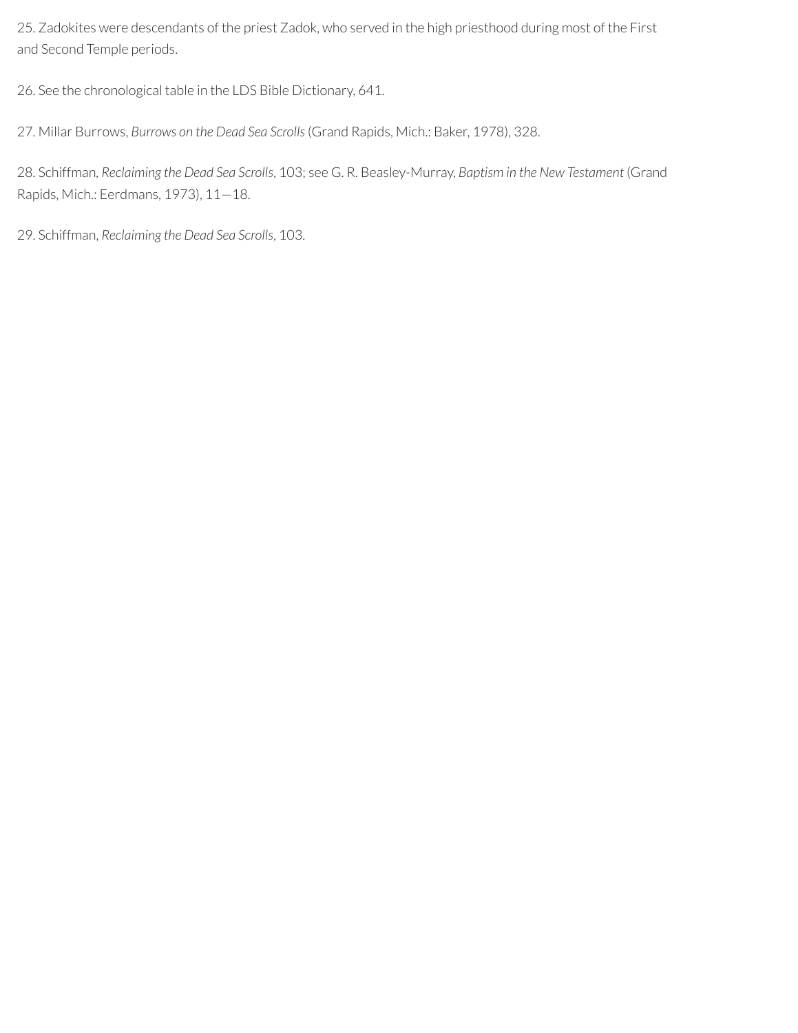25. Zadokites were descendants of the priest Zadok, who served in the high priesthood during most of the First and Second Temple periods.

26. See the chronological table in the LDS Bible Dictionary, 641.

27. Millar Burrows, *Burrows on the Dead Sea Scrolls* (Grand Rapids, Mich.: Baker, 1978), 328.

28. Schiffman, *Reclaiming the Dead Sea Scrolls*, 103; see G. R. Beasley-Murray, *Baptism in the New Testament* (Grand Rapids, Mich.: Eerdmans, 1973), 11—18.

29. Schiffman, *Reclaiming the Dead Sea Scrolls*, 103.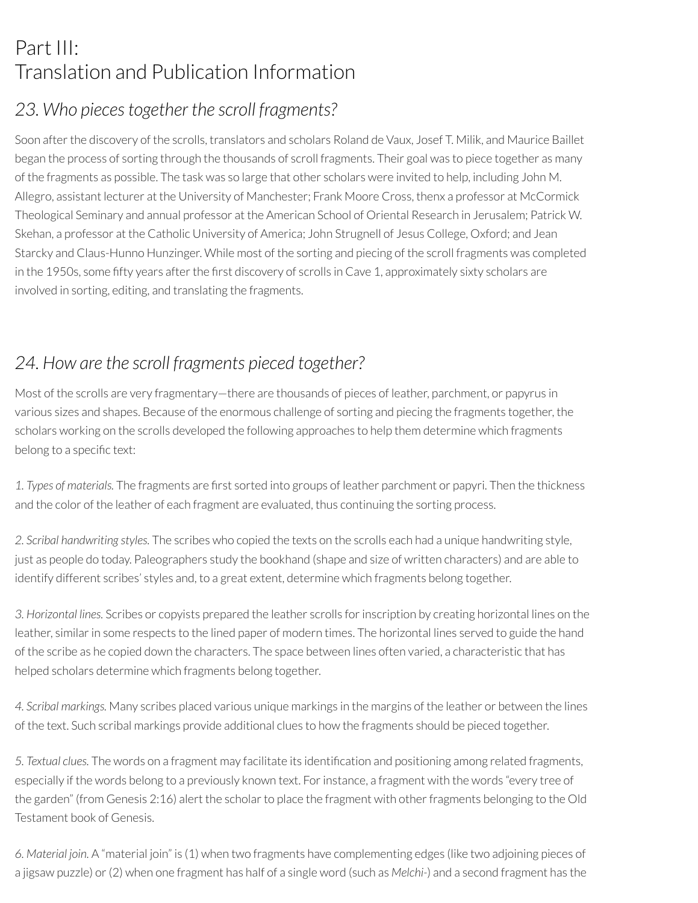# Part III: Translation and Publication Information

## 23. Who pieces together the scroll fragments?

Soon after the discovery of the scrolls, translators and scholars Roland de Vaux, Josef T. Milik, and Maurice Baillet began the process of sorting through the thousands of scroll fragments. Their goal was to piece together as many of the fragments as possible. The task was so large that other scholars were invited to help, including John M. Allegro, assistant lecturer at the University of Manchester; Frank Moore Cross, thenx a professor at McCormick Theological Seminary and annual professor at the American School of Oriental Research in Jerusalem; Patrick W. Skehan, a professor at the Catholic University of America; John Strugnell of Jesus College, Oxford; and Jean Starcky and Claus-Hunno Hunzinger. While most of the sorting and piecing of the scroll fragments was completed in the 1950s, some fifty years after the first discovery of scrolls in Cave 1, approximately sixty scholars are involved in sorting, editing, and translating the fragments.

## 24. How are the scroll fragments pieced together?

Most of the scrolls are very fragmentary—there are thousands of pieces of leather, parchment, or papyrus in various sizes and shapes. Because of the enormous challenge of sorting and piecing the fragments together, the scholars working on the scrolls developed the following approaches to help them determine which fragments belong to a specific text:

1. *Types of materials.* The fragments are first sorted into groups of leather parchment or papyri. Then the thickness and the color of the leather of each fragment are evaluated, thus continuing the sorting process.

2. *Scribal handwriting styles.* The scribes who copied the texts on the scrolls each had a unique handwriting style, just as people do today. Paleographers study the bookhand (shape and size of written characters) and are able to identify different scribes' styles and, to a great extent, determine which fragments belong together.

3. *Horizontal lines.* Scribes or copyists prepared the leather scrolls for inscription by creating horizontal lines on the leather, similar in some respects to the lined paper of modern times. The horizontal lines served to guide the hand of the scribe as he copied down the characters. The space between lines often varied, a characteristic that has helped scholars determine which fragments belong together.

4. *Scribal markings.* Many scribes placed various unique markings in the margins of the leather or between the lines of the text. Such scribal markings provide additional clues to how the fragments should be pieced together.

5. *Textual clues.* The words on a fragment may facilitate its identification and positioning among related fragments, especially if the words belong to a previously known text. For instance, a fragment with the words "every tree of the garden" (from Genesis 2:16) alert the scholar to place the fragment with other fragments belonging to the Old Testament book of Genesis.

6. *Material join.* A "material join" is (1) when two fragments have complementing edges (like two adjoining pieces of a jigsaw puzzle) or (2) when one fragment has half of a single word (such as *Melchi-*) and a second fragment has the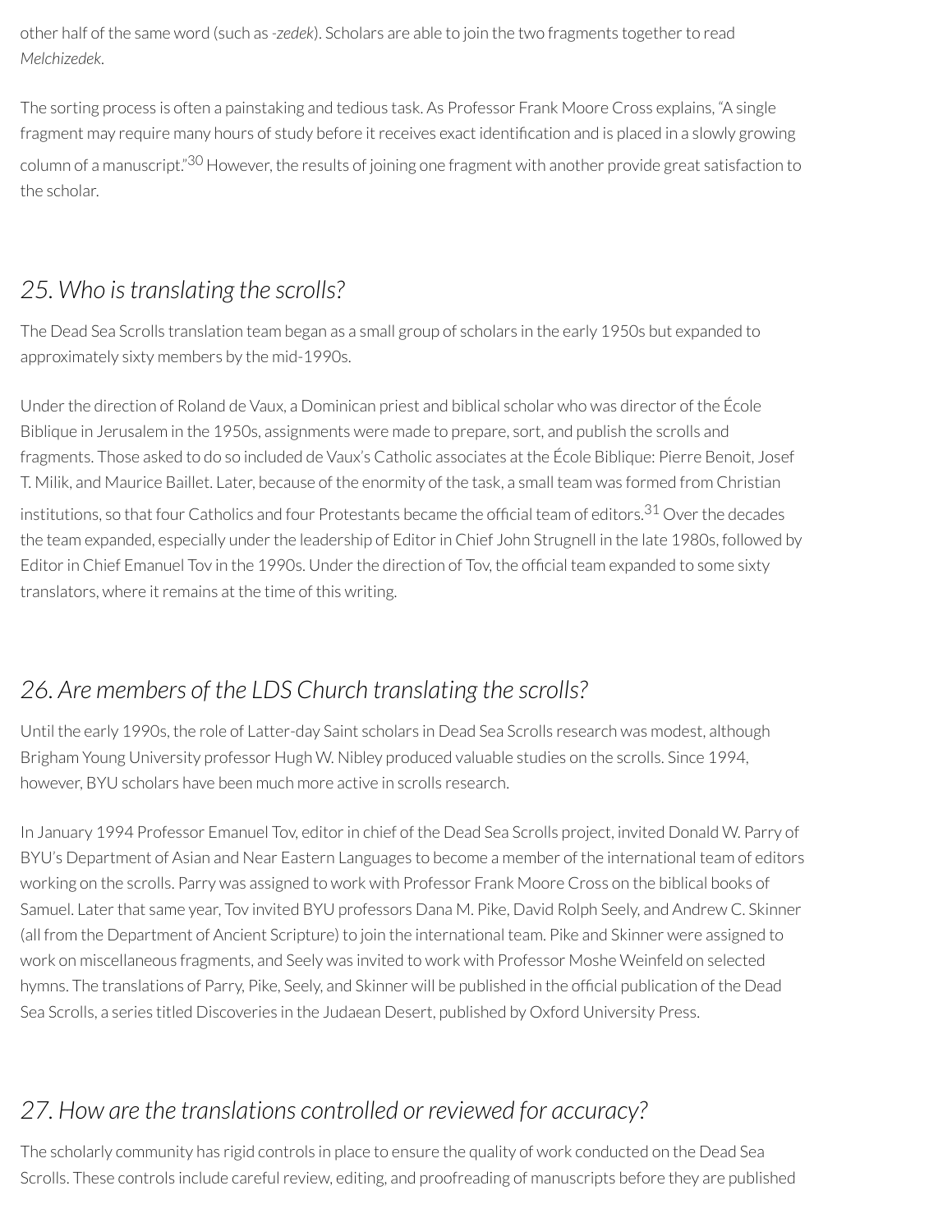other half of the same word (such as *-zedek*). Scholars are able to join the two fragments together to read *Melchizedek*.

The sorting process is often a painstaking and tedious task. As Professor Frank Moore Cross explains, "A single fragment may require many hours of study before it receives exact identification and is placed in a slowly growing column of a manuscript."[30] However, the results of joining one fragment with another provide great satisfaction to the scholar.

## *25. Who is translating the scrolls?*

The Dead Sea Scrolls translation team began as a small group of scholars in the early 1950s but expanded to approximately sixty members by the mid-1990s.

Under the direction of Roland de Vaux, a Dominican priest and biblical scholar who was director of the École Biblique in Jerusalem in the 1950s, assignments were made to prepare, sort, and publish the scrolls and fragments. Those asked to do so included de Vaux's Catholic associates at the École Biblique: Pierre Benoit, Josef T. Milik, and Maurice Baillet. Later, because of the enormity of the task, a small team was formed from Christian institutions, so that four Catholics and four Protestants became the official team of editors.[31] Over the decades the team expanded, especially under the leadership of Editor in Chief John Strugnell in the late 1980s, followed by Editor in Chief Emanuel Tov in the 1990s. Under the direction of Tov, the official team expanded to some sixty translators, where it remains at the time of this writing.

## *26. Are members of the LDS Church translating the scrolls?*

Until the early 1990s, the role of Latter-day Saint scholars in Dead Sea Scrolls research was modest, although Brigham Young University professor Hugh W. Nibley produced valuable studies on the scrolls. Since 1994, however, BYU scholars have been much more active in scrolls research.

In January 1994 Professor Emanuel Tov, editor in chief of the Dead Sea Scrolls project, invited Donald W. Parry of BYU's Department of Asian and Near Eastern Languages to become a member of the international team of editors working on the scrolls. Parry was assigned to work with Professor Frank Moore Cross on the biblical books of Samuel. Later that same year, Tov invited BYU professors Dana M. Pike, David Rolph Seely, and Andrew C. Skinner (all from the Department of Ancient Scripture) to join the international team. Pike and Skinner were assigned to work on miscellaneous fragments, and Seely was invited to work with Professor Moshe Weinfeld on selected hymns. The translations of Parry, Pike, Seely, and Skinner will be published in the official publication of the Dead Sea Scrolls, a series titled Discoveries in the Judaean Desert, published by Oxford University Press.

## *27. How are the translations controlled or reviewed for accuracy?*

The scholarly community has rigid controls in place to ensure the quality of work conducted on the Dead Sea Scrolls. These controls include careful review, editing, and proofreading of manuscripts before they are published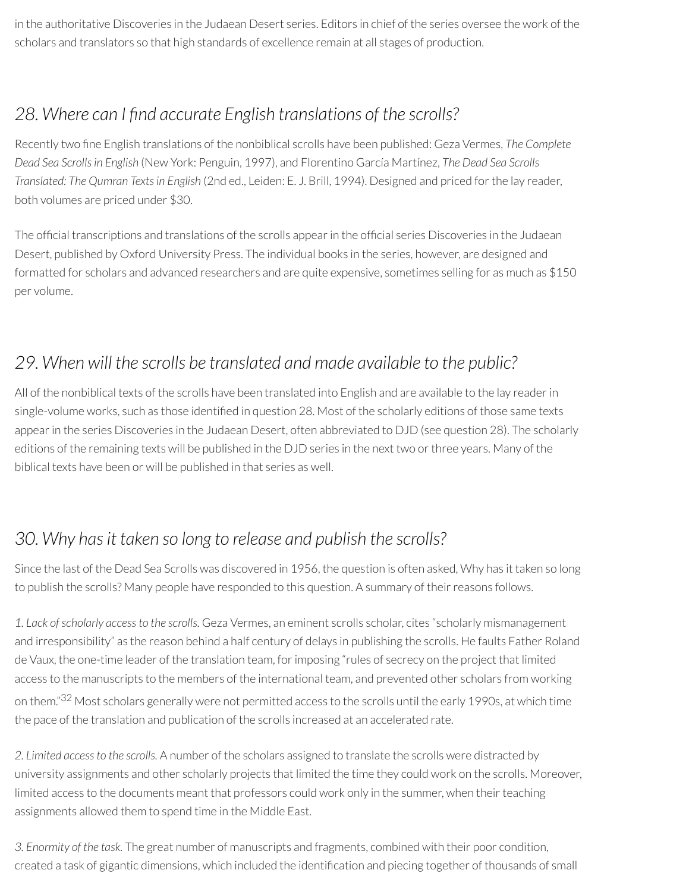in the authoritative Discoveries in the Judaean Desert series. Editors in chief of the series oversee the work of the scholars and translators so that high standards of excellence remain at all stages of production.

## *28. Where can I find accurate English translations of the scrolls?*

Recently two fine English translations of the nonbiblical scrolls have been published: Geza Vermes, *The Complete Dead Sea Scrolls in English* (New York: Penguin, 1997), and Florentino García Martínez, *The Dead Sea Scrolls Translated: The Qumran Texts in English* (2nd ed., Leiden: E. J. Brill, 1994). Designed and priced for the lay reader, both volumes are priced under $30.

The official transcriptions and translations of the scrolls appear in the official series Discoveries in the Judaean Desert, published by Oxford University Press. The individual books in the series, however, are designed and formatted for scholars and advanced researchers and are quite expensive, sometimes selling for as much as $150 per volume.

## *29. When will the scrolls be translated and made available to the public?*

All of the nonbiblical texts of the scrolls have been translated into English and are available to the lay reader in single-volume works, such as those identified in question 28. Most of the scholarly editions of those same texts appear in the series Discoveries in the Judaean Desert, often abbreviated to DJD (see question 28). The scholarly editions of the remaining texts will be published in the DJD series in the next two or three years. Many of the biblical texts have been or will be published in that series as well.

## *30. Why has it taken so long to release and publish the scrolls?*

Since the last of the Dead Sea Scrolls was discovered in 1956, the question is often asked, Why has it taken so long to publish the scrolls? Many people have responded to this question. A summary of their reasons follows.

*1. Lack of scholarly access to the scrolls.* Geza Vermes, an eminent scrolls scholar, cites "scholarly mismanagement and irresponsibility" as the reason behind a half century of delays in publishing the scrolls. He faults Father Roland de Vaux, the one-time leader of the translation team, for imposing "rules of secrecy on the project that limited access to the manuscripts to the members of the international team, and prevented other scholars from working on them."[32] Most scholars generally were not permitted access to the scrolls until the early 1990s, at which time the pace of the translation and publication of the scrolls increased at an accelerated rate.

*2. Limited access to the scrolls.* A number of the scholars assigned to translate the scrolls were distracted by university assignments and other scholarly projects that limited the time they could work on the scrolls. Moreover, limited access to the documents meant that professors could work only in the summer, when their teaching assignments allowed them to spend time in the Middle East.

*3. Enormity of the task.* The great number of manuscripts and fragments, combined with their poor condition, created a task of gigantic dimensions, which included the identification and piecing together of thousands of small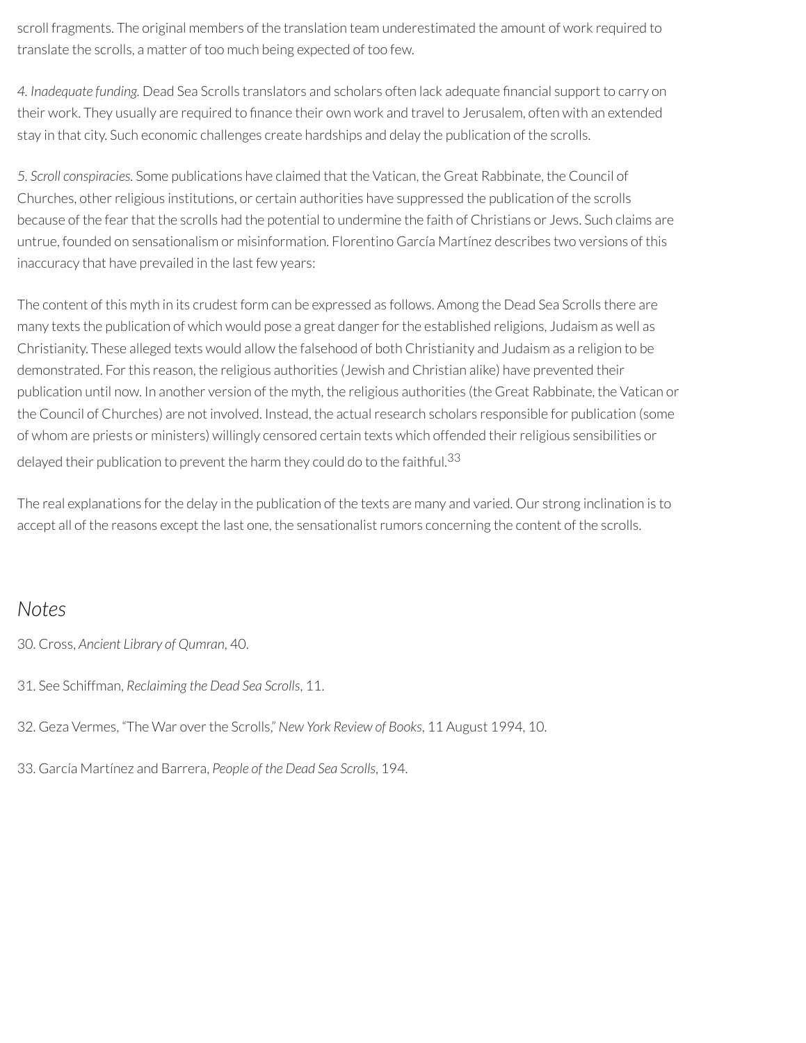scroll fragments. The original members of the translation team underestimated the amount of work required to translate the scrolls, a matter of too much being expected of too few.

*4. Inadequate funding.* Dead Sea Scrolls translators and scholars often lack adequate financial support to carry on their work. They usually are required to finance their own work and travel to Jerusalem, often with an extended stay in that city. Such economic challenges create hardships and delay the publication of the scrolls.

*5. Scroll conspiracies.* Some publications have claimed that the Vatican, the Great Rabbinate, the Council of Churches, other religious institutions, or certain authorities have suppressed the publication of the scrolls because of the fear that the scrolls had the potential to undermine the faith of Christians or Jews. Such claims are untrue, founded on sensationalism or misinformation. Florentino García Martínez describes two versions of this inaccuracy that have prevailed in the last few years:

The content of this myth in its crudest form can be expressed as follows. Among the Dead Sea Scrolls there are many texts the publication of which would pose a great danger for the established religions, Judaism as well as Christianity. These alleged texts would allow the falsehood of both Christianity and Judaism as a religion to be demonstrated. For this reason, the religious authorities (Jewish and Christian alike) have prevented their publication until now. In another version of the myth, the religious authorities (the Great Rabbinate, the Vatican or the Council of Churches) are not involved. Instead, the actual research scholars responsible for publication (some of whom are priests or ministers) willingly censored certain texts which offended their religious sensibilities or delayed their publication to prevent the harm they could do to the faithful.[33]

The real explanations for the delay in the publication of the texts are many and varied. Our strong inclination is to accept all of the reasons except the last one, the sensationalist rumors concerning the content of the scrolls.

## *Notes*

30. Cross, *Ancient Library of Qumran*, 40.

31. See Schiffman, *Reclaiming the Dead Sea Scrolls*, 11.

32. Geza Vermes, "The War over the Scrolls," *New York Review of Books*, 11 August 1994, 10.

33. García Martínez and Barrera, *People of the Dead Sea Scrolls*, 194.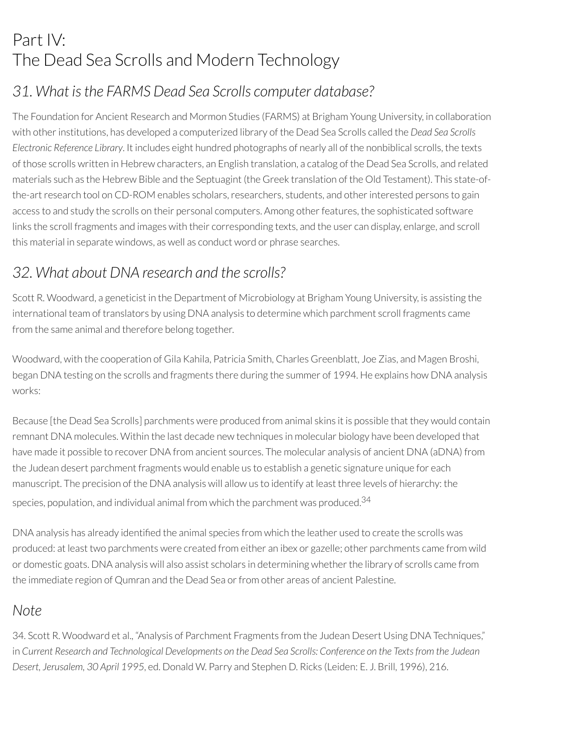# Part IV:
# The Dead Sea Scrolls and Modern Technology

## *31. What is the FARMS Dead Sea Scrolls computer database?*

The Foundation for Ancient Research and Mormon Studies (FARMS) at Brigham Young University, in collaboration with other institutions, has developed a computerized library of the Dead Sea Scrolls called the *Dead Sea Scrolls Electronic Reference Library*. It includes eight hundred photographs of nearly all of the nonbiblical scrolls, the texts of those scrolls written in Hebrew characters, an English translation, a catalog of the Dead Sea Scrolls, and related materials such as the Hebrew Bible and the Septuagint (the Greek translation of the Old Testament). This state-of-the-art research tool on CD-ROM enables scholars, researchers, students, and other interested persons to gain access to and study the scrolls on their personal computers. Among other features, the sophisticated software links the scroll fragments and images with their corresponding texts, and the user can display, enlarge, and scroll this material in separate windows, as well as conduct word or phrase searches.

## *32. What about DNA research and the scrolls?*

Scott R. Woodward, a geneticist in the Department of Microbiology at Brigham Young University, is assisting the international team of translators by using DNA analysis to determine which parchment scroll fragments came from the same animal and therefore belong together.

Woodward, with the cooperation of Gila Kahila, Patricia Smith, Charles Greenblatt, Joe Zias, and Magen Broshi, began DNA testing on the scrolls and fragments there during the summer of 1994. He explains how DNA analysis works:

Because [the Dead Sea Scrolls] parchments were produced from animal skins it is possible that they would contain remnant DNA molecules. Within the last decade new techniques in molecular biology have been developed that have made it possible to recover DNA from ancient sources. The molecular analysis of ancient DNA (aDNA) from the Judean desert parchment fragments would enable us to establish a genetic signature unique for each manuscript. The precision of the DNA analysis will allow us to identify at least three levels of hierarchy: the species, population, and individual animal from which the parchment was produced.[34]

DNA analysis has already identified the animal species from which the leather used to create the scrolls was produced: at least two parchments were created from either an ibex or gazelle; other parchments came from wild or domestic goats. DNA analysis will also assist scholars in determining whether the library of scrolls came from the immediate region of Qumran and the Dead Sea or from other areas of ancient Palestine.

## *Note*

34. Scott R. Woodward et al., "Analysis of Parchment Fragments from the Judean Desert Using DNA Techniques," in *Current Research and Technological Developments on the Dead Sea Scrolls: Conference on the Texts from the Judean Desert, Jerusalem, 30 April 1995*, ed. Donald W. Parry and Stephen D. Ricks (Leiden: E. J. Brill, 1996), 216.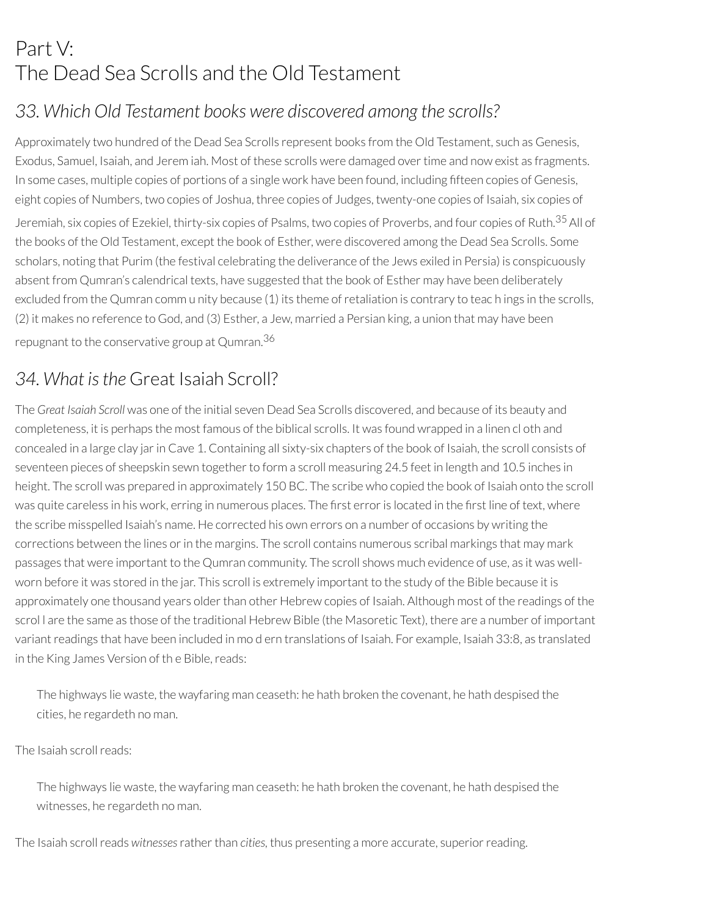# Part V: The Dead Sea Scrolls and the Old Testament

## *33. Which Old Testament books were discovered among the scrolls?*

Approximately two hundred of the Dead Sea Scrolls represent books from the Old Testament, such as Genesis, Exodus, Samuel, Isaiah, and Jeremiah. Most of these scrolls were damaged over time and now exist as fragments. In some cases, multiple copies of portions of a single work have been found, including fifteen copies of Genesis, eight copies of Numbers, two copies of Joshua, three copies of Judges, twenty-one copies of Isaiah, six copies of Jeremiah, six copies of Ezekiel, thirty-six copies of Psalms, two copies of Proverbs, and four copies of Ruth.[35] All of the books of the Old Testament, except the book of Esther, were discovered among the Dead Sea Scrolls. Some scholars, noting that Purim (the festival celebrating the deliverance of the Jews exiled in Persia) is conspicuously absent from Qumran's calendrical texts, have suggested that the book of Esther may have been deliberately excluded from the Qumran community because (1) its theme of retaliation is contrary to teachings in the scrolls, (2) it makes no reference to God, and (3) Esther, a Jew, married a Persian king, a union that may have been repugnant to the conservative group at Qumran.[36]

## *34. What is the* Great Isaiah Scroll?

The *Great Isaiah Scroll* was one of the initial seven Dead Sea Scrolls discovered, and because of its beauty and completeness, it is perhaps the most famous of the biblical scrolls. It was found wrapped in a linen cloth and concealed in a large clay jar in Cave 1. Containing all sixty-six chapters of the book of Isaiah, the scroll consists of seventeen pieces of sheepskin sewn together to form a scroll measuring 24.5 feet in length and 10.5 inches in height. The scroll was prepared in approximately 150 BC. The scribe who copied the book of Isaiah onto the scroll was quite careless in his work, erring in numerous places. The first error is located in the first line of text, where the scribe misspelled Isaiah's name. He corrected his own errors on a number of occasions by writing the corrections between the lines or in the margins. The scroll contains numerous scribal markings that may mark passages that were important to the Qumran community. The scroll shows much evidence of use, as it was well-worn before it was stored in the jar. This scroll is extremely important to the study of the Bible because it is approximately one thousand years older than other Hebrew copies of Isaiah. Although most of the readings of the scroll are the same as those of the traditional Hebrew Bible (the Masoretic Text), there are a number of important variant readings that have been included in modern translations of Isaiah. For example, Isaiah 33:8, as translated in the King James Version of the Bible, reads:

> The highways lie waste, the wayfaring man ceaseth: he hath broken the covenant, he hath despised the cities, he regardeth no man.

The Isaiah scroll reads:

> The highways lie waste, the wayfaring man ceaseth: he hath broken the covenant, he hath despised the witnesses, he regardeth no man.

The Isaiah scroll reads *witnesses* rather than *cities*, thus presenting a more accurate, superior reading.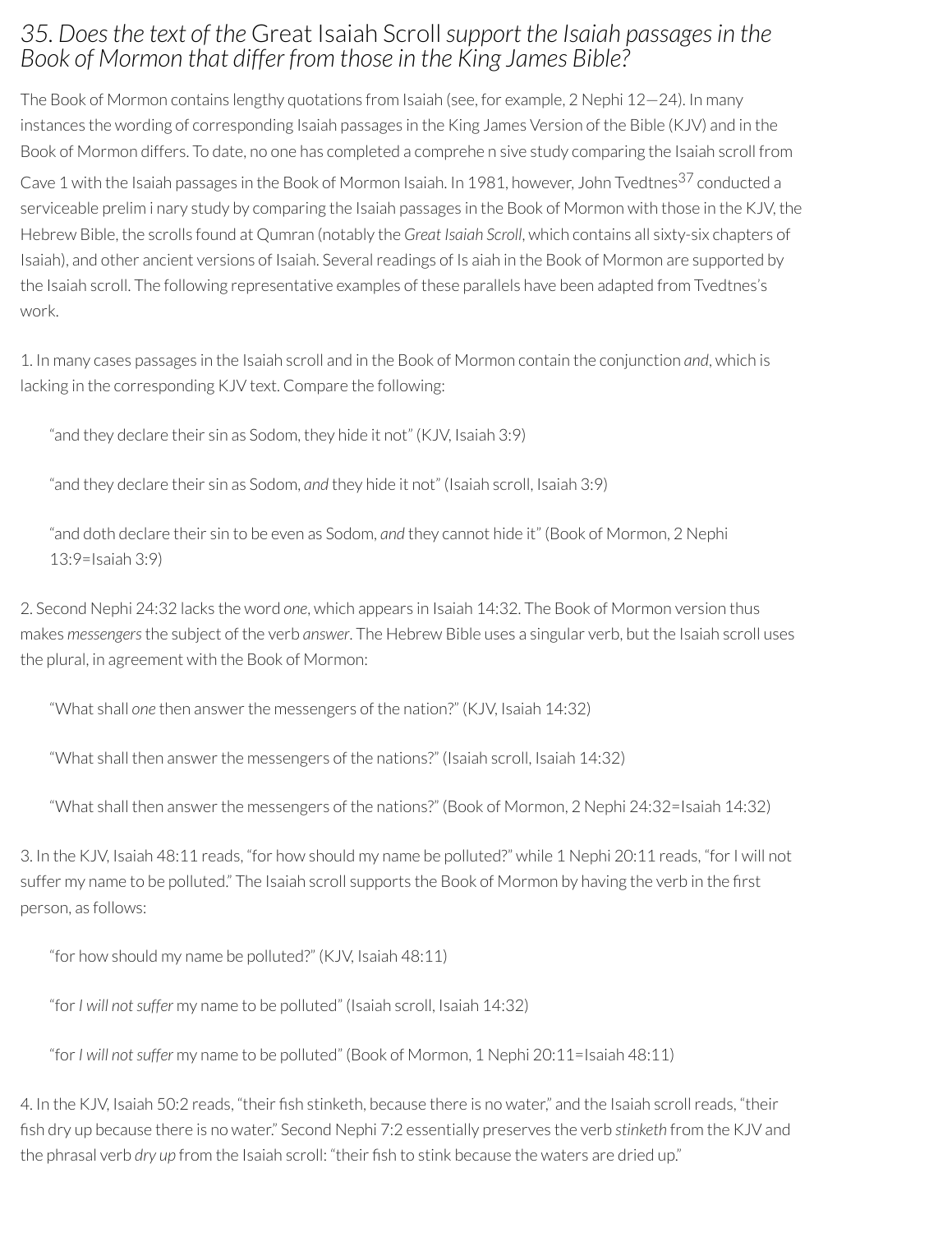## *35. Does the text of the* Great Isaiah Scroll *support the Isaiah passages in the Book of Mormon that differ from those in the King James Bible?*

The Book of Mormon contains lengthy quotations from Isaiah (see, for example, 2 Nephi 12—24). In many instances the wording of corresponding Isaiah passages in the King James Version of the Bible (KJV) and in the Book of Mormon differs. To date, no one has completed a comprehe n sive study comparing the Isaiah scroll from Cave 1 with the Isaiah passages in the Book of Mormon Isaiah. In 1981, however, John Tvedtnes[37] conducted a serviceable prelim i nary study by comparing the Isaiah passages in the Book of Mormon with those in the KJV, the Hebrew Bible, the scrolls found at Qumran (notably the *Great Isaiah Scroll*, which contains all sixty-six chapters of Isaiah), and other ancient versions of Isaiah. Several readings of Is aiah in the Book of Mormon are supported by the Isaiah scroll. The following representative examples of these parallels have been adapted from Tvedtnes's work.

1. In many cases passages in the Isaiah scroll and in the Book of Mormon contain the conjunction *and*, which is lacking in the corresponding KJV text. Compare the following:

> "and they declare their sin as Sodom, they hide it not" (KJV, Isaiah 3:9)
>
> "and they declare their sin as Sodom, *and* they hide it not" (Isaiah scroll, Isaiah 3:9)
>
> "and doth declare their sin to be even as Sodom, *and* they cannot hide it" (Book of Mormon, 2 Nephi 13:9=Isaiah 3:9)

2. Second Nephi 24:32 lacks the word *one*, which appears in Isaiah 14:32. The Book of Mormon version thus makes *messengers* the subject of the verb *answer*. The Hebrew Bible uses a singular verb, but the Isaiah scroll uses the plural, in agreement with the Book of Mormon:

> "What shall *one* then answer the messengers of the nation?" (KJV, Isaiah 14:32)
>
> "What shall then answer the messengers of the nations?" (Isaiah scroll, Isaiah 14:32)
>
> "What shall then answer the messengers of the nations?" (Book of Mormon, 2 Nephi 24:32=Isaiah 14:32)

3. In the KJV, Isaiah 48:11 reads, "for how should my name be polluted?" while 1 Nephi 20:11 reads, "for I will not suffer my name to be polluted." The Isaiah scroll supports the Book of Mormon by having the verb in the first person, as follows:

> "for how should my name be polluted?" (KJV, Isaiah 48:11)
>
> "for *I will not suffer* my name to be polluted" (Isaiah scroll, Isaiah 14:32)
>
> "for *I will not suffer* my name to be polluted" (Book of Mormon, 1 Nephi 20:11=Isaiah 48:11)

4. In the KJV, Isaiah 50:2 reads, "their fish stinketh, because there is no water," and the Isaiah scroll reads, "their fish dry up because there is no water." Second Nephi 7:2 essentially preserves the verb *stinketh* from the KJV and the phrasal verb *dry up* from the Isaiah scroll: "their fish to stink because the waters are dried up."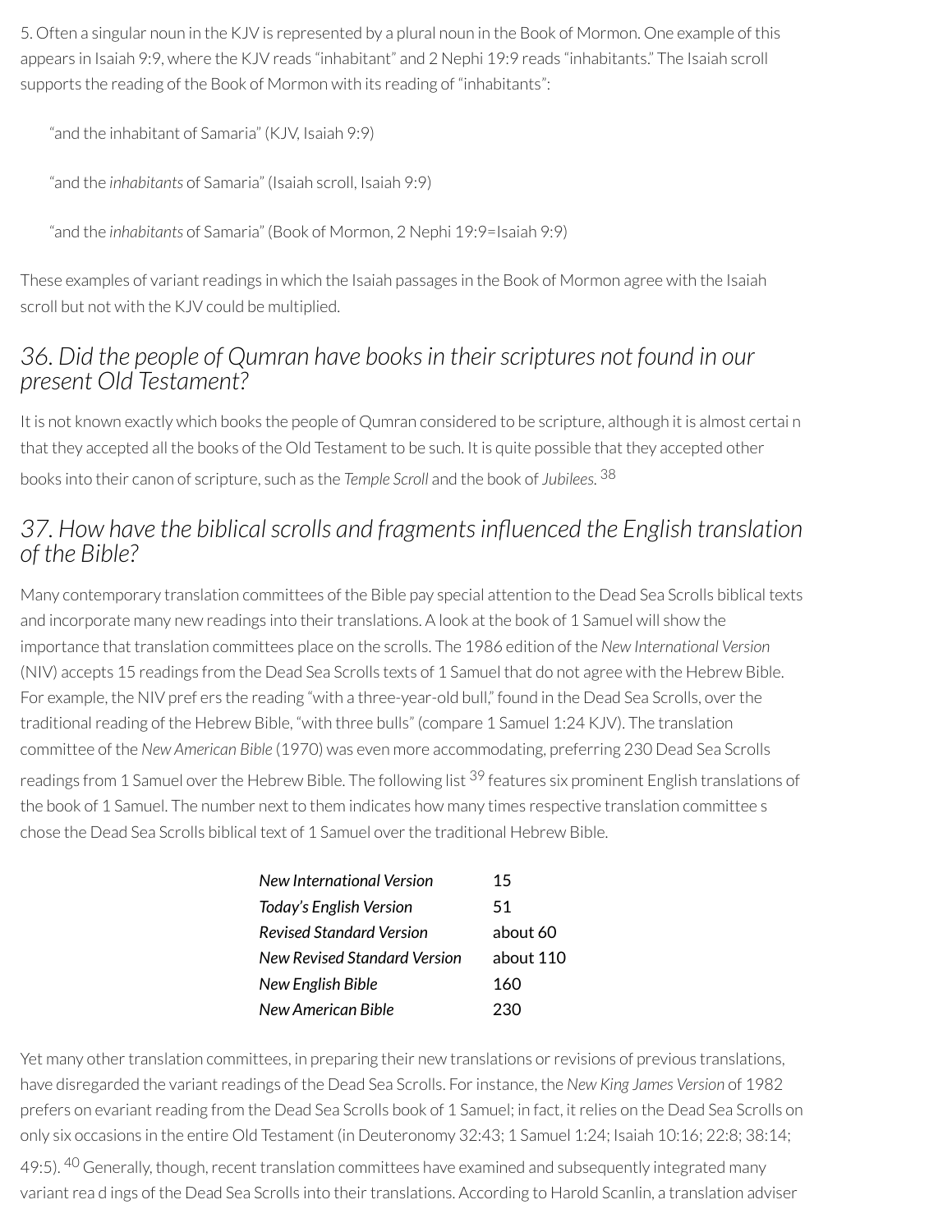5. Often a singular noun in the KJV is represented by a plural noun in the Book of Mormon. One example of this appears in Isaiah 9:9, where the KJV reads "inhabitant" and 2 Nephi 19:9 reads "inhabitants." The Isaiah scroll supports the reading of the Book of Mormon with its reading of "inhabitants":

> "and the inhabitant of Samaria" (KJV, Isaiah 9:9)
>
> "and the *inhabitants* of Samaria" (Isaiah scroll, Isaiah 9:9)
>
> "and the *inhabitants* of Samaria" (Book of Mormon, 2 Nephi 19:9=Isaiah 9:9)

These examples of variant readings in which the Isaiah passages in the Book of Mormon agree with the Isaiah scroll but not with the KJV could be multiplied.

## *36. Did the people of Qumran have books in their scriptures not found in our present Old Testament?*

It is not known exactly which books the people of Qumran considered to be scripture, although it is almost certai n that they accepted all the books of the Old Testament to be such. It is quite possible that they accepted other books into their canon of scripture, such as the *Temple Scroll* and the book of *Jubilees.*[38]

## *37. How have the biblical scrolls and fragments influenced the English translation of the Bible?*

Many contemporary translation committees of the Bible pay special attention to the Dead Sea Scrolls biblical texts and incorporate many new readings into their translations. A look at the book of 1 Samuel will show the importance that translation committees place on the scrolls. The 1986 edition of the *New International Version* (NIV) accepts 15 readings from the Dead Sea Scrolls texts of 1 Samuel that do not agree with the Hebrew Bible. For example, the NIV pref ers the reading "with a three-year-old bull," found in the Dead Sea Scrolls, over the traditional reading of the Hebrew Bible, "with three bulls" (compare 1 Samuel 1:24 KJV). The translation committee of the *New American Bible* (1970) was even more accommodating, preferring 230 Dead Sea Scrolls readings from 1 Samuel over the Hebrew Bible. The following list[39] features six prominent English translations of the book of 1 Samuel. The number next to them indicates how many times respective translation committee s chose the Dead Sea Scrolls biblical text of 1 Samuel over the traditional Hebrew Bible.

| | |
|---|---|
| *New International Version* | 15 |
| *Today's English Version* | 51 |
| *Revised Standard Version* | about 60 |
| *New Revised Standard Version* | about 110 |
| *New English Bible* | 160 |
| *New American Bible* | 230 |

Yet many other translation committees, in preparing their new translations or revisions of previous translations, have disregarded the variant readings of the Dead Sea Scrolls. For instance, the *New King James Version* of 1982 prefers on evariant reading from the Dead Sea Scrolls book of 1 Samuel; in fact, it relies on the Dead Sea Scrolls on only six occasions in the entire Old Testament (in Deuteronomy 32:43; 1 Samuel 1:24; Isaiah 10:16; 22:8; 38:14; 49:5).[40] Generally, though, recent translation committees have examined and subsequently integrated many variant rea d ings of the Dead Sea Scrolls into their translations. According to Harold Scanlin, a translation adviser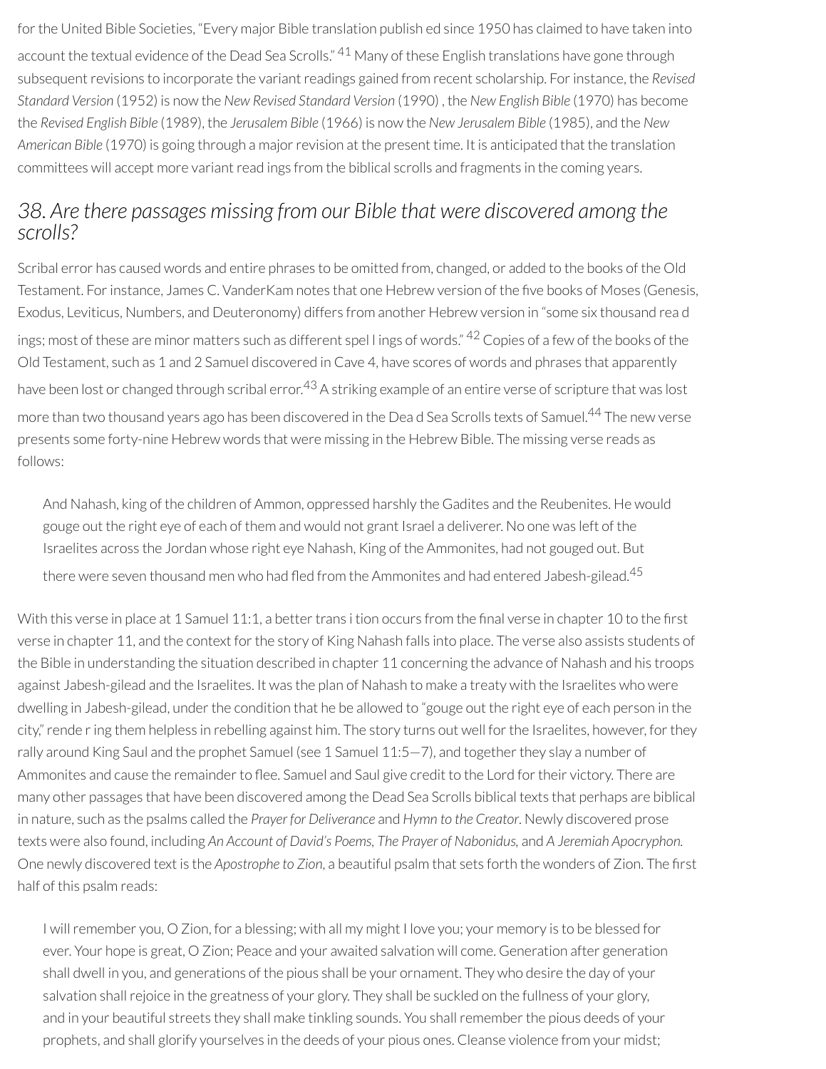for the United Bible Societies, "Every major Bible translation published since 1950 has claimed to have taken into account the textual evidence of the Dead Sea Scrolls."[41] Many of these English translations have gone through subsequent revisions to incorporate the variant readings gained from recent scholarship. For instance, the *Revised Standard Version* (1952) is now the *New Revised Standard Version* (1990) , the *New English Bible* (1970) has become the *Revised English Bible* (1989), the *Jerusalem Bible* (1966) is now the *New Jerusalem Bible* (1985), and the *New American Bible* (1970) is going through a major revision at the present time. It is anticipated that the translation committees will accept more variant readings from the biblical scrolls and fragments in the coming years.

## 38. Are there passages missing from our Bible that were discovered among the scrolls?

Scribal error has caused words and entire phrases to be omitted from, changed, or added to the books of the Old Testament. For instance, James C. VanderKam notes that one Hebrew version of the five books of Moses (Genesis, Exodus, Leviticus, Numbers, and Deuteronomy) differs from another Hebrew version in "some six thousand readings; most of these are minor matters such as different spellings of words."[42] Copies of a few of the books of the Old Testament, such as 1 and 2 Samuel discovered in Cave 4, have scores of words and phrases that apparently have been lost or changed through scribal error.[43] A striking example of an entire verse of scripture that was lost more than two thousand years ago has been discovered in the Dead Sea Scrolls texts of Samuel.[44] The new verse presents some forty-nine Hebrew words that were missing in the Hebrew Bible. The missing verse reads as follows:

> And Nahash, king of the children of Ammon, oppressed harshly the Gadites and the Reubenites. He would gouge out the right eye of each of them and would not grant Israel a deliverer. No one was left of the Israelites across the Jordan whose right eye Nahash, King of the Ammonites, had not gouged out. But there were seven thousand men who had fled from the Ammonites and had entered Jabesh-gilead.[45]

With this verse in place at 1 Samuel 11:1, a better transition occurs from the final verse in chapter 10 to the first verse in chapter 11, and the context for the story of King Nahash falls into place. The verse also assists students of the Bible in understanding the situation described in chapter 11 concerning the advance of Nahash and his troops against Jabesh-gilead and the Israelites. It was the plan of Nahash to make a treaty with the Israelites who were dwelling in Jabesh-gilead, under the condition that he be allowed to "gouge out the right eye of each person in the city," rendering them helpless in rebelling against him. The story turns out well for the Israelites, however, for they rally around King Saul and the prophet Samuel (see 1 Samuel 11:5—7), and together they slay a number of Ammonites and cause the remainder to flee. Samuel and Saul give credit to the Lord for their victory. There are many other passages that have been discovered among the Dead Sea Scrolls biblical texts that perhaps are biblical in nature, such as the psalms called the *Prayer for Deliverance* and *Hymn to the Creator*. Newly discovered prose texts were also found, including *An Account of David's Poems, The Prayer of Nabonidus,* and *A Jeremiah Apocryphon.* One newly discovered text is the *Apostrophe to Zion*, a beautiful psalm that sets forth the wonders of Zion. The first half of this psalm reads:

> I will remember you, O Zion, for a blessing; with all my might I love you; your memory is to be blessed for ever. Your hope is great, O Zion; Peace and your awaited salvation will come. Generation after generation shall dwell in you, and generations of the pious shall be your ornament. They who desire the day of your salvation shall rejoice in the greatness of your glory. They shall be suckled on the fullness of your glory, and in your beautiful streets they shall make tinkling sounds. You shall remember the pious deeds of your prophets, and shall glorify yourselves in the deeds of your pious ones. Cleanse violence from your midst;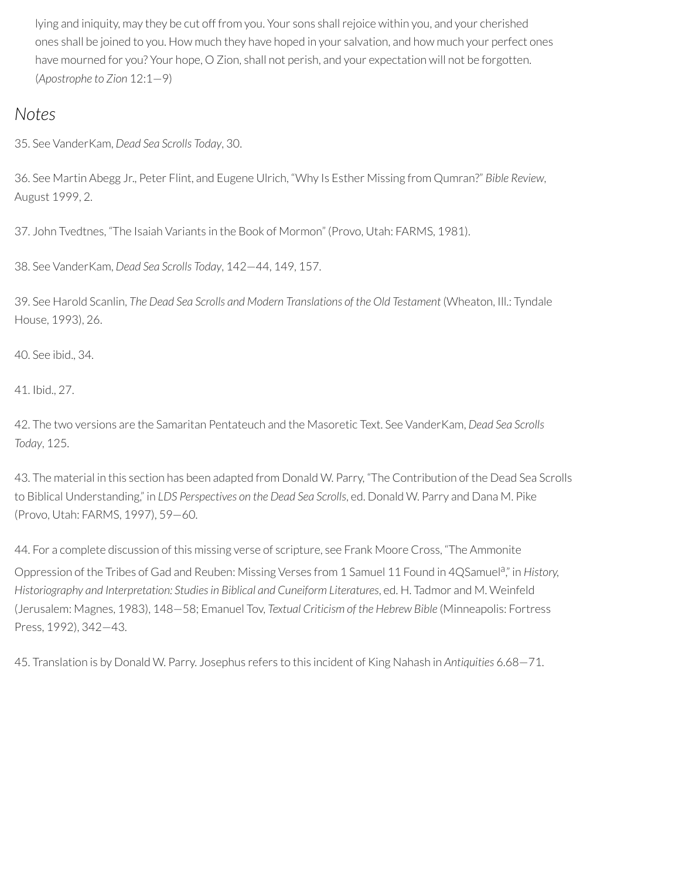> lying and iniquity, may they be cut off from you. Your sons shall rejoice within you, and your cherished ones shall be joined to you. How much they have hoped in your salvation, and how much your perfect ones have mourned for you? Your hope, O Zion, shall not perish, and your expectation will not be forgotten. (*Apostrophe to Zion* 12:1—9)

## *Notes*

35. See VanderKam, *Dead Sea Scrolls Today*, 30.

36. See Martin Abegg Jr., Peter Flint, and Eugene Ulrich, "Why Is Esther Missing from Qumran?" *Bible Review*, August 1999, 2.

37. John Tvedtnes, "The Isaiah Variants in the Book of Mormon" (Provo, Utah: FARMS, 1981).

38. See VanderKam, *Dead Sea Scrolls Today*, 142—44, 149, 157.

39. See Harold Scanlin, *The Dead Sea Scrolls and Modern Translations of the Old Testament* (Wheaton, Ill.: Tyndale House, 1993), 26.

40. See ibid., 34.

41. Ibid., 27.

42. The two versions are the Samaritan Pentateuch and the Masoretic Text. See VanderKam, *Dead Sea Scrolls Today*, 125.

43. The material in this section has been adapted from Donald W. Parry, "The Contribution of the Dead Sea Scrolls to Biblical Understanding," in *LDS Perspectives on the Dead Sea Scrolls*, ed. Donald W. Parry and Dana M. Pike (Provo, Utah: FARMS, 1997), 59—60.

44. For a complete discussion of this missing verse of scripture, see Frank Moore Cross, "The Ammonite Oppression of the Tribes of Gad and Reuben: Missing Verses from 1 Samuel 11 Found in 4QSamuel[a]," in *History, Historiography and Interpretation: Studies in Biblical and Cuneiform Literatures*, ed. H. Tadmor and M. Weinfeld (Jerusalem: Magnes, 1983), 148—58; Emanuel Tov, *Textual Criticism of the Hebrew Bible* (Minneapolis: Fortress Press, 1992), 342—43.

45. Translation is by Donald W. Parry. Josephus refers to this incident of King Nahash in *Antiquities* 6.68—71.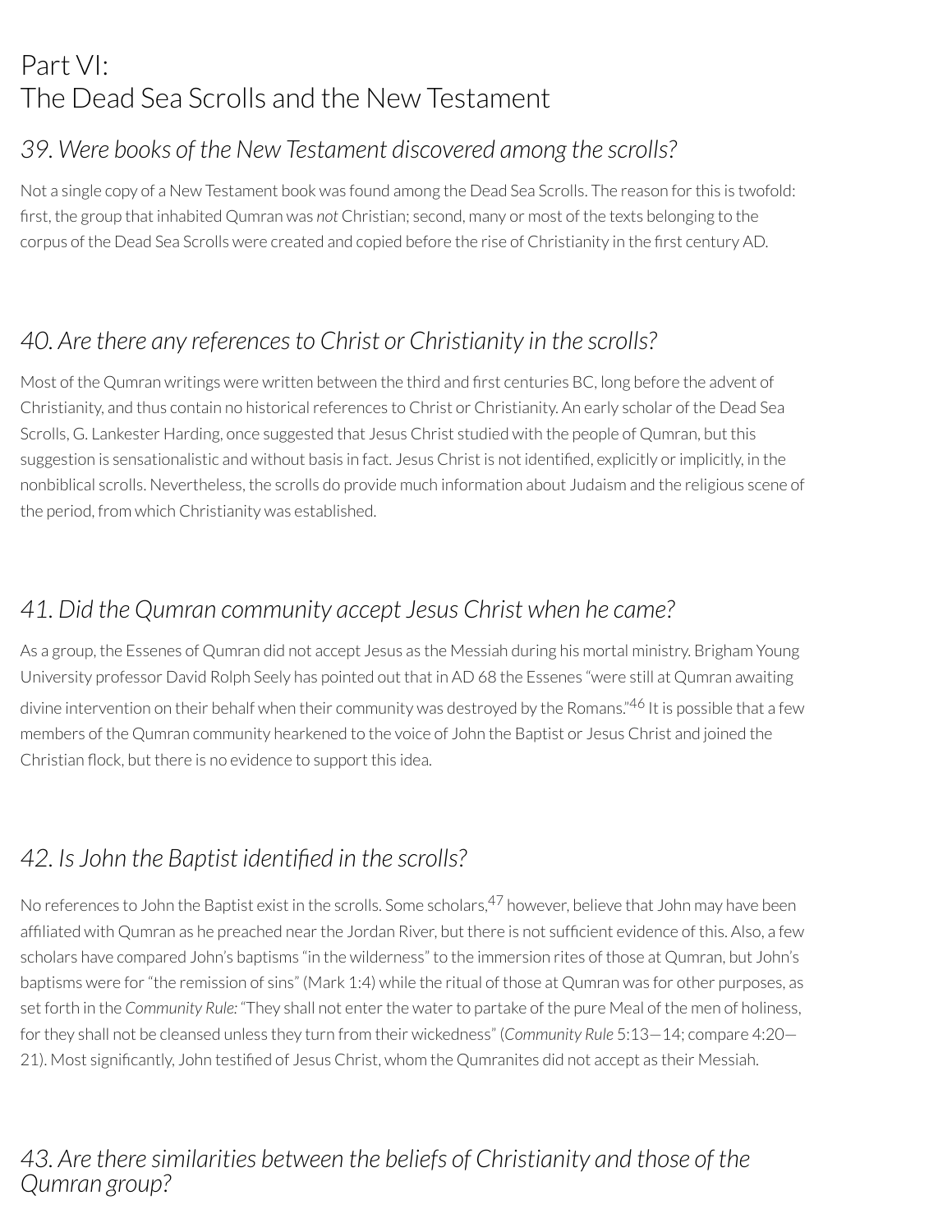# Part VI:
# The Dead Sea Scrolls and the New Testament

## *39. Were books of the New Testament discovered among the scrolls?*

Not a single copy of a New Testament book was found among the Dead Sea Scrolls. The reason for this is twofold: first, the group that inhabited Qumran was *not* Christian; second, many or most of the texts belonging to the corpus of the Dead Sea Scrolls were created and copied before the rise of Christianity in the first century AD.

## *40. Are there any references to Christ or Christianity in the scrolls?*

Most of the Qumran writings were written between the third and first centuries BC, long before the advent of Christianity, and thus contain no historical references to Christ or Christianity. An early scholar of the Dead Sea Scrolls, G. Lankester Harding, once suggested that Jesus Christ studied with the people of Qumran, but this suggestion is sensationalistic and without basis in fact. Jesus Christ is not identified, explicitly or implicitly, in the nonbiblical scrolls. Nevertheless, the scrolls do provide much information about Judaism and the religious scene of the period, from which Christianity was established.

## *41. Did the Qumran community accept Jesus Christ when he came?*

As a group, the Essenes of Qumran did not accept Jesus as the Messiah during his mortal ministry. Brigham Young University professor David Rolph Seely has pointed out that in AD 68 the Essenes "were still at Qumran awaiting divine intervention on their behalf when their community was destroyed by the Romans."[46] It is possible that a few members of the Qumran community hearkened to the voice of John the Baptist or Jesus Christ and joined the Christian flock, but there is no evidence to support this idea.

## *42. Is John the Baptist identified in the scrolls?*

No references to John the Baptist exist in the scrolls. Some scholars,[47] however, believe that John may have been affiliated with Qumran as he preached near the Jordan River, but there is not sufficient evidence of this. Also, a few scholars have compared John's baptisms "in the wilderness" to the immersion rites of those at Qumran, but John's baptisms were for "the remission of sins" (Mark 1:4) while the ritual of those at Qumran was for other purposes, as set forth in the *Community Rule:* "They shall not enter the water to partake of the pure Meal of the men of holiness, for they shall not be cleansed unless they turn from their wickedness" (*Community Rule* 5:13—14; compare 4:20—21). Most significantly, John testified of Jesus Christ, whom the Qumranites did not accept as their Messiah.

## *43. Are there similarities between the beliefs of Christianity and those of the Qumran group?*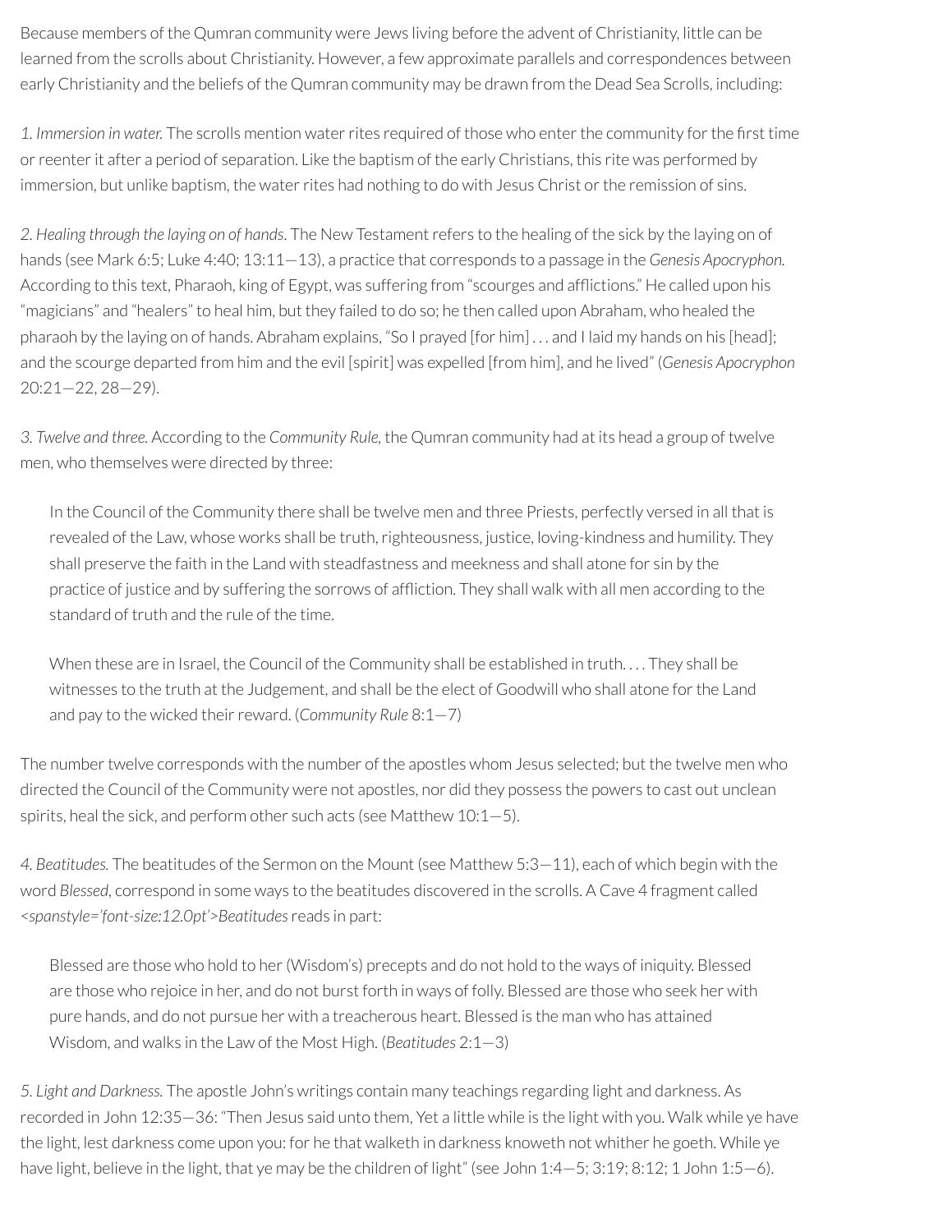Because members of the Qumran community were Jews living before the advent of Christianity, little can be learned from the scrolls about Christianity. However, a few approximate parallels and correspondences between early Christianity and the beliefs of the Qumran community may be drawn from the Dead Sea Scrolls, including:

1. *Immersion in water.* The scrolls mention water rites required of those who enter the community for the first time or reenter it after a period of separation. Like the baptism of the early Christians, this rite was performed by immersion, but unlike baptism, the water rites had nothing to do with Jesus Christ or the remission of sins.

2. *Healing through the laying on of hands*. The New Testament refers to the healing of the sick by the laying on of hands (see Mark 6:5; Luke 4:40; 13:11—13), a practice that corresponds to a passage in the *Genesis Apocryphon.* According to this text, Pharaoh, king of Egypt, was suffering from "scourges and afflictions." He called upon his "magicians" and "healers" to heal him, but they failed to do so; he then called upon Abraham, who healed the pharaoh by the laying on of hands. Abraham explains, "So I prayed [for him] . . . and I laid my hands on his [head]; and the scourge departed from him and the evil [spirit] was expelled [from him], and he lived" (*Genesis Apocryphon* 20:21—22, 28—29).

3. *Twelve and three.* According to the *Community Rule,* the Qumran community had at its head a group of twelve men, who themselves were directed by three:

> In the Council of the Community there shall be twelve men and three Priests, perfectly versed in all that is revealed of the Law, whose works shall be truth, righteousness, justice, loving-kindness and humility. They shall preserve the faith in the Land with steadfastness and meekness and shall atone for sin by the practice of justice and by suffering the sorrows of affliction. They shall walk with all men according to the standard of truth and the rule of the time.
>
> When these are in Israel, the Council of the Community shall be established in truth. . . . They shall be witnesses to the truth at the Judgement, and shall be the elect of Goodwill who shall atone for the Land and pay to the wicked their reward. (*Community Rule* 8:1—7)

The number twelve corresponds with the number of the apostles whom Jesus selected; but the twelve men who directed the Council of the Community were not apostles, nor did they possess the powers to cast out unclean spirits, heal the sick, and perform other such acts (see Matthew 10:1—5).

4. *Beatitudes.* The beatitudes of the Sermon on the Mount (see Matthew 5:3—11), each of which begin with the word *Blessed*, correspond in some ways to the beatitudes discovered in the scrolls. A Cave 4 fragment called *<spanstyle='font-size:12.0pt'>Beatitudes* reads in part:

> Blessed are those who hold to her (Wisdom's) precepts and do not hold to the ways of iniquity. Blessed are those who rejoice in her, and do not burst forth in ways of folly. Blessed are those who seek her with pure hands, and do not pursue her with a treacherous heart. Blessed is the man who has attained Wisdom, and walks in the Law of the Most High. (*Beatitudes* 2:1—3)

5. *Light and Darkness.* The apostle John's writings contain many teachings regarding light and darkness. As recorded in John 12:35—36: "Then Jesus said unto them, Yet a little while is the light with you. Walk while ye have the light, lest darkness come upon you: for he that walketh in darkness knoweth not whither he goeth. While ye have light, believe in the light, that ye may be the children of light" (see John 1:4—5; 3:19; 8:12; 1 John 1:5—6).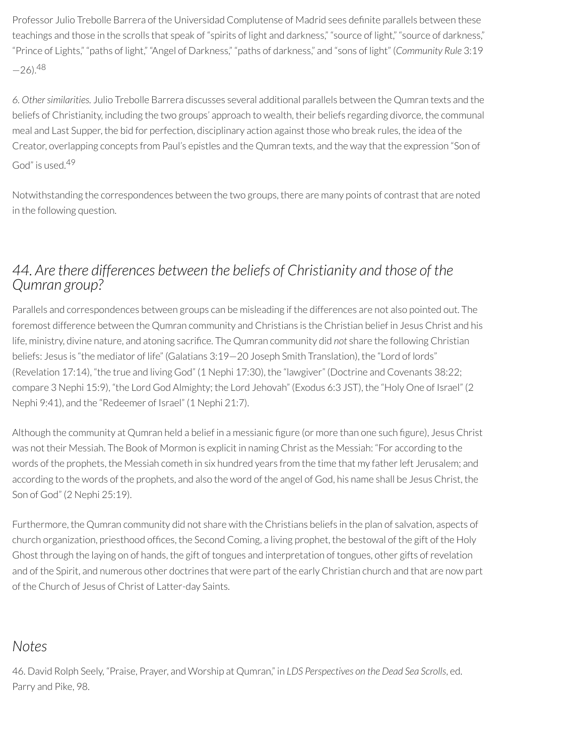Professor Julio Trebolle Barrera of the Universidad Complutense of Madrid sees definite parallels between these teachings and those in the scrolls that speak of "spirits of light and darkness," "source of light," "source of darkness," "Prince of Lights," "paths of light," "Angel of Darkness," "paths of darkness," and "sons of light" (*Community Rule* 3:19—26).[48]

*6. Other similarities.* Julio Trebolle Barrera discusses several additional parallels between the Qumran texts and the beliefs of Christianity, including the two groups' approach to wealth, their beliefs regarding divorce, the communal meal and Last Supper, the bid for perfection, disciplinary action against those who break rules, the idea of the Creator, overlapping concepts from Paul's epistles and the Qumran texts, and the way that the expression "Son of God" is used.[49]

Notwithstanding the correspondences between the two groups, there are many points of contrast that are noted in the following question.

## *44. Are there differences between the beliefs of Christianity and those of the Qumran group?*

Parallels and correspondences between groups can be misleading if the differences are not also pointed out. The foremost difference between the Qumran community and Christians is the Christian belief in Jesus Christ and his life, ministry, divine nature, and atoning sacrifice. The Qumran community did *not* share the following Christian beliefs: Jesus is "the mediator of life" (Galatians 3:19—20 Joseph Smith Translation), the "Lord of lords" (Revelation 17:14), "the true and living God" (1 Nephi 17:30), the "lawgiver" (Doctrine and Covenants 38:22; compare 3 Nephi 15:9), "the Lord God Almighty; the Lord Jehovah" (Exodus 6:3 JST), the "Holy One of Israel" (2 Nephi 9:41), and the "Redeemer of Israel" (1 Nephi 21:7).

Although the community at Qumran held a belief in a messianic figure (or more than one such figure), Jesus Christ was not their Messiah. The Book of Mormon is explicit in naming Christ as the Messiah: "For according to the words of the prophets, the Messiah cometh in six hundred years from the time that my father left Jerusalem; and according to the words of the prophets, and also the word of the angel of God, his name shall be Jesus Christ, the Son of God" (2 Nephi 25:19).

Furthermore, the Qumran community did not share with the Christians beliefs in the plan of salvation, aspects of church organization, priesthood offices, the Second Coming, a living prophet, the bestowal of the gift of the Holy Ghost through the laying on of hands, the gift of tongues and interpretation of tongues, other gifts of revelation and of the Spirit, and numerous other doctrines that were part of the early Christian church and that are now part of the Church of Jesus of Christ of Latter-day Saints.

## *Notes*

46. David Rolph Seely, "Praise, Prayer, and Worship at Qumran," in *LDS Perspectives on the Dead Sea Scrolls*, ed. Parry and Pike, 98.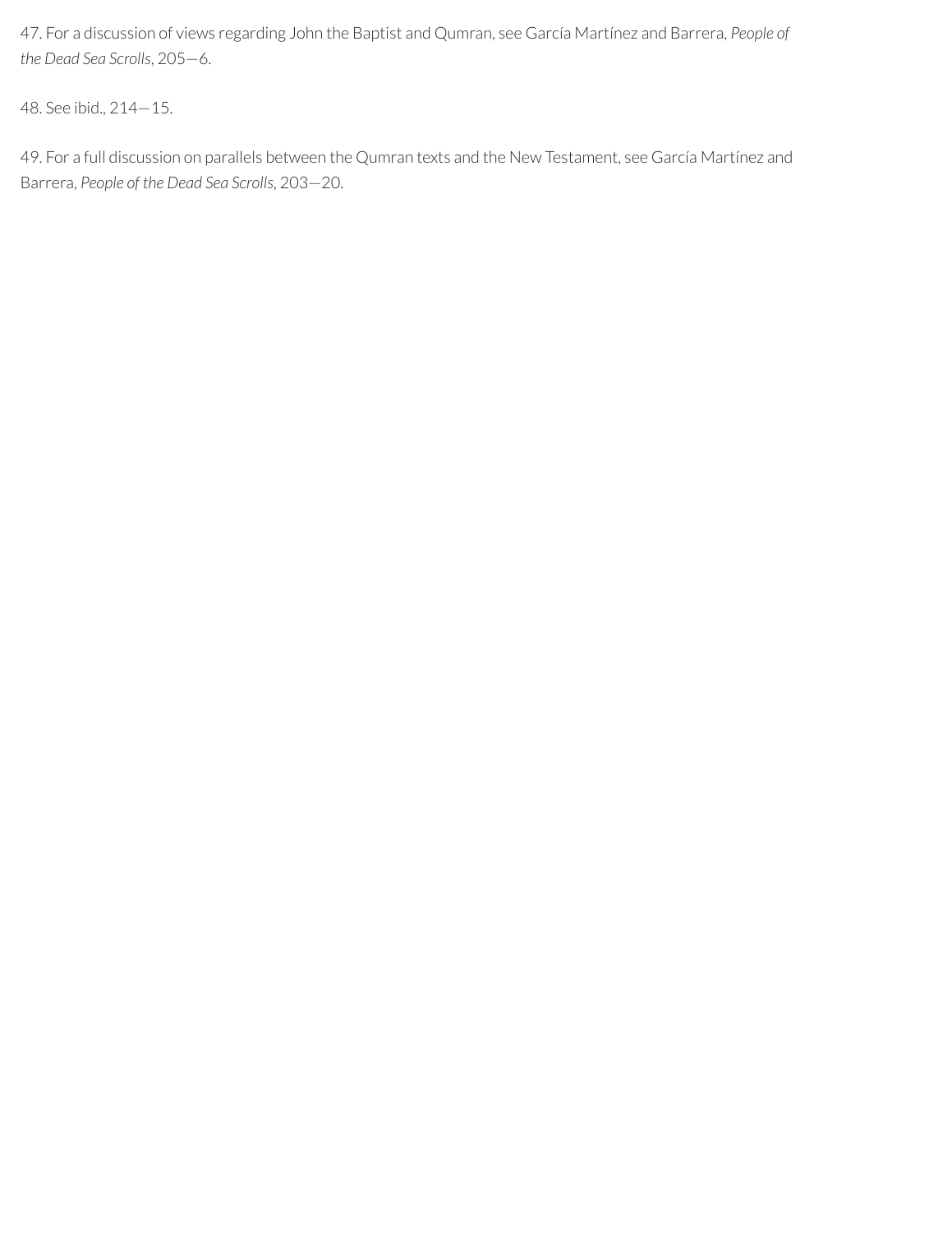47. For a discussion of views regarding John the Baptist and Qumran, see García Martínez and Barrera, *People of the Dead Sea Scrolls*, 205—6.

48. See ibid., 214—15.

49. For a full discussion on parallels between the Qumran texts and the New Testament, see García Martínez and Barrera, *People of the Dead Sea Scrolls*, 203—20.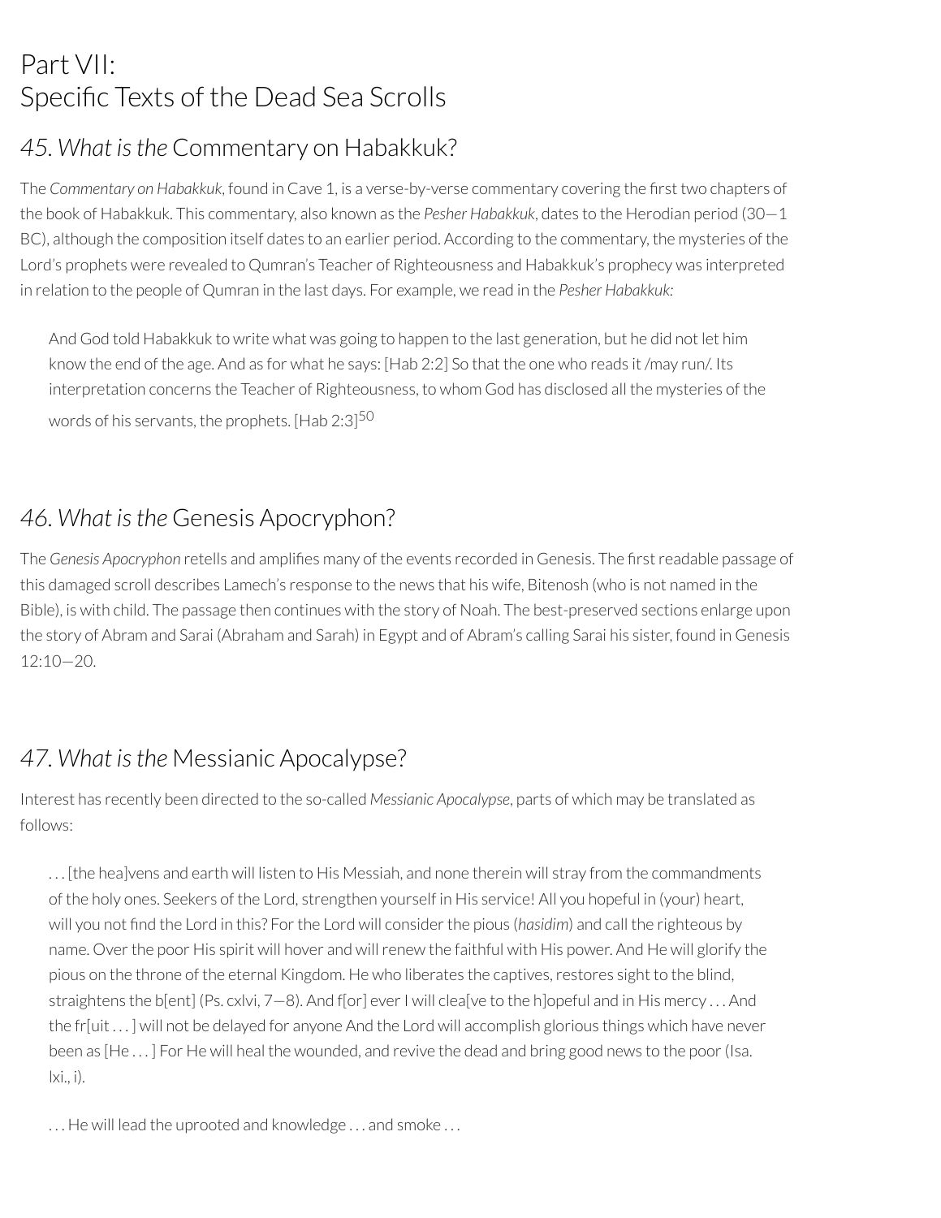# Part VII:
# Specific Texts of the Dead Sea Scrolls

## 45. *What is the* Commentary on Habakkuk?

The *Commentary on Habakkuk*, found in Cave 1, is a verse-by-verse commentary covering the first two chapters of the book of Habakkuk. This commentary, also known as the *Pesher Habakkuk*, dates to the Herodian period (30—1 BC), although the composition itself dates to an earlier period. According to the commentary, the mysteries of the Lord's prophets were revealed to Qumran's Teacher of Righteousness and Habakkuk's prophecy was interpreted in relation to the people of Qumran in the last days. For example, we read in the *Pesher Habakkuk:*

> And God told Habakkuk to write what was going to happen to the last generation, but he did not let him know the end of the age. And as for what he says: [Hab 2:2] So that the one who reads it /may run/. Its interpretation concerns the Teacher of Righteousness, to whom God has disclosed all the mysteries of the words of his servants, the prophets. [Hab 2:3][50]

## 46. *What is the* Genesis Apocryphon?

The *Genesis Apocryphon* retells and amplifies many of the events recorded in Genesis. The first readable passage of this damaged scroll describes Lamech's response to the news that his wife, Bitenosh (who is not named in the Bible), is with child. The passage then continues with the story of Noah. The best-preserved sections enlarge upon the story of Abram and Sarai (Abraham and Sarah) in Egypt and of Abram's calling Sarai his sister, found in Genesis 12:10—20.

## 47. *What is the* Messianic Apocalypse?

Interest has recently been directed to the so-called *Messianic Apocalypse*, parts of which may be translated as follows:

> . . . [the hea]vens and earth will listen to His Messiah, and none therein will stray from the commandments of the holy ones. Seekers of the Lord, strengthen yourself in His service! All you hopeful in (your) heart, will you not find the Lord in this? For the Lord will consider the pious (*hasidim*) and call the righteous by name. Over the poor His spirit will hover and will renew the faithful with His power. And He will glorify the pious on the throne of the eternal Kingdom. He who liberates the captives, restores sight to the blind, straightens the b[ent] (Ps. cxlvi, 7—8). And f[or] ever I will clea[ve to the h]opeful and in His mercy . . . And the fr[uit . . . ] will not be delayed for anyone And the Lord will accomplish glorious things which have never been as [He . . . ] For He will heal the wounded, and revive the dead and bring good news to the poor (Isa. lxi., i).
>
> . . . He will lead the uprooted and knowledge . . . and smoke . . .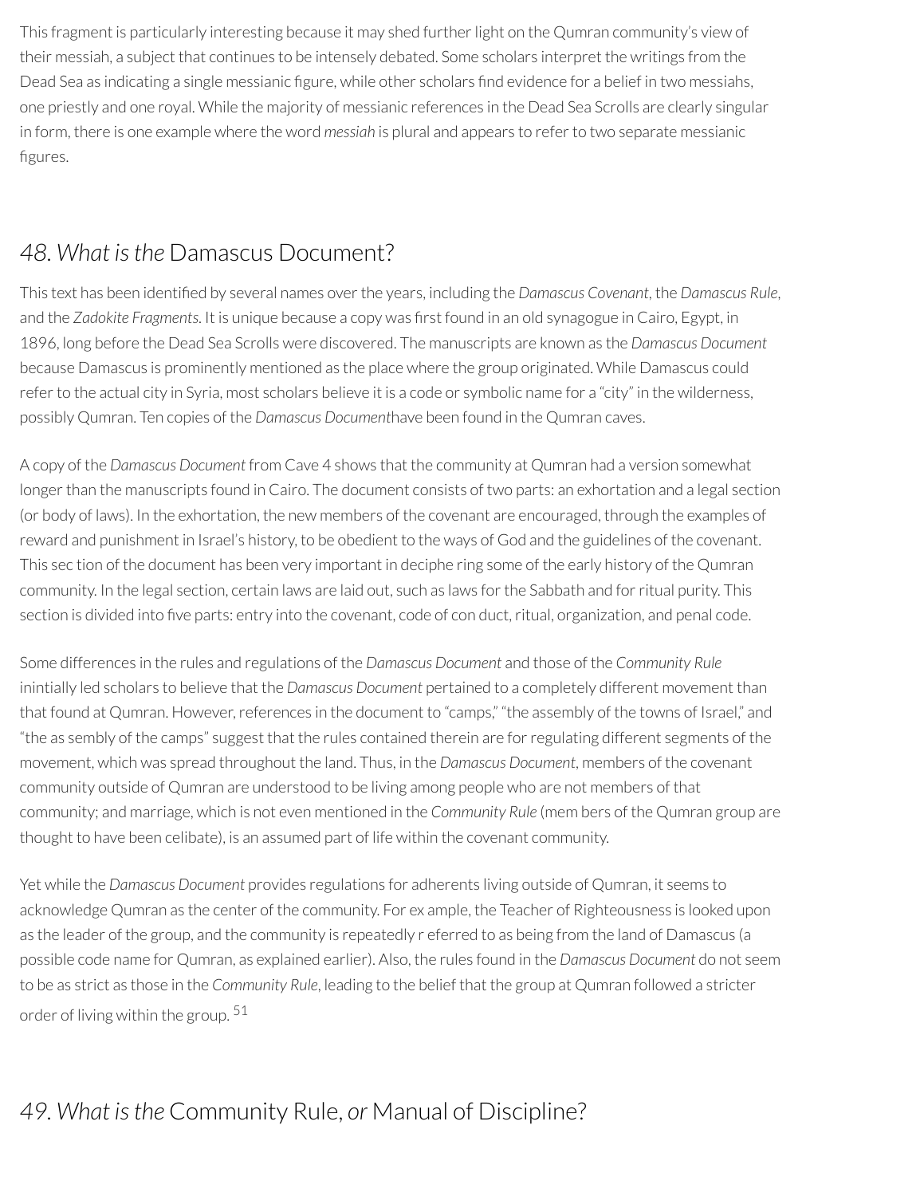This fragment is particularly interesting because it may shed further light on the Qumran community's view of their messiah, a subject that continues to be intensely debated. Some scholars interpret the writings from the Dead Sea as indicating a single messianic figure, while other scholars find evidence for a belief in two messiahs, one priestly and one royal. While the majority of messianic references in the Dead Sea Scrolls are clearly singular in form, there is one example where the word *messiah* is plural and appears to refer to two separate messianic figures.

## 48. *What is the* Damascus Document?

This text has been identified by several names over the years, including the *Damascus Covenant*, the *Damascus Rule*, and the *Zadokite Fragments*. It is unique because a copy was first found in an old synagogue in Cairo, Egypt, in 1896, long before the Dead Sea Scrolls were discovered. The manuscripts are known as the *Damascus Document* because Damascus is prominently mentioned as the place where the group originated. While Damascus could refer to the actual city in Syria, most scholars believe it is a code or symbolic name for a "city" in the wilderness, possibly Qumran. Ten copies of the *Damascus Document*have been found in the Qumran caves.

A copy of the *Damascus Document* from Cave 4 shows that the community at Qumran had a version somewhat longer than the manuscripts found in Cairo. The document consists of two parts: an exhortation and a legal section (or body of laws). In the exhortation, the new members of the covenant are encouraged, through the examples of reward and punishment in Israel's history, to be obedient to the ways of God and the guidelines of the covenant. This sec tion of the document has been very important in deciphe ring some of the early history of the Qumran community. In the legal section, certain laws are laid out, such as laws for the Sabbath and for ritual purity. This section is divided into five parts: entry into the covenant, code of con duct, ritual, organization, and penal code.

Some differences in the rules and regulations of the *Damascus Document* and those of the *Community Rule* inintially led scholars to believe that the *Damascus Document* pertained to a completely different movement than that found at Qumran. However, references in the document to "camps," "the assembly of the towns of Israel," and "the as sembly of the camps" suggest that the rules contained therein are for regulating different segments of the movement, which was spread throughout the land. Thus, in the *Damascus Document*, members of the covenant community outside of Qumran are understood to be living among people who are not members of that community; and marriage, which is not even mentioned in the *Community Rule* (mem bers of the Qumran group are thought to have been celibate), is an assumed part of life within the covenant community.

Yet while the *Damascus Document* provides regulations for adherents living outside of Qumran, it seems to acknowledge Qumran as the center of the community. For ex ample, the Teacher of Righteousness is looked upon as the leader of the group, and the community is repeatedly r eferred to as being from the land of Damascus (a possible code name for Qumran, as explained earlier). Also, the rules found in the *Damascus Document* do not seem to be as strict as those in the *Community Rule*, leading to the belief that the group at Qumran followed a stricter order of living within the group. [51]

## 49. *What is the* Community Rule, *or* Manual of Discipline?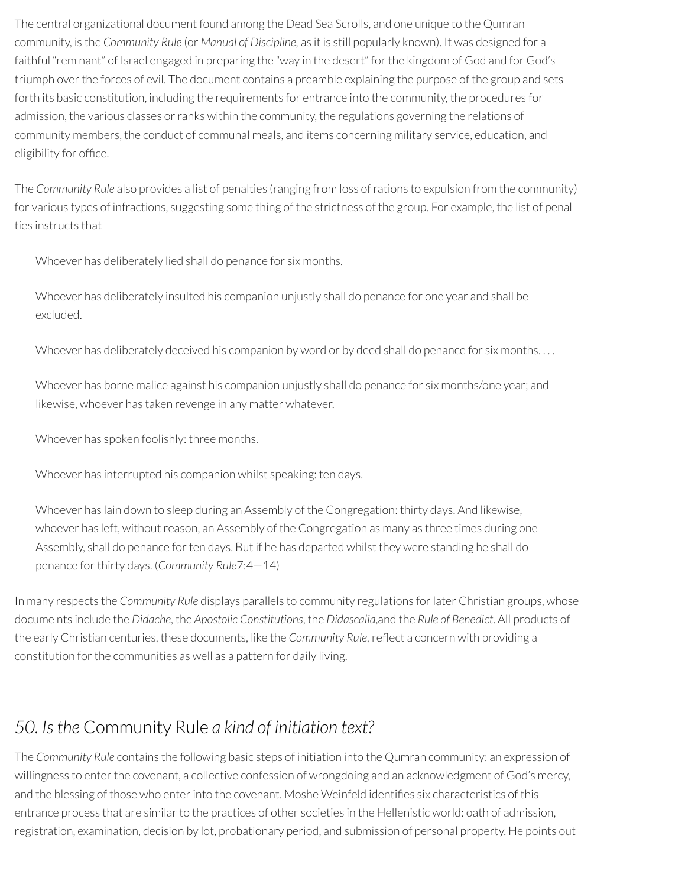The central organizational document found among the Dead Sea Scrolls, and one unique to the Qumran community, is the *Community Rule* (or *Manual of Discipline*, as it is still popularly known). It was designed for a faithful "rem nant" of Israel engaged in preparing the "way in the desert" for the kingdom of God and for God's triumph over the forces of evil. The document contains a preamble explaining the purpose of the group and sets forth its basic constitution, including the requirements for entrance into the community, the procedures for admission, the various classes or ranks within the community, the regulations governing the relations of community members, the conduct of communal meals, and items concerning military service, education, and eligibility for office.

The *Community Rule* also provides a list of penalties (ranging from loss of rations to expulsion from the community) for various types of infractions, suggesting some thing of the strictness of the group. For example, the list of penal ties instructs that

> Whoever has deliberately lied shall do penance for six months.
>
> Whoever has deliberately insulted his companion unjustly shall do penance for one year and shall be excluded.
>
> Whoever has deliberately deceived his companion by word or by deed shall do penance for six months. . . .
>
> Whoever has borne malice against his companion unjustly shall do penance for six months/one year; and likewise, whoever has taken revenge in any matter whatever.
>
> Whoever has spoken foolishly: three months.
>
> Whoever has interrupted his companion whilst speaking: ten days.
>
> Whoever has lain down to sleep during an Assembly of the Congregation: thirty days. And likewise, whoever has left, without reason, an Assembly of the Congregation as many as three times during one Assembly, shall do penance for ten days. But if he has departed whilst they were standing he shall do penance for thirty days. (*Community Rule*7:4—14)

In many respects the *Community Rule* displays parallels to community regulations for later Christian groups, whose docume nts include the *Didache*, the *Apostolic Constitutions*, the *Didascalia*,and the *Rule of Benedict*. All products of the early Christian centuries, these documents, like the *Community Rule*, reflect a concern with providing a constitution for the communities as well as a pattern for daily living.

## *50. Is the* Community Rule *a kind of initiation text?*

The *Community Rule* contains the following basic steps of initiation into the Qumran community: an expression of willingness to enter the covenant, a collective confession of wrongdoing and an acknowledgment of God's mercy, and the blessing of those who enter into the covenant. Moshe Weinfeld identifies six characteristics of this entrance process that are similar to the practices of other societies in the Hellenistic world: oath of admission, registration, examination, decision by lot, probationary period, and submission of personal property. He points out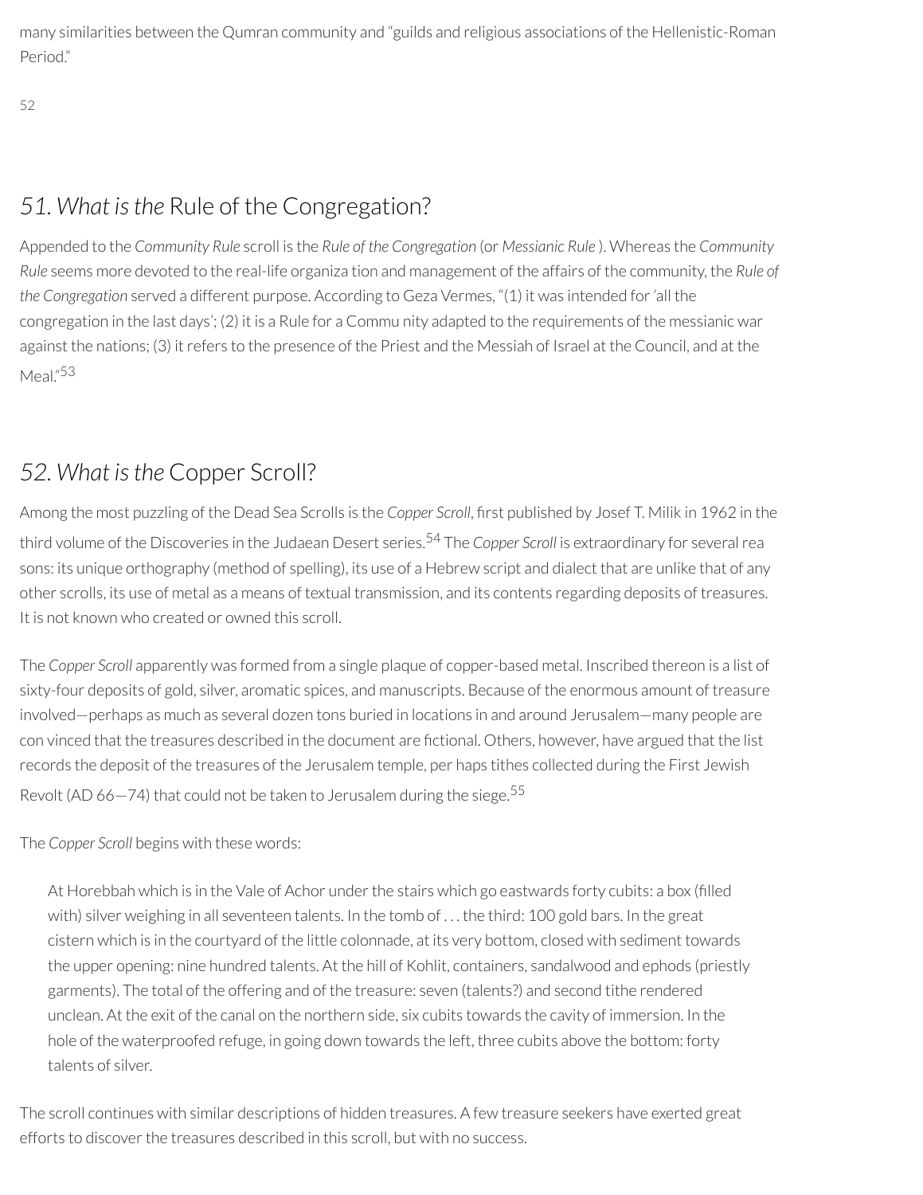many similarities between the Qumran community and "guilds and religious associations of the Hellenistic-Roman Period."

52

## *51. What is the* Rule of the Congregation?

Appended to the *Community Rule* scroll is the *Rule of the Congregation* (or *Messianic Rule* ). Whereas the *Community Rule* seems more devoted to the real-life organiza tion and management of the affairs of the community, the *Rule of the Congregation* served a different purpose. According to Geza Vermes, "(1) it was intended for 'all the congregation in the last days'; (2) it is a Rule for a Commu nity adapted to the requirements of the messianic war against the nations; (3) it refers to the presence of the Priest and the Messiah of Israel at the Council, and at the Meal."[53]

## *52. What is the* Copper Scroll?

Among the most puzzling of the Dead Sea Scrolls is the *Copper Scroll*, first published by Josef T. Milik in 1962 in the third volume of the Discoveries in the Judaean Desert series.[54] The *Copper Scroll* is extraordinary for several rea sons: its unique orthography (method of spelling), its use of a Hebrew script and dialect that are unlike that of any other scrolls, its use of metal as a means of textual transmission, and its contents regarding deposits of treasures. It is not known who created or owned this scroll.

The *Copper Scroll* apparently was formed from a single plaque of copper-based metal. Inscribed thereon is a list of sixty-four deposits of gold, silver, aromatic spices, and manuscripts. Because of the enormous amount of treasure involved—perhaps as much as several dozen tons buried in locations in and around Jerusalem—many people are con vinced that the treasures described in the document are fictional. Others, however, have argued that the list records the deposit of the treasures of the Jerusalem temple, per haps tithes collected during the First Jewish Revolt (AD 66—74) that could not be taken to Jerusalem during the siege.[55]

The *Copper Scroll* begins with these words:

> At Horebbah which is in the Vale of Achor under the stairs which go eastwards forty cubits: a box (filled with) silver weighing in all seventeen talents. In the tomb of . . . the third: 100 gold bars. In the great cistern which is in the courtyard of the little colonnade, at its very bottom, closed with sediment towards the upper opening: nine hundred talents. At the hill of Kohlit, containers, sandalwood and ephods (priestly garments). The total of the offering and of the treasure: seven (talents?) and second tithe rendered unclean. At the exit of the canal on the northern side, six cubits towards the cavity of immersion. In the hole of the waterproofed refuge, in going down towards the left, three cubits above the bottom: forty talents of silver.

The scroll continues with similar descriptions of hidden treasures. A few treasure seekers have exerted great efforts to discover the treasures described in this scroll, but with no success.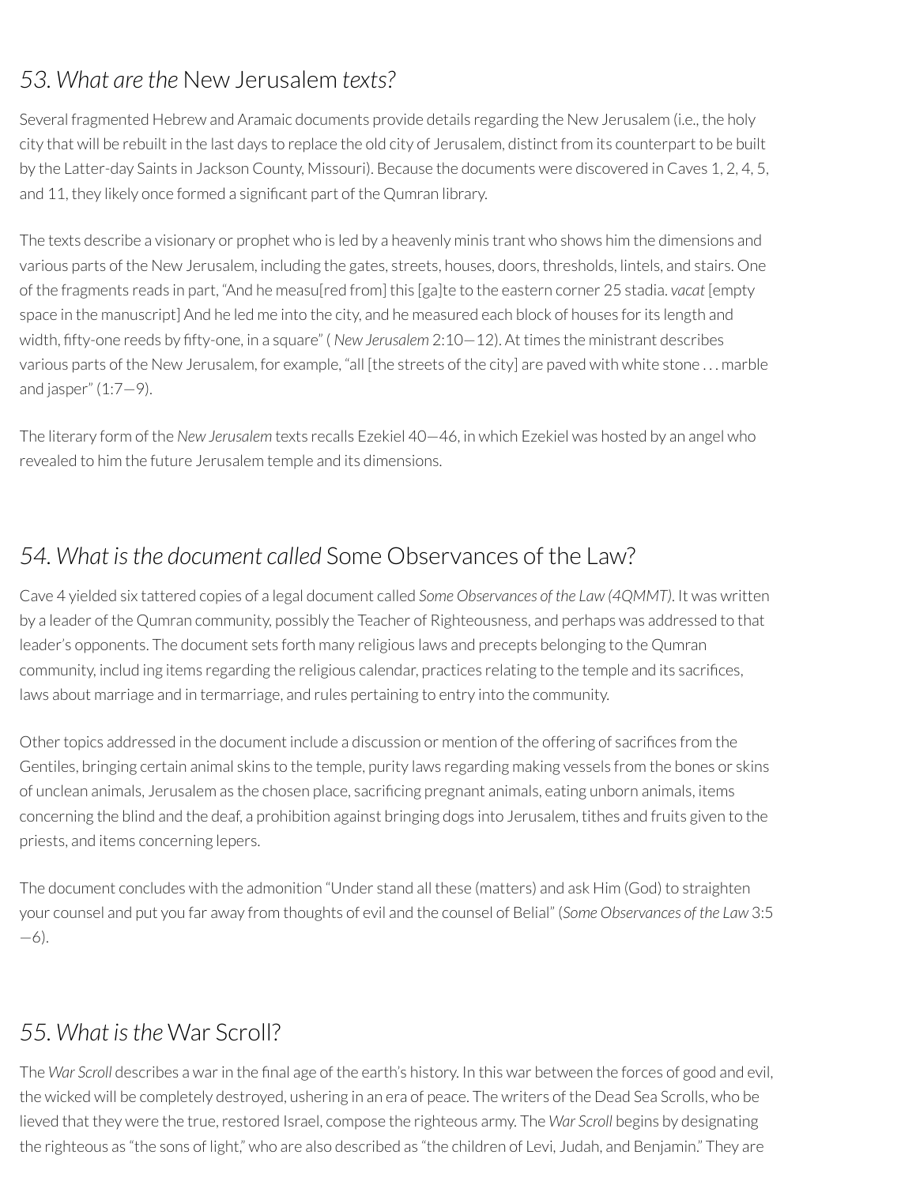## *53. What are the* New Jerusalem *texts?*

Several fragmented Hebrew and Aramaic documents provide details regarding the New Jerusalem (i.e., the holy city that will be rebuilt in the last days to replace the old city of Jerusalem, distinct from its counterpart to be built by the Latter-day Saints in Jackson County, Missouri). Because the documents were discovered in Caves 1, 2, 4, 5, and 11, they likely once formed a significant part of the Qumran library.

The texts describe a visionary or prophet who is led by a heavenly minis trant who shows him the dimensions and various parts of the New Jerusalem, including the gates, streets, houses, doors, thresholds, lintels, and stairs. One of the fragments reads in part, "And he measu[red from] this [ga]te to the eastern corner 25 stadia. *vacat* [empty space in the manuscript] And he led me into the city, and he measured each block of houses for its length and width, fifty-one reeds by fifty-one, in a square" ( *New Jerusalem* 2:10—12). At times the ministrant describes various parts of the New Jerusalem, for example, "all [the streets of the city] are paved with white stone . . . marble and jasper" (1:7—9).

The literary form of the *New Jerusalem* texts recalls Ezekiel 40—46, in which Ezekiel was hosted by an angel who revealed to him the future Jerusalem temple and its dimensions.

## *54. What is the document called* Some Observances of the Law?

Cave 4 yielded six tattered copies of a legal document called *Some Observances of the Law (4QMMT)*. It was written by a leader of the Qumran community, possibly the Teacher of Righteousness, and perhaps was addressed to that leader's opponents. The document sets forth many religious laws and precepts belonging to the Qumran community, includ ing items regarding the religious calendar, practices relating to the temple and its sacrifices, laws about marriage and in termarriage, and rules pertaining to entry into the community.

Other topics addressed in the document include a discussion or mention of the offering of sacrifices from the Gentiles, bringing certain animal skins to the temple, purity laws regarding making vessels from the bones or skins of unclean animals, Jerusalem as the chosen place, sacrificing pregnant animals, eating unborn animals, items concerning the blind and the deaf, a prohibition against bringing dogs into Jerusalem, tithes and fruits given to the priests, and items concerning lepers.

The document concludes with the admonition "Under stand all these (matters) and ask Him (God) to straighten your counsel and put you far away from thoughts of evil and the counsel of Belial" (*Some Observances of the Law* 3:5—6).

## *55. What is the* War Scroll?

The *War Scroll* describes a war in the final age of the earth's history. In this war between the forces of good and evil, the wicked will be completely destroyed, ushering in an era of peace. The writers of the Dead Sea Scrolls, who be lieved that they were the true, restored Israel, compose the righteous army. The *War Scroll* begins by designating the righteous as "the sons of light," who are also described as "the children of Levi, Judah, and Benjamin." They are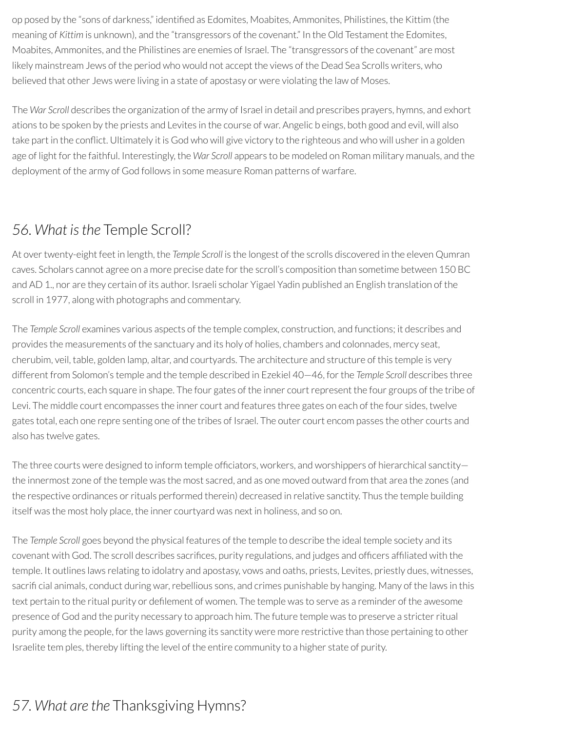opposed by the "sons of darkness," identified as Edomites, Moabites, Ammonites, Philistines, the Kittim (the meaning of *Kittim* is unknown), and the "transgressors of the covenant." In the Old Testament the Edomites, Moabites, Ammonites, and the Philistines are enemies of Israel. The "transgressors of the covenant" are most likely mainstream Jews of the period who would not accept the views of the Dead Sea Scrolls writers, who believed that other Jews were living in a state of apostasy or were violating the law of Moses.

The *War Scroll* describes the organization of the army of Israel in detail and prescribes prayers, hymns, and exhortations to be spoken by the priests and Levites in the course of war. Angelic beings, both good and evil, will also take part in the conflict. Ultimately it is God who will give victory to the righteous and who will usher in a golden age of light for the faithful. Interestingly, the *War Scroll* appears to be modeled on Roman military manuals, and the deployment of the army of God follows in some measure Roman patterns of warfare.

## *56. What is the* Temple Scroll?

At over twenty-eight feet in length, the *Temple Scroll* is the longest of the scrolls discovered in the eleven Qumran caves. Scholars cannot agree on a more precise date for the scroll's composition than sometime between 150 BC and AD 1., nor are they certain of its author. Israeli scholar Yigael Yadin published an English translation of the scroll in 1977, along with photographs and commentary.

The *Temple Scroll* examines various aspects of the temple complex, construction, and functions; it describes and provides the measurements of the sanctuary and its holy of holies, chambers and colonnades, mercy seat, cherubim, veil, table, golden lamp, altar, and courtyards. The architecture and structure of this temple is very different from Solomon's temple and the temple described in Ezekiel 40—46, for the *Temple Scroll* describes three concentric courts, each square in shape. The four gates of the inner court represent the four groups of the tribe of Levi. The middle court encompasses the inner court and features three gates on each of the four sides, twelve gates total, each one representing one of the tribes of Israel. The outer court encompasses the other courts and also has twelve gates.

The three courts were designed to inform temple officiators, workers, and worshippers of hierarchical sanctity—the innermost zone of the temple was the most sacred, and as one moved outward from that area the zones (and the respective ordinances or rituals performed therein) decreased in relative sanctity. Thus the temple building itself was the most holy place, the inner courtyard was next in holiness, and so on.

The *Temple Scroll* goes beyond the physical features of the temple to describe the ideal temple society and its covenant with God. The scroll describes sacrifices, purity regulations, and judges and officers affiliated with the temple. It outlines laws relating to idolatry and apostasy, vows and oaths, priests, Levites, priestly dues, witnesses, sacrificial animals, conduct during war, rebellious sons, and crimes punishable by hanging. Many of the laws in this text pertain to the ritual purity or defilement of women. The temple was to serve as a reminder of the awesome presence of God and the purity necessary to approach him. The future temple was to preserve a stricter ritual purity among the people, for the laws governing its sanctity were more restrictive than those pertaining to other Israelite temples, thereby lifting the level of the entire community to a higher state of purity.

## *57. What are the* Thanksgiving Hymns?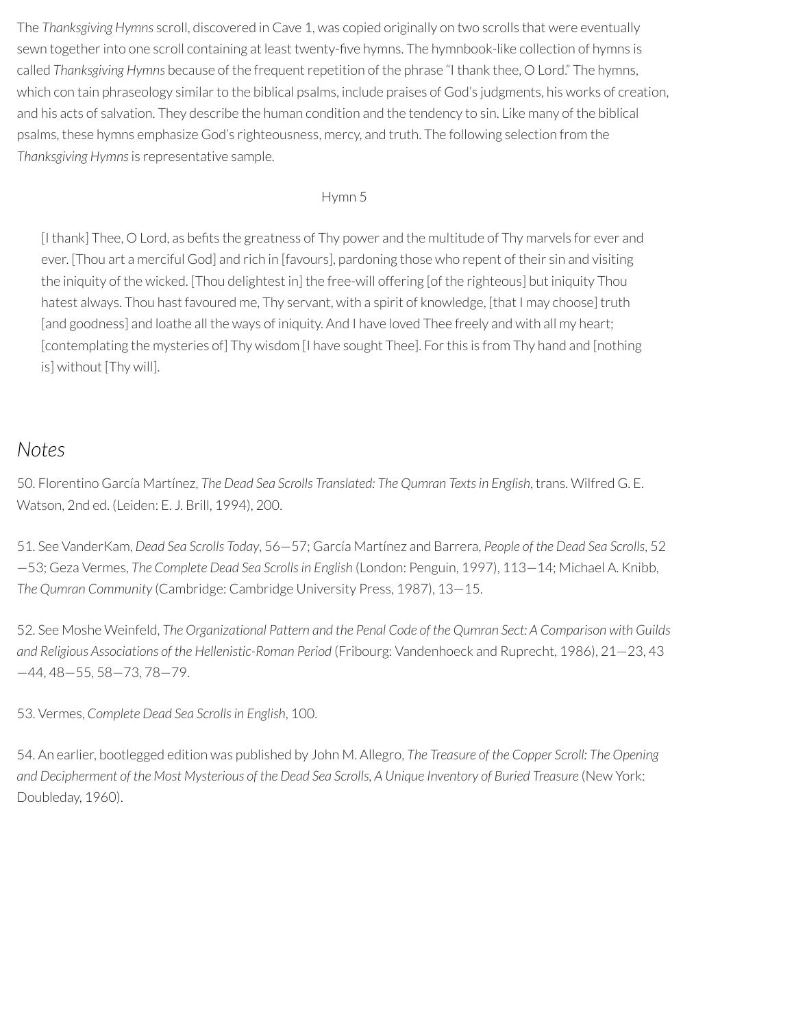The *Thanksgiving Hymns* scroll, discovered in Cave 1, was copied originally on two scrolls that were eventually sewn together into one scroll containing at least twenty-five hymns. The hymnbook-like collection of hymns is called *Thanksgiving Hymns* because of the frequent repetition of the phrase "I thank thee, O Lord." The hymns, which con tain phraseology similar to the biblical psalms, include praises of God's judgments, his works of creation, and his acts of salvation. They describe the human condition and the tendency to sin. Like many of the biblical psalms, these hymns emphasize God's righteousness, mercy, and truth. The following selection from the *Thanksgiving Hymns* is representative sample.

Hymn 5

> [I thank] Thee, O Lord, as befits the greatness of Thy power and the multitude of Thy marvels for ever and ever. [Thou art a merciful God] and rich in [favours], pardoning those who repent of their sin and visiting the iniquity of the wicked. [Thou delightest in] the free-will offering [of the righteous] but iniquity Thou hatest always. Thou hast favoured me, Thy servant, with a spirit of knowledge, [that I may choose] truth [and goodness] and loathe all the ways of iniquity. And I have loved Thee freely and with all my heart; [contemplating the mysteries of] Thy wisdom [I have sought Thee]. For this is from Thy hand and [nothing is] without [Thy will].

## *Notes*

50. Florentino García Martínez, *The Dead Sea Scrolls Translated: The Qumran Texts in English*, trans. Wilfred G. E. Watson, 2nd ed. (Leiden: E. J. Brill, 1994), 200.

51. See VanderKam, *Dead Sea Scrolls Today*, 56—57; García Martínez and Barrera, *People of the Dead Sea Scrolls*, 52—53; Geza Vermes, *The Complete Dead Sea Scrolls in English* (London: Penguin, 1997), 113—14; Michael A. Knibb, *The Qumran Community* (Cambridge: Cambridge University Press, 1987), 13—15.

52. See Moshe Weinfeld, *The Organizational Pattern and the Penal Code of the Qumran Sect: A Comparison with Guilds and Religious Associations of the Hellenistic-Roman Period* (Fribourg: Vandenhoeck and Ruprecht, 1986), 21—23, 43—44, 48—55, 58—73, 78—79.

53. Vermes, *Complete Dead Sea Scrolls in English*, 100.

54. An earlier, bootlegged edition was published by John M. Allegro, *The Treasure of the Copper Scroll: The Opening and Decipherment of the Most Mysterious of the Dead Sea Scrolls, A Unique Inventory of Buried Treasure* (New York: Doubleday, 1960).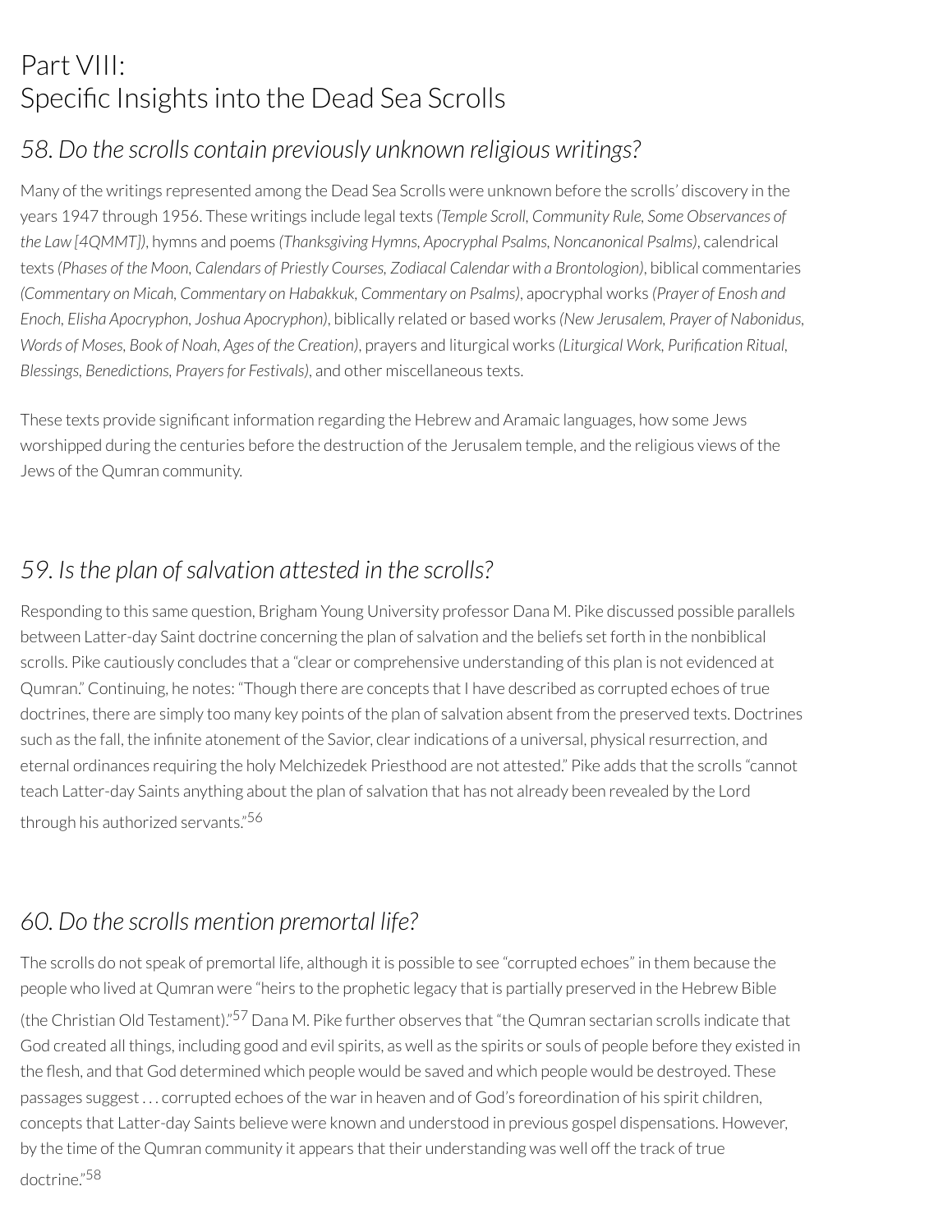# Part VIII: Specific Insights into the Dead Sea Scrolls

## *58. Do the scrolls contain previously unknown religious writings?*

Many of the writings represented among the Dead Sea Scrolls were unknown before the scrolls' discovery in the years 1947 through 1956. These writings include legal texts *(Temple Scroll, Community Rule, Some Observances of the Law [4QMMT])*, hymns and poems *(Thanksgiving Hymns, Apocryphal Psalms, Noncanonical Psalms)*, calendrical texts *(Phases of the Moon, Calendars of Priestly Courses, Zodiacal Calendar with a Brontologion)*, biblical commentaries *(Commentary on Micah, Commentary on Habakkuk, Commentary on Psalms)*, apocryphal works *(Prayer of Enosh and Enoch, Elisha Apocryphon, Joshua Apocryphon)*, biblically related or based works *(New Jerusalem, Prayer of Nabonidus, Words of Moses, Book of Noah, Ages of the Creation)*, prayers and liturgical works *(Liturgical Work, Purification Ritual, Blessings, Benedictions, Prayers for Festivals)*, and other miscellaneous texts.

These texts provide significant information regarding the Hebrew and Aramaic languages, how some Jews worshipped during the centuries before the destruction of the Jerusalem temple, and the religious views of the Jews of the Qumran community.

## *59. Is the plan of salvation attested in the scrolls?*

Responding to this same question, Brigham Young University professor Dana M. Pike discussed possible parallels between Latter-day Saint doctrine concerning the plan of salvation and the beliefs set forth in the nonbiblical scrolls. Pike cautiously concludes that a "clear or comprehensive understanding of this plan is not evidenced at Qumran." Continuing, he notes: "Though there are concepts that I have described as corrupted echoes of true doctrines, there are simply too many key points of the plan of salvation absent from the preserved texts. Doctrines such as the fall, the infinite atonement of the Savior, clear indications of a universal, physical resurrection, and eternal ordinances requiring the holy Melchizedek Priesthood are not attested." Pike adds that the scrolls "cannot teach Latter-day Saints anything about the plan of salvation that has not already been revealed by the Lord through his authorized servants."[56]

## *60. Do the scrolls mention premortal life?*

The scrolls do not speak of premortal life, although it is possible to see "corrupted echoes" in them because the people who lived at Qumran were "heirs to the prophetic legacy that is partially preserved in the Hebrew Bible (the Christian Old Testament)."[57] Dana M. Pike further observes that "the Qumran sectarian scrolls indicate that God created all things, including good and evil spirits, as well as the spirits or souls of people before they existed in the flesh, and that God determined which people would be saved and which people would be destroyed. These passages suggest . . . corrupted echoes of the war in heaven and of God's foreordination of his spirit children, concepts that Latter-day Saints believe were known and understood in previous gospel dispensations. However, by the time of the Qumran community it appears that their understanding was well off the track of true doctrine."[58]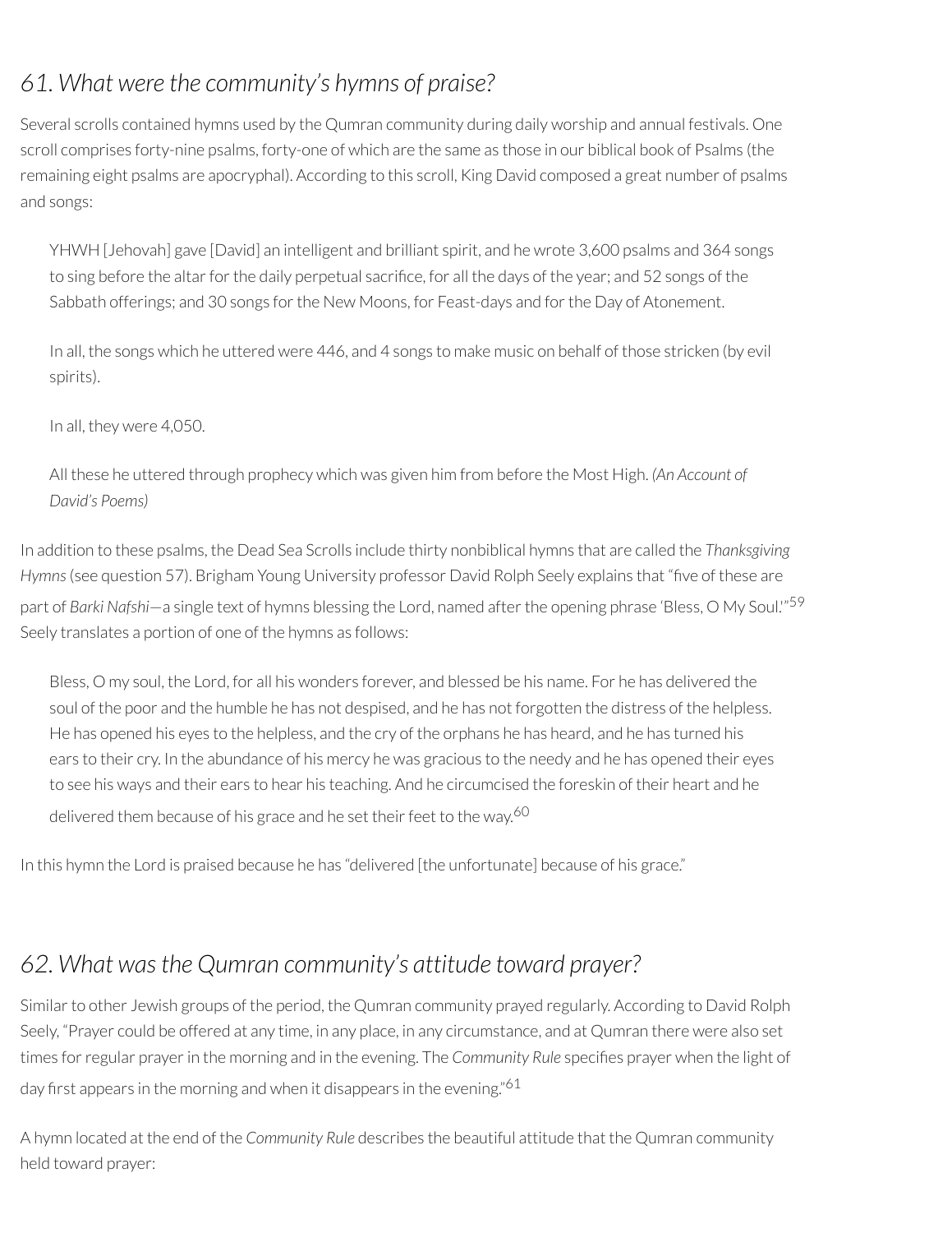## *61. What were the community's hymns of praise?*

Several scrolls contained hymns used by the Qumran community during daily worship and annual festivals. One scroll comprises forty-nine psalms, forty-one of which are the same as those in our biblical book of Psalms (the remaining eight psalms are apocryphal). According to this scroll, King David composed a great number of psalms and songs:

> YHWH [Jehovah] gave [David] an intelligent and brilliant spirit, and he wrote 3,600 psalms and 364 songs to sing before the altar for the daily perpetual sacrifice, for all the days of the year; and 52 songs of the Sabbath offerings; and 30 songs for the New Moons, for Feast-days and for the Day of Atonement.
>
> In all, the songs which he uttered were 446, and 4 songs to make music on behalf of those stricken (by evil spirits).
>
> In all, they were 4,050.
>
> All these he uttered through prophecy which was given him from before the Most High. *(An Account of David's Poems)*

In addition to these psalms, the Dead Sea Scrolls include thirty nonbiblical hymns that are called the *Thanksgiving Hymns* (see question 57). Brigham Young University professor David Rolph Seely explains that "five of these are part of *Barki Nafshi*—a single text of hymns blessing the Lord, named after the opening phrase 'Bless, O My Soul.'"[59] Seely translates a portion of one of the hymns as follows:

> Bless, O my soul, the Lord, for all his wonders forever, and blessed be his name. For he has delivered the soul of the poor and the humble he has not despised, and he has not forgotten the distress of the helpless. He has opened his eyes to the helpless, and the cry of the orphans he has heard, and he has turned his ears to their cry. In the abundance of his mercy he was gracious to the needy and he has opened their eyes to see his ways and their ears to hear his teaching. And he circumcised the foreskin of their heart and he delivered them because of his grace and he set their feet to the way.[60]

In this hymn the Lord is praised because he has "delivered [the unfortunate] because of his grace."

## *62. What was the Qumran community's attitude toward prayer?*

Similar to other Jewish groups of the period, the Qumran community prayed regularly. According to David Rolph Seely, "Prayer could be offered at any time, in any place, in any circumstance, and at Qumran there were also set times for regular prayer in the morning and in the evening. The *Community Rule* specifies prayer when the light of day first appears in the morning and when it disappears in the evening."[61]

A hymn located at the end of the *Community Rule* describes the beautiful attitude that the Qumran community held toward prayer: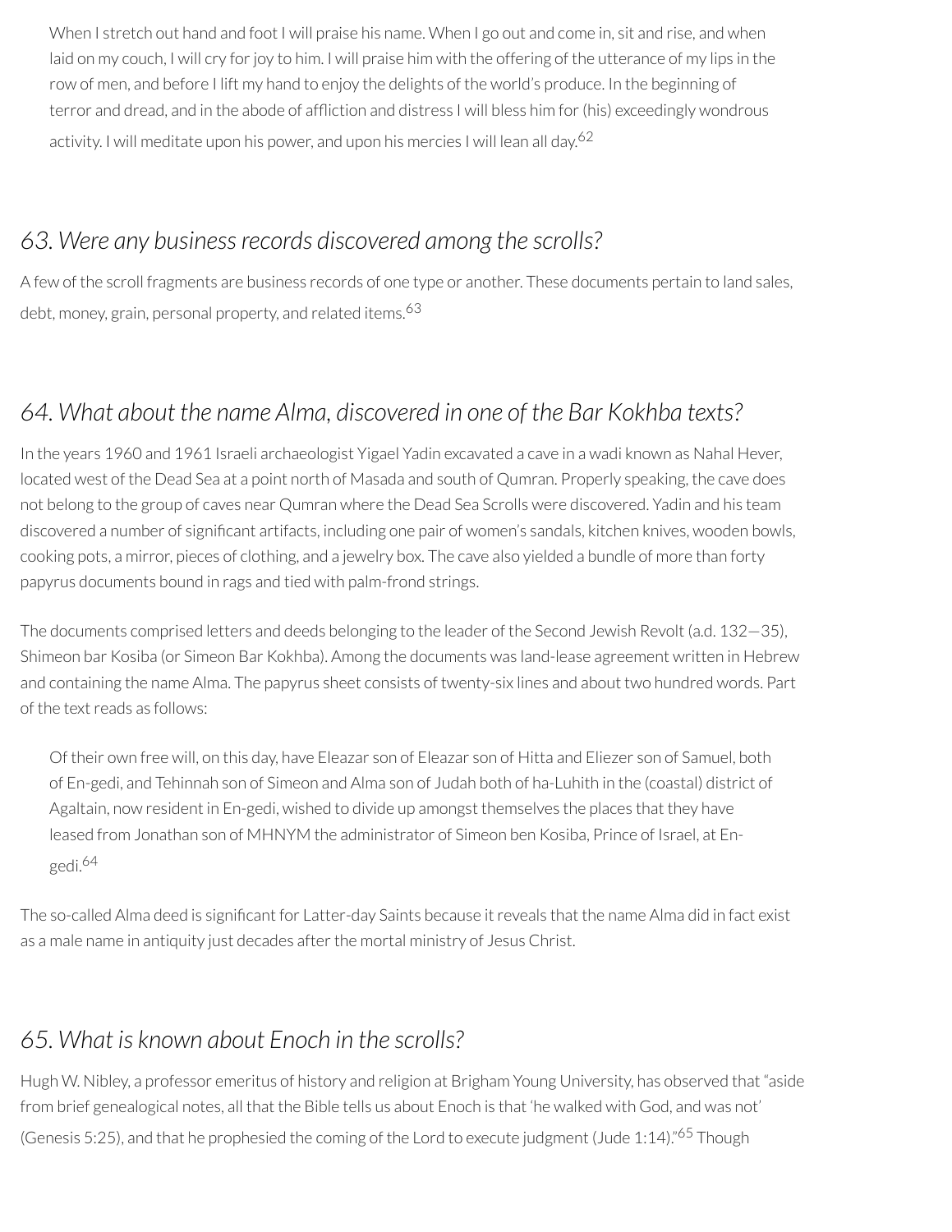> When I stretch out hand and foot I will praise his name. When I go out and come in, sit and rise, and when laid on my couch, I will cry for joy to him. I will praise him with the offering of the utterance of my lips in the row of men, and before I lift my hand to enjoy the delights of the world's produce. In the beginning of terror and dread, and in the abode of affliction and distress I will bless him for (his) exceedingly wondrous activity. I will meditate upon his power, and upon his mercies I will lean all day.[62]

## *63. Were any business records discovered among the scrolls?*

A few of the scroll fragments are business records of one type or another. These documents pertain to land sales, debt, money, grain, personal property, and related items.[63]

## *64. What about the name Alma, discovered in one of the Bar Kokhba texts?*

In the years 1960 and 1961 Israeli archaeologist Yigael Yadin excavated a cave in a wadi known as Nahal Hever, located west of the Dead Sea at a point north of Masada and south of Qumran. Properly speaking, the cave does not belong to the group of caves near Qumran where the Dead Sea Scrolls were discovered. Yadin and his team discovered a number of significant artifacts, including one pair of women's sandals, kitchen knives, wooden bowls, cooking pots, a mirror, pieces of clothing, and a jewelry box. The cave also yielded a bundle of more than forty papyrus documents bound in rags and tied with palm-frond strings.

The documents comprised letters and deeds belonging to the leader of the Second Jewish Revolt (a.d. 132—35), Shimeon bar Kosiba (or Simeon Bar Kokhba). Among the documents was land-lease agreement written in Hebrew and containing the name Alma. The papyrus sheet consists of twenty-six lines and about two hundred words. Part of the text reads as follows:

> Of their own free will, on this day, have Eleazar son of Eleazar son of Hitta and Eliezer son of Samuel, both of En-gedi, and Tehinnah son of Simeon and Alma son of Judah both of ha-Luhith in the (coastal) district of Agaltain, now resident in En-gedi, wished to divide up amongst themselves the places that they have leased from Jonathan son of MHNYM the administrator of Simeon ben Kosiba, Prince of Israel, at En-gedi.[64]

The so-called Alma deed is significant for Latter-day Saints because it reveals that the name Alma did in fact exist as a male name in antiquity just decades after the mortal ministry of Jesus Christ.

## *65. What is known about Enoch in the scrolls?*

Hugh W. Nibley, a professor emeritus of history and religion at Brigham Young University, has observed that "aside from brief genealogical notes, all that the Bible tells us about Enoch is that 'he walked with God, and was not' (Genesis 5:25), and that he prophesied the coming of the Lord to execute judgment (Jude 1:14)."[65] Though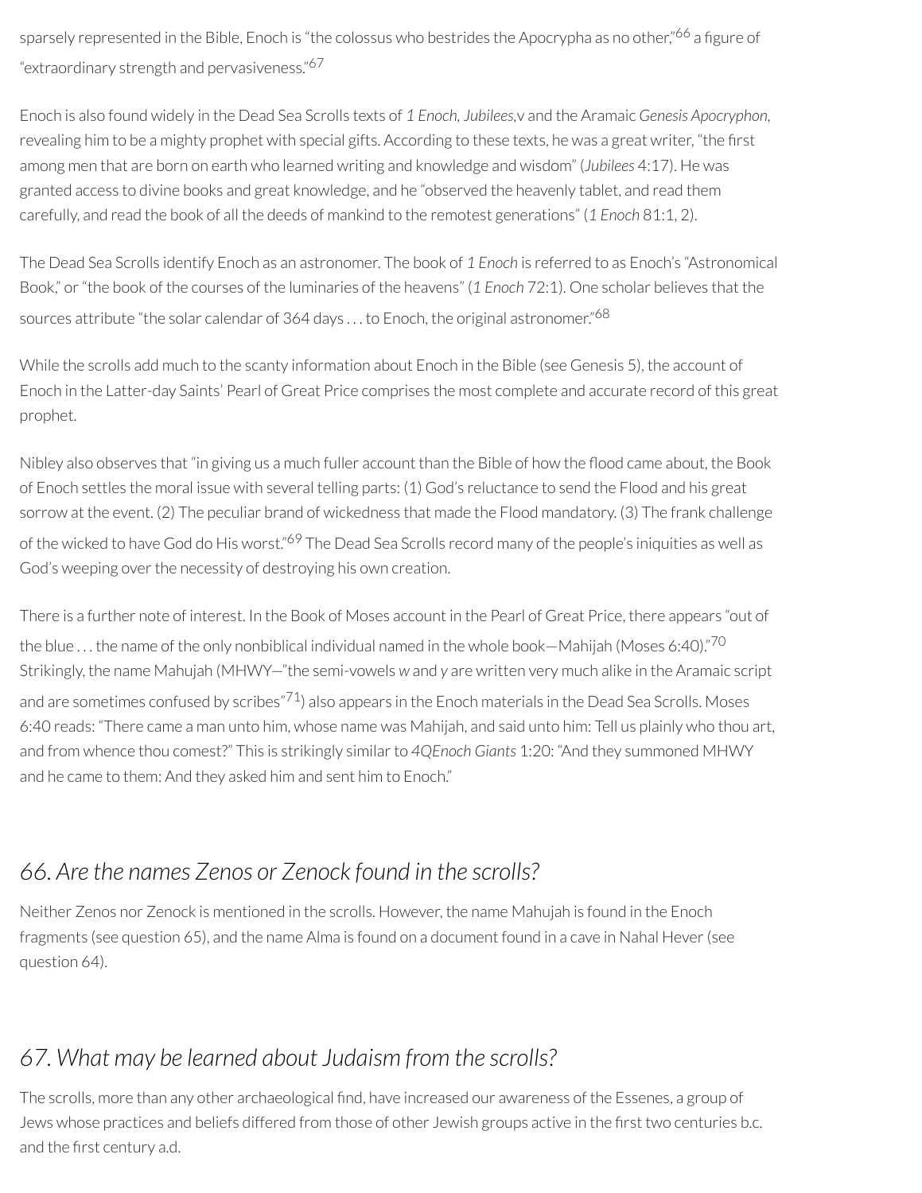sparsely represented in the Bible, Enoch is "the colossus who bestrides the Apocrypha as no other,"[66] a figure of "extraordinary strength and pervasiveness."[67]

Enoch is also found widely in the Dead Sea Scrolls texts of *1 Enoch, Jubilees*,v and the Aramaic *Genesis Apocryphon*, revealing him to be a mighty prophet with special gifts. According to these texts, he was a great writer, "the first among men that are born on earth who learned writing and knowledge and wisdom" (*Jubilees* 4:17). He was granted access to divine books and great knowledge, and he "observed the heavenly tablet, and read them carefully, and read the book of all the deeds of mankind to the remotest generations" (*1 Enoch* 81:1, 2).

The Dead Sea Scrolls identify Enoch as an astronomer. The book of *1 Enoch* is referred to as Enoch's "Astronomical Book," or "the book of the courses of the luminaries of the heavens" (*1 Enoch* 72:1). One scholar believes that the sources attribute "the solar calendar of 364 days . . . to Enoch, the original astronomer."[68]

While the scrolls add much to the scanty information about Enoch in the Bible (see Genesis 5), the account of Enoch in the Latter-day Saints' Pearl of Great Price comprises the most complete and accurate record of this great prophet.

Nibley also observes that "in giving us a much fuller account than the Bible of how the flood came about, the Book of Enoch settles the moral issue with several telling parts: (1) God's reluctance to send the Flood and his great sorrow at the event. (2) The peculiar brand of wickedness that made the Flood mandatory. (3) The frank challenge of the wicked to have God do His worst."[69] The Dead Sea Scrolls record many of the people's iniquities as well as God's weeping over the necessity of destroying his own creation.

There is a further note of interest. In the Book of Moses account in the Pearl of Great Price, there appears "out of the blue . . . the name of the only nonbiblical individual named in the whole book—Mahijah (Moses 6:40)."[70] Strikingly, the name Mahujah (MHWY—"the semi-vowels *w* and *y* are written very much alike in the Aramaic script and are sometimes confused by scribes"[71]) also appears in the Enoch materials in the Dead Sea Scrolls. Moses 6:40 reads: "There came a man unto him, whose name was Mahijah, and said unto him: Tell us plainly who thou art, and from whence thou comest?" This is strikingly similar to *4QEnoch Giants* 1:20: "And they summoned MHWY and he came to them: And they asked him and sent him to Enoch."

## *66. Are the names Zenos or Zenock found in the scrolls?*

Neither Zenos nor Zenock is mentioned in the scrolls. However, the name Mahujah is found in the Enoch fragments (see question 65), and the name Alma is found on a document found in a cave in Nahal Hever (see question 64).

## *67. What may be learned about Judaism from the scrolls?*

The scrolls, more than any other archaeological find, have increased our awareness of the Essenes, a group of Jews whose practices and beliefs differed from those of other Jewish groups active in the first two centuries b.c. and the first century a.d.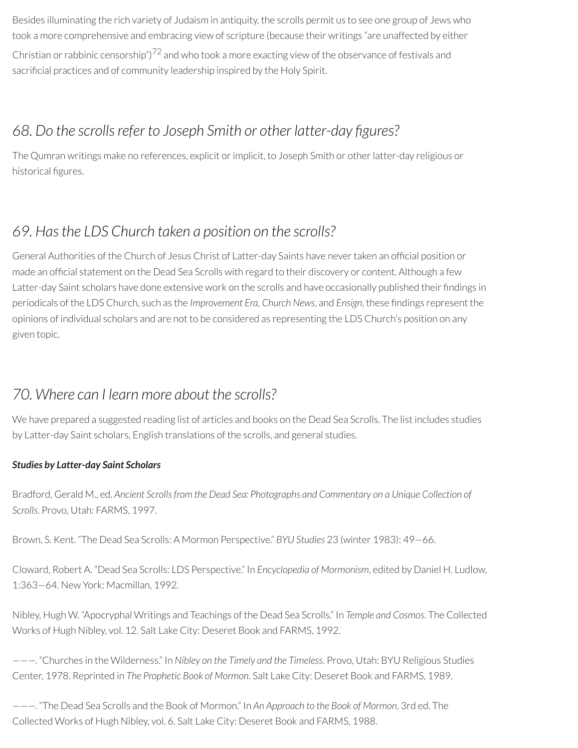Besides illuminating the rich variety of Judaism in antiquity, the scrolls permit us to see one group of Jews who took a more comprehensive and embracing view of scripture (because their writings "are unaffected by either Christian or rabbinic censorship")[72] and who took a more exacting view of the observance of festivals and sacrificial practices and of community leadership inspired by the Holy Spirit.

## *68. Do the scrolls refer to Joseph Smith or other latter-day figures?*

The Qumran writings make no references, explicit or implicit, to Joseph Smith or other latter-day religious or historical figures.

## *69. Has the LDS Church taken a position on the scrolls?*

General Authorities of the Church of Jesus Christ of Latter-day Saints have never taken an official position or made an official statement on the Dead Sea Scrolls with regard to their discovery or content. Although a few Latter-day Saint scholars have done extensive work on the scrolls and have occasionally published their findings in periodicals of the LDS Church, such as the *Improvement Era*, *Church News*, and *Ensign*, these findings represent the opinions of individual scholars and are not to be considered as representing the LDS Church's position on any given topic.

## *70. Where can I learn more about the scrolls?*

We have prepared a suggested reading list of articles and books on the Dead Sea Scrolls. The list includes studies by Latter-day Saint scholars, English translations of the scrolls, and general studies.

***Studies by Latter-day Saint Scholars***

Bradford, Gerald M., ed. *Ancient Scrolls from the Dead Sea: Photographs and Commentary on a Unique Collection of Scrolls*. Provo, Utah: FARMS, 1997.

Brown, S. Kent. "The Dead Sea Scrolls: A Mormon Perspective." *BYU Studies* 23 (winter 1983): 49—66.

Cloward, Robert A. "Dead Sea Scrolls: LDS Perspective." In *Encyclopedia of Mormonism*, edited by Daniel H. Ludlow, 1:363—64. New York: Macmillan, 1992.

Nibley, Hugh W. "Apocryphal Writings and Teachings of the Dead Sea Scrolls." In *Temple and Cosmos*. The Collected Works of Hugh Nibley, vol. 12. Salt Lake City: Deseret Book and FARMS, 1992.

———. "Churches in the Wilderness." In *Nibley on the Timely and the Timeless*. Provo, Utah: BYU Religious Studies Center, 1978. Reprinted in *The Prophetic Book of Mormon*. Salt Lake City: Deseret Book and FARMS, 1989.

———. "The Dead Sea Scrolls and the Book of Mormon." In *An Approach to the Book of Mormon*, 3rd ed. The Collected Works of Hugh Nibley, vol. 6. Salt Lake City: Deseret Book and FARMS, 1988.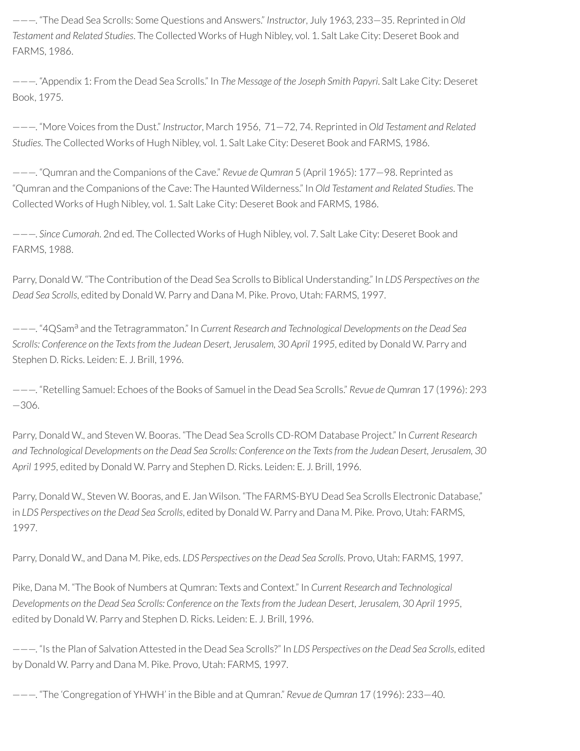———. "The Dead Sea Scrolls: Some Questions and Answers." *Instructor*, July 1963, 233—35. Reprinted in *Old Testament and Related Studies*. The Collected Works of Hugh Nibley, vol. 1. Salt Lake City: Deseret Book and FARMS, 1986.

———. "Appendix 1: From the Dead Sea Scrolls." In *The Message of the Joseph Smith Papyri*. Salt Lake City: Deseret Book, 1975.

———. "More Voices from the Dust." *Instructor*, March 1956, 71—72, 74. Reprinted in *Old Testament and Related Studies*. The Collected Works of Hugh Nibley, vol. 1. Salt Lake City: Deseret Book and FARMS, 1986.

———. "Qumran and the Companions of the Cave." *Revue de Qumran* 5 (April 1965): 177—98. Reprinted as "Qumran and the Companions of the Cave: The Haunted Wilderness." In *Old Testament and Related Studies*. The Collected Works of Hugh Nibley, vol. 1. Salt Lake City: Deseret Book and FARMS, 1986.

———. *Since Cumorah*. 2nd ed. The Collected Works of Hugh Nibley, vol. 7. Salt Lake City: Deseret Book and FARMS, 1988.

Parry, Donald W. "The Contribution of the Dead Sea Scrolls to Biblical Understanding." In *LDS Perspectives on the Dead Sea Scrolls*, edited by Donald W. Parry and Dana M. Pike. Provo, Utah: FARMS, 1997.

———. "4QSam[a] and the Tetragrammaton." In *Current Research and Technological Developments on the Dead Sea Scrolls: Conference on the Texts from the Judean Desert, Jerusalem, 30 April 1995*, edited by Donald W. Parry and Stephen D. Ricks. Leiden: E. J. Brill, 1996.

———. "Retelling Samuel: Echoes of the Books of Samuel in the Dead Sea Scrolls." *Revue de Qumran* 17 (1996): 293—306.

Parry, Donald W., and Steven W. Booras. "The Dead Sea Scrolls CD-ROM Database Project." In *Current Research and Technological Developments on the Dead Sea Scrolls: Conference on the Texts from the Judean Desert, Jerusalem, 30 April 1995*, edited by Donald W. Parry and Stephen D. Ricks. Leiden: E. J. Brill, 1996.

Parry, Donald W., Steven W. Booras, and E. Jan Wilson. "The FARMS-BYU Dead Sea Scrolls Electronic Database," in *LDS Perspectives on the Dead Sea Scrolls*, edited by Donald W. Parry and Dana M. Pike. Provo, Utah: FARMS, 1997.

Parry, Donald W., and Dana M. Pike, eds. *LDS Perspectives on the Dead Sea Scrolls*. Provo, Utah: FARMS, 1997.

Pike, Dana M. "The Book of Numbers at Qumran: Texts and Context." In *Current Research and Technological Developments on the Dead Sea Scrolls: Conference on the Texts from the Judean Desert, Jerusalem, 30 April 1995*, edited by Donald W. Parry and Stephen D. Ricks. Leiden: E. J. Brill, 1996.

———. "Is the Plan of Salvation Attested in the Dead Sea Scrolls?" In *LDS Perspectives on the Dead Sea Scrolls*, edited by Donald W. Parry and Dana M. Pike. Provo, Utah: FARMS, 1997.

———. "The 'Congregation of YHWH' in the Bible and at Qumran." *Revue de Qumran* 17 (1996): 233—40.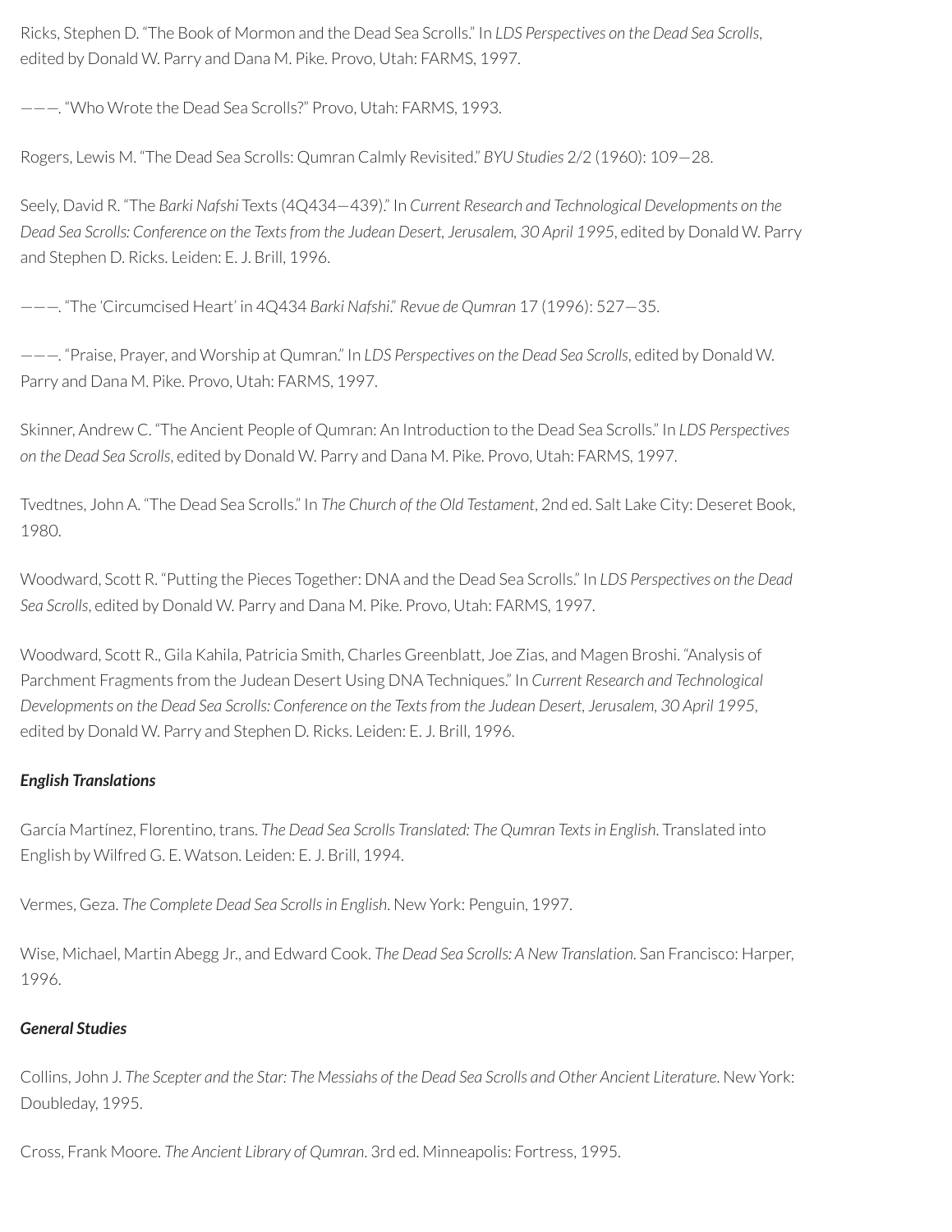Ricks, Stephen D. "The Book of Mormon and the Dead Sea Scrolls." In *LDS Perspectives on the Dead Sea Scrolls*, edited by Donald W. Parry and Dana M. Pike. Provo, Utah: FARMS, 1997.

———. "Who Wrote the Dead Sea Scrolls?" Provo, Utah: FARMS, 1993.

Rogers, Lewis M. "The Dead Sea Scrolls: Qumran Calmly Revisited." *BYU Studies* 2/2 (1960): 109—28.

Seely, David R. "The *Barki Nafshi* Texts (4Q434—439)." In *Current Research and Technological Developments on the Dead Sea Scrolls: Conference on the Texts from the Judean Desert, Jerusalem, 30 April 1995*, edited by Donald W. Parry and Stephen D. Ricks. Leiden: E. J. Brill, 1996.

———. "The 'Circumcised Heart' in 4Q434 *Barki Nafshi*." *Revue de Qumran* 17 (1996): 527—35.

———. "Praise, Prayer, and Worship at Qumran." In *LDS Perspectives on the Dead Sea Scrolls*, edited by Donald W. Parry and Dana M. Pike. Provo, Utah: FARMS, 1997.

Skinner, Andrew C. "The Ancient People of Qumran: An Introduction to the Dead Sea Scrolls." In *LDS Perspectives on the Dead Sea Scrolls*, edited by Donald W. Parry and Dana M. Pike. Provo, Utah: FARMS, 1997.

Tvedtnes, John A. "The Dead Sea Scrolls." In *The Church of the Old Testament*, 2nd ed. Salt Lake City: Deseret Book, 1980.

Woodward, Scott R. "Putting the Pieces Together: DNA and the Dead Sea Scrolls." In *LDS Perspectives on the Dead Sea Scrolls*, edited by Donald W. Parry and Dana M. Pike. Provo, Utah: FARMS, 1997.

Woodward, Scott R., Gila Kahila, Patricia Smith, Charles Greenblatt, Joe Zias, and Magen Broshi. "Analysis of Parchment Fragments from the Judean Desert Using DNA Techniques." In *Current Research and Technological Developments on the Dead Sea Scrolls: Conference on the Texts from the Judean Desert, Jerusalem, 30 April 1995*, edited by Donald W. Parry and Stephen D. Ricks. Leiden: E. J. Brill, 1996.

***English Translations***

García Martínez, Florentino, trans. *The Dead Sea Scrolls Translated: The Qumran Texts in English*. Translated into English by Wilfred G. E. Watson. Leiden: E. J. Brill, 1994.

Vermes, Geza. *The Complete Dead Sea Scrolls in English*. New York: Penguin, 1997.

Wise, Michael, Martin Abegg Jr., and Edward Cook. *The Dead Sea Scrolls: A New Translation*. San Francisco: Harper, 1996.

***General Studies***

Collins, John J. *The Scepter and the Star: The Messiahs of the Dead Sea Scrolls and Other Ancient Literature*. New York: Doubleday, 1995.

Cross, Frank Moore. *The Ancient Library of Qumran*. 3rd ed. Minneapolis: Fortress, 1995.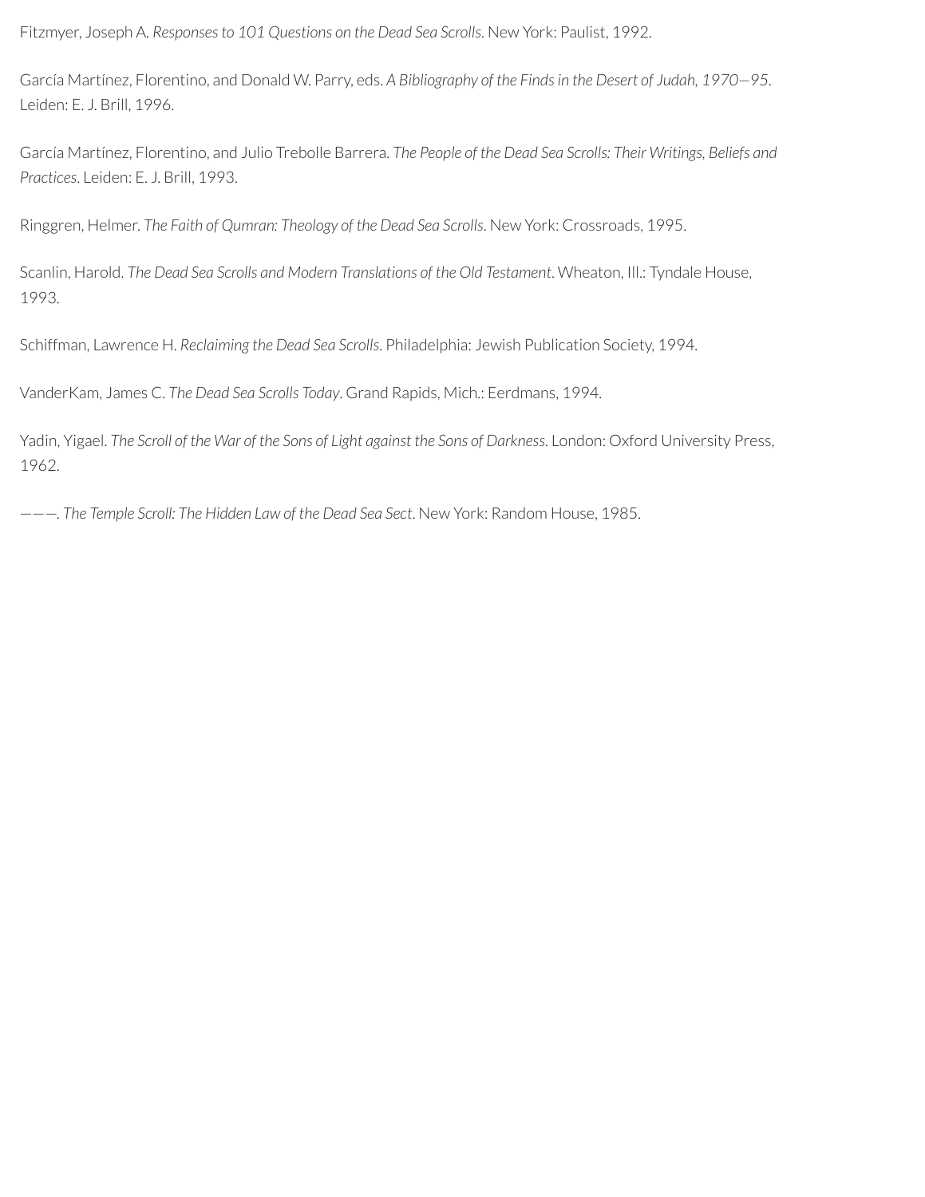Fitzmyer, Joseph A. *Responses to 101 Questions on the Dead Sea Scrolls*. New York: Paulist, 1992.

García Martínez, Florentino, and Donald W. Parry, eds. *A Bibliography of the Finds in the Desert of Judah, 1970—95*. Leiden: E. J. Brill, 1996.

García Martínez, Florentino, and Julio Trebolle Barrera. *The People of the Dead Sea Scrolls: Their Writings, Beliefs and Practices*. Leiden: E. J. Brill, 1993.

Ringgren, Helmer. *The Faith of Qumran: Theology of the Dead Sea Scrolls*. New York: Crossroads, 1995.

Scanlin, Harold. *The Dead Sea Scrolls and Modern Translations of the Old Testament*. Wheaton, Ill.: Tyndale House, 1993.

Schiffman, Lawrence H. *Reclaiming the Dead Sea Scrolls*. Philadelphia: Jewish Publication Society, 1994.

VanderKam, James C. *The Dead Sea Scrolls Today*. Grand Rapids, Mich.: Eerdmans, 1994.

Yadin, Yigael. *The Scroll of the War of the Sons of Light against the Sons of Darkness*. London: Oxford University Press, 1962.

———. *The Temple Scroll: The Hidden Law of the Dead Sea Sect*. New York: Random House, 1985.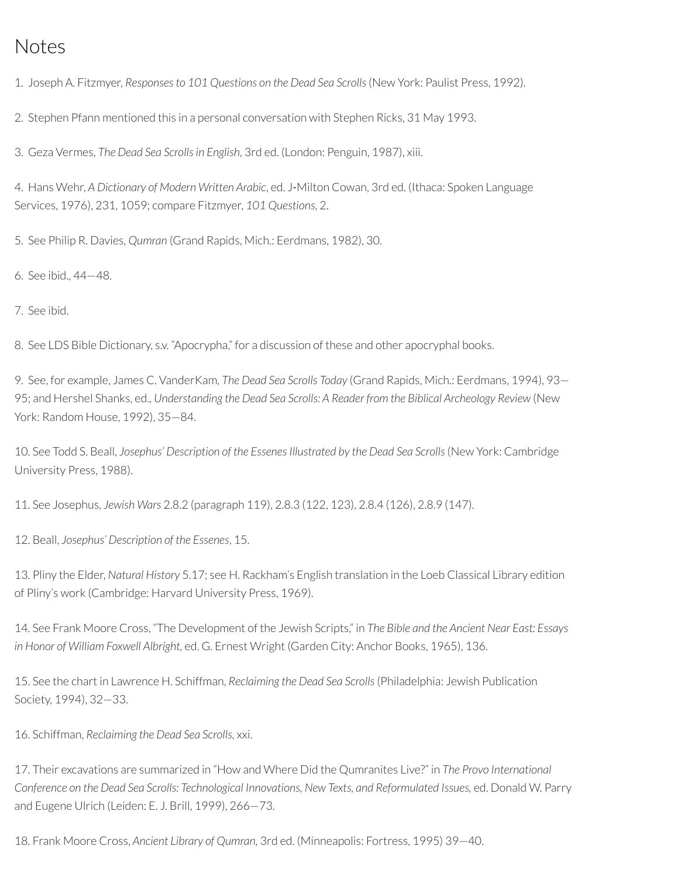# Notes

1. Joseph A. Fitzmyer, *Responses to 101 Questions on the Dead Sea Scrolls* (New York: Paulist Press, 1992).

2. Stephen Pfann mentioned this in a personal conversation with Stephen Ricks, 31 May 1993.

3. Geza Vermes, *The Dead Sea Scrolls in English*, 3rd ed. (London: Penguin, 1987), xiii.

4. Hans Wehr, *A Dictionary of Modern Written Arabic*, ed. J-Milton Cowan, 3rd ed. (Ithaca: Spoken Language Services, 1976), 231, 1059; compare Fitzmyer, *101 Questions*, 2.

5. See Philip R. Davies, *Qumran* (Grand Rapids, Mich.: Eerdmans, 1982), 30.

6. See ibid., 44—48.

7. See ibid.

8. See LDS Bible Dictionary, s.v. "Apocrypha," for a discussion of these and other apocryphal books.

9. See, for example, James C. VanderKam, *The Dead Sea Scrolls Today* (Grand Rapids, Mich.: Eerdmans, 1994), 93—95; and Hershel Shanks, ed., *Understanding the Dead Sea Scrolls: A Reader from the Biblical Archeology Review* (New York: Random House, 1992), 35—84.

10. See Todd S. Beall, *Josephus' Description of the Essenes Illustrated by the Dead Sea Scrolls* (New York: Cambridge University Press, 1988).

11. See Josephus, *Jewish Wars* 2.8.2 (paragraph 119), 2.8.3 (122, 123), 2.8.4 (126), 2.8.9 (147).

12. Beall, *Josephus' Description of the Essenes*, 15.

13. Pliny the Elder, *Natural History* 5.17; see H. Rackham's English translation in the Loeb Classical Library edition of Pliny's work (Cambridge: Harvard University Press, 1969).

14. See Frank Moore Cross, "The Development of the Jewish Scripts," in *The Bible and the Ancient Near East: Essays in Honor of William Foxwell Albright*, ed. G. Ernest Wright (Garden City: Anchor Books, 1965), 136.

15. See the chart in Lawrence H. Schiffman, *Reclaiming the Dead Sea Scrolls* (Philadelphia: Jewish Publication Society, 1994), 32—33.

16. Schiffman, *Reclaiming the Dead Sea Scrolls*, xxi.

17. Their excavations are summarized in "How and Where Did the Qumranites Live?" in *The Provo International Conference on the Dead Sea Scrolls: Technological Innovations, New Texts, and Reformulated Issues*, ed. Donald W. Parry and Eugene Ulrich (Leiden: E. J. Brill, 1999), 266—73.

18. Frank Moore Cross, *Ancient Library of Qumran*, 3rd ed. (Minneapolis: Fortress, 1995) 39—40.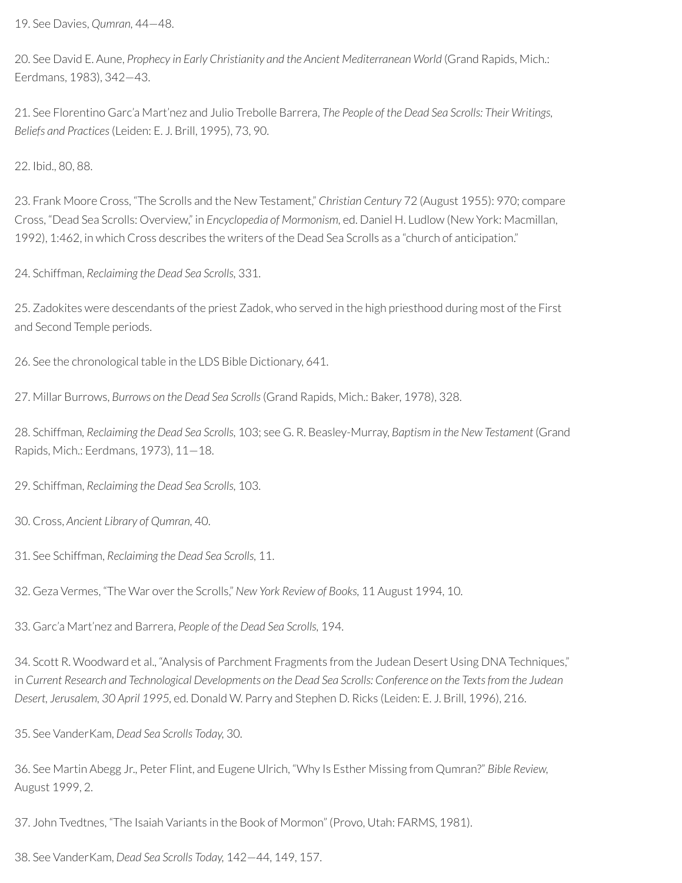19. See Davies, *Qumran,* 44—48.

20. See David E. Aune, *Prophecy in Early Christianity and the Ancient Mediterranean World* (Grand Rapids, Mich.: Eerdmans, 1983), 342—43.

21. See Florentino Garc'a Mart'nez and Julio Trebolle Barrera, *The People of the Dead Sea Scrolls: Their Writings, Beliefs and Practices* (Leiden: E. J. Brill, 1995), 73, 90.

22. Ibid., 80, 88.

23. Frank Moore Cross, "The Scrolls and the New Testament," *Christian Century* 72 (August 1955): 970; compare Cross, "Dead Sea Scrolls: Overview," in *Encyclopedia of Mormonism,* ed. Daniel H. Ludlow (New York: Macmillan, 1992), 1:462, in which Cross describes the writers of the Dead Sea Scrolls as a "church of anticipation."

24. Schiffman, *Reclaiming the Dead Sea Scrolls,* 331.

25. Zadokites were descendants of the priest Zadok, who served in the high priesthood during most of the First and Second Temple periods.

26. See the chronological table in the LDS Bible Dictionary, 641.

27. Millar Burrows, *Burrows on the Dead Sea Scrolls* (Grand Rapids, Mich.: Baker, 1978), 328.

28. Schiffman, *Reclaiming the Dead Sea Scrolls,* 103; see G. R. Beasley-Murray, *Baptism in the New Testament* (Grand Rapids, Mich.: Eerdmans, 1973), 11—18.

29. Schiffman, *Reclaiming the Dead Sea Scrolls,* 103.

30. Cross, *Ancient Library of Qumran,* 40.

31. See Schiffman, *Reclaiming the Dead Sea Scrolls,* 11.

32. Geza Vermes, "The War over the Scrolls," *New York Review of Books,* 11 August 1994, 10.

33. Garc'a Mart'nez and Barrera, *People of the Dead Sea Scrolls,* 194.

34. Scott R. Woodward et al., "Analysis of Parchment Fragments from the Judean Desert Using DNA Techniques," in *Current Research and Technological Developments on the Dead Sea Scrolls: Conference on the Texts from the Judean Desert, Jerusalem, 30 April 1995,* ed. Donald W. Parry and Stephen D. Ricks (Leiden: E. J. Brill, 1996), 216.

35. See VanderKam, *Dead Sea Scrolls Today,* 30.

36. See Martin Abegg Jr., Peter Flint, and Eugene Ulrich, "Why Is Esther Missing from Qumran?" *Bible Review,* August 1999, 2.

37. John Tvedtnes, "The Isaiah Variants in the Book of Mormon" (Provo, Utah: FARMS, 1981).

38. See VanderKam, *Dead Sea Scrolls Today,* 142—44, 149, 157.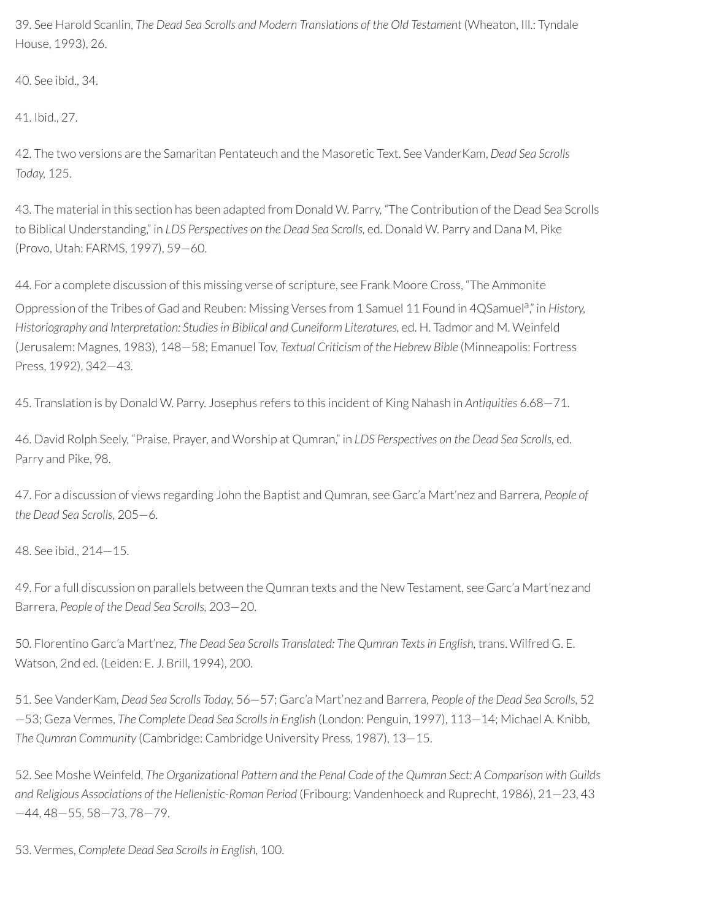39. See Harold Scanlin, *The Dead Sea Scrolls and Modern Translations of the Old Testament* (Wheaton, Ill.: Tyndale House, 1993), 26.

40. See ibid., 34.

41. Ibid., 27.

42. The two versions are the Samaritan Pentateuch and the Masoretic Text. See VanderKam, *Dead Sea Scrolls Today,* 125.

43. The material in this section has been adapted from Donald W. Parry, "The Contribution of the Dead Sea Scrolls to Biblical Understanding," in *LDS Perspectives on the Dead Sea Scrolls,* ed. Donald W. Parry and Dana M. Pike (Provo, Utah: FARMS, 1997), 59—60.

44. For a complete discussion of this missing verse of scripture, see Frank Moore Cross, "The Ammonite Oppression of the Tribes of Gad and Reuben: Missing Verses from 1 Samuel 11 Found in 4QSamuel[a]," in *History, Historiography and Interpretation: Studies in Biblical and Cuneiform Literatures,* ed. H. Tadmor and M. Weinfeld (Jerusalem: Magnes, 1983), 148—58; Emanuel Tov, *Textual Criticism of the Hebrew Bible* (Minneapolis: Fortress Press, 1992), 342—43.

45. Translation is by Donald W. Parry. Josephus refers to this incident of King Nahash in *Antiquities* 6.68—71.

46. David Rolph Seely, "Praise, Prayer, and Worship at Qumran," in *LDS Perspectives on the Dead Sea Scrolls,* ed. Parry and Pike, 98.

47. For a discussion of views regarding John the Baptist and Qumran, see Garc'a Mart'nez and Barrera, *People of the Dead Sea Scrolls,* 205—6.

48. See ibid., 214—15.

49. For a full discussion on parallels between the Qumran texts and the New Testament, see Garc'a Mart'nez and Barrera, *People of the Dead Sea Scrolls,* 203—20.

50. Florentino Garc'a Mart'nez, *The Dead Sea Scrolls Translated: The Qumran Texts in English,* trans. Wilfred G. E. Watson, 2nd ed. (Leiden: E. J. Brill, 1994), 200.

51. See VanderKam, *Dead Sea Scrolls Today,* 56—57; Garc'a Mart'nez and Barrera, *People of the Dead Sea Scrolls,* 52—53; Geza Vermes, *The Complete Dead Sea Scrolls in English* (London: Penguin, 1997), 113—14; Michael A. Knibb, *The Qumran Community* (Cambridge: Cambridge University Press, 1987), 13—15.

52. See Moshe Weinfeld, *The Organizational Pattern and the Penal Code of the Qumran Sect: A Comparison with Guilds and Religious Associations of the Hellenistic-Roman Period* (Fribourg: Vandenhoeck and Ruprecht, 1986), 21—23, 43—44, 48—55, 58—73, 78—79.

53. Vermes, *Complete Dead Sea Scrolls in English,* 100.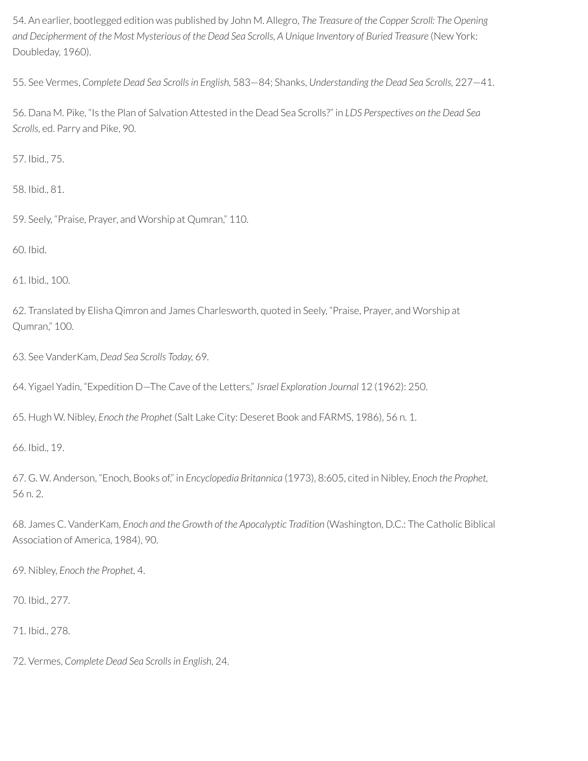54. An earlier, bootlegged edition was published by John M. Allegro, *The Treasure of the Copper Scroll: The Opening and Decipherment of the Most Mysterious of the Dead Sea Scrolls, A Unique Inventory of Buried Treasure* (New York: Doubleday, 1960).

55. See Vermes, *Complete Dead Sea Scrolls in English,* 583—84; Shanks, *Understanding the Dead Sea Scrolls,* 227—41.

56. Dana M. Pike, "Is the Plan of Salvation Attested in the Dead Sea Scrolls?" in *LDS Perspectives on the Dead Sea Scrolls,* ed. Parry and Pike, 90.

57. Ibid., 75.

58. Ibid., 81.

59. Seely, "Praise, Prayer, and Worship at Qumran," 110.

60. Ibid.

61. Ibid., 100.

62. Translated by Elisha Qimron and James Charlesworth, quoted in Seely, "Praise, Prayer, and Worship at Qumran," 100.

63. See VanderKam, *Dead Sea Scrolls Today,* 69.

64. Yigael Yadin, "Expedition D—The Cave of the Letters," *Israel Exploration Journal* 12 (1962): 250.

65. Hugh W. Nibley, *Enoch the Prophet* (Salt Lake City: Deseret Book and FARMS, 1986), 56 n. 1.

66. Ibid., 19.

67. G. W. Anderson, "Enoch, Books of," in *Encyclopedia Britannica* (1973), 8:605, cited in Nibley, *Enoch the Prophet,* 56 n. 2.

68. James C. VanderKam, *Enoch and the Growth of the Apocalyptic Tradition* (Washington, D.C.: The Catholic Biblical Association of America, 1984), 90.

69. Nibley, *Enoch the Prophet,* 4.

70. Ibid., 277.

71. Ibid., 278.

72. Vermes, *Complete Dead Sea Scrolls in English,* 24.